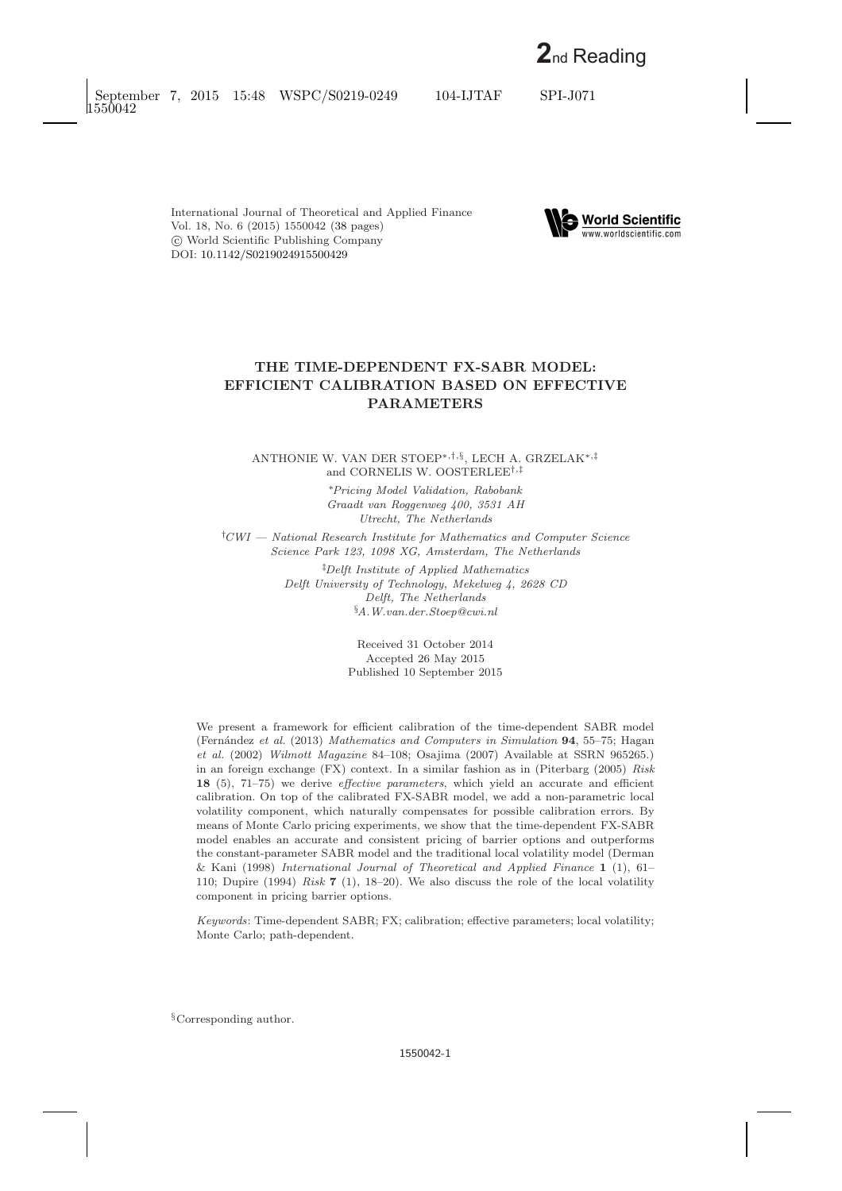International Journal of Theoretical and Applied Finance
Vol. 18, No. 6 (2015) 1550042 (38 pages)
© World Scientific Publishing Company
DOI: 10.1142/S0219024915500429

# THE TIME-DEPENDENT FX-SABR MODEL: EFFICIENT CALIBRATION BASED ON EFFECTIVE PARAMETERS

ANTHONIE W. VAN DER STOEP[*,†,§], LECH A. GRZELAK[*,‡] and CORNELIS W. OOSTERLEE[†,‡]

[*]*Pricing Model Validation, Rabobank*
*Graadt van Roggenweg 400, 3531 AH*
*Utrecht, The Netherlands*

[†]*CWI — National Research Institute for Mathematics and Computer Science*
*Science Park 123, 1098 XG, Amsterdam, The Netherlands*

[‡]*Delft Institute of Applied Mathematics*
*Delft University of Technology, Mekelweg 4, 2628 CD*
*Delft, The Netherlands*
[§]*A.W.van.der.Stoep@cwi.nl*

Received 31 October 2014
Accepted 26 May 2015
Published 10 September 2015

We present a framework for efficient calibration of the time-dependent SABR model (Fernández *et al.* (2013) *Mathematics and Computers in Simulation* **94**, 55–75; Hagan *et al.* (2002) *Wilmott Magazine* 84–108; Osajima (2007) Available at SSRN 965265.) in an foreign exchange (FX) context. In a similar fashion as in (Piterbarg (2005) *Risk* **18** (5), 71–75) we derive *effective parameters*, which yield an accurate and efficient calibration. On top of the calibrated FX-SABR model, we add a non-parametric local volatility component, which naturally compensates for possible calibration errors. By means of Monte Carlo pricing experiments, we show that the time-dependent FX-SABR model enables an accurate and consistent pricing of barrier options and outperforms the constant-parameter SABR model and the traditional local volatility model (Derman & Kani (1998) *International Journal of Theoretical and Applied Finance* **1** (1), 61–110; Dupire (1994) *Risk* **7** (1), 18–20). We also discuss the role of the local volatility component in pricing barrier options.

*Keywords*: Time-dependent SABR; FX; calibration; effective parameters; local volatility; Monte Carlo; path-dependent.

[§]Corresponding author.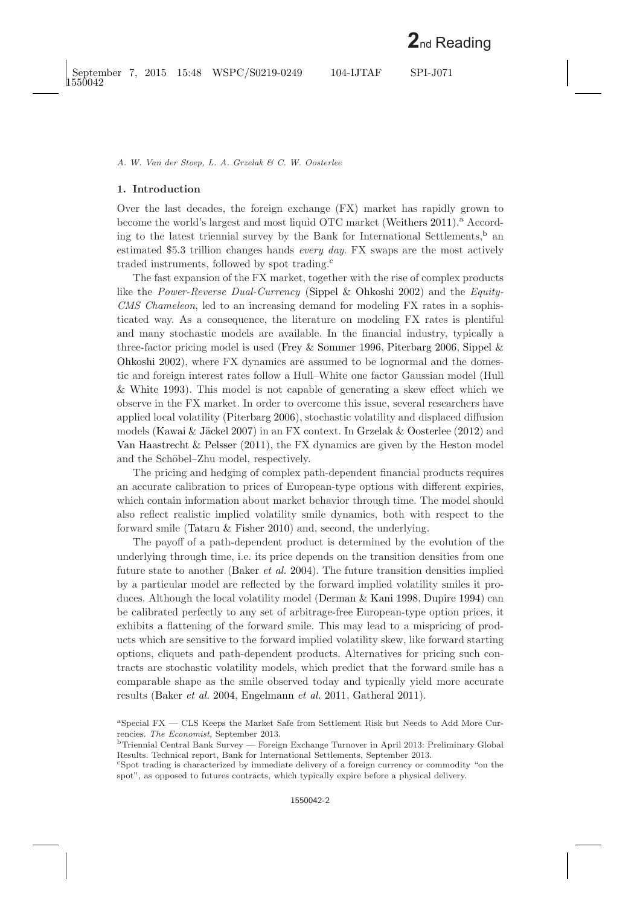## 1. Introduction

Over the last decades, the foreign exchange (FX) market has rapidly grown to become the world's largest and most liquid OTC market (Weithers 2011).[a] According to the latest triennial survey by the Bank for International Settlements,[b] an estimated \$5.3 trillion changes hands *every day*. FX swaps are the most actively traded instruments, followed by spot trading.[c]

The fast expansion of the FX market, together with the rise of complex products like the *Power-Reverse Dual-Currency* (Sippel & Ohkoshi 2002) and the *Equity-CMS Chameleon*, led to an increasing demand for modeling FX rates in a sophisticated way. As a consequence, the literature on modeling FX rates is plentiful and many stochastic models are available. In the financial industry, typically a three-factor pricing model is used (Frey & Sommer 1996, Piterbarg 2006, Sippel & Ohkoshi 2002), where FX dynamics are assumed to be lognormal and the domestic and foreign interest rates follow a Hull–White one factor Gaussian model (Hull & White 1993). This model is not capable of generating a skew effect which we observe in the FX market. In order to overcome this issue, several researchers have applied local volatility (Piterbarg 2006), stochastic volatility and displaced diffusion models (Kawai & Jäckel 2007) in an FX context. In Grzelak & Oosterlee (2012) and Van Haastrecht & Pelsser (2011), the FX dynamics are given by the Heston model and the Schöbel–Zhu model, respectively.

The pricing and hedging of complex path-dependent financial products requires an accurate calibration to prices of European-type options with different expiries, which contain information about market behavior through time. The model should also reflect realistic implied volatility smile dynamics, both with respect to the forward smile (Tataru & Fisher 2010) and, second, the underlying.

The payoff of a path-dependent product is determined by the evolution of the underlying through time, i.e. its price depends on the transition densities from one future state to another (Baker *et al.* 2004). The future transition densities implied by a particular model are reflected by the forward implied volatility smiles it produces. Although the local volatility model (Derman & Kani 1998, Dupire 1994) can be calibrated perfectly to any set of arbitrage-free European-type option prices, it exhibits a flattening of the forward smile. This may lead to a mispricing of products which are sensitive to the forward implied volatility skew, like forward starting options, cliquets and path-dependent products. Alternatives for pricing such contracts are stochastic volatility models, which predict that the forward smile has a comparable shape as the smile observed today and typically yield more accurate results (Baker *et al.* 2004, Engelmann *et al.* 2011, Gatheral 2011).

[a] Special FX — CLS Keeps the Market Safe from Settlement Risk but Needs to Add More Currencies. *The Economist*, September 2013.

[b] Triennial Central Bank Survey — Foreign Exchange Turnover in April 2013: Preliminary Global Results. Technical report, Bank for International Settlements, September 2013.

[c] Spot trading is characterized by immediate delivery of a foreign currency or commodity "on the spot", as opposed to futures contracts, which typically expire before a physical delivery.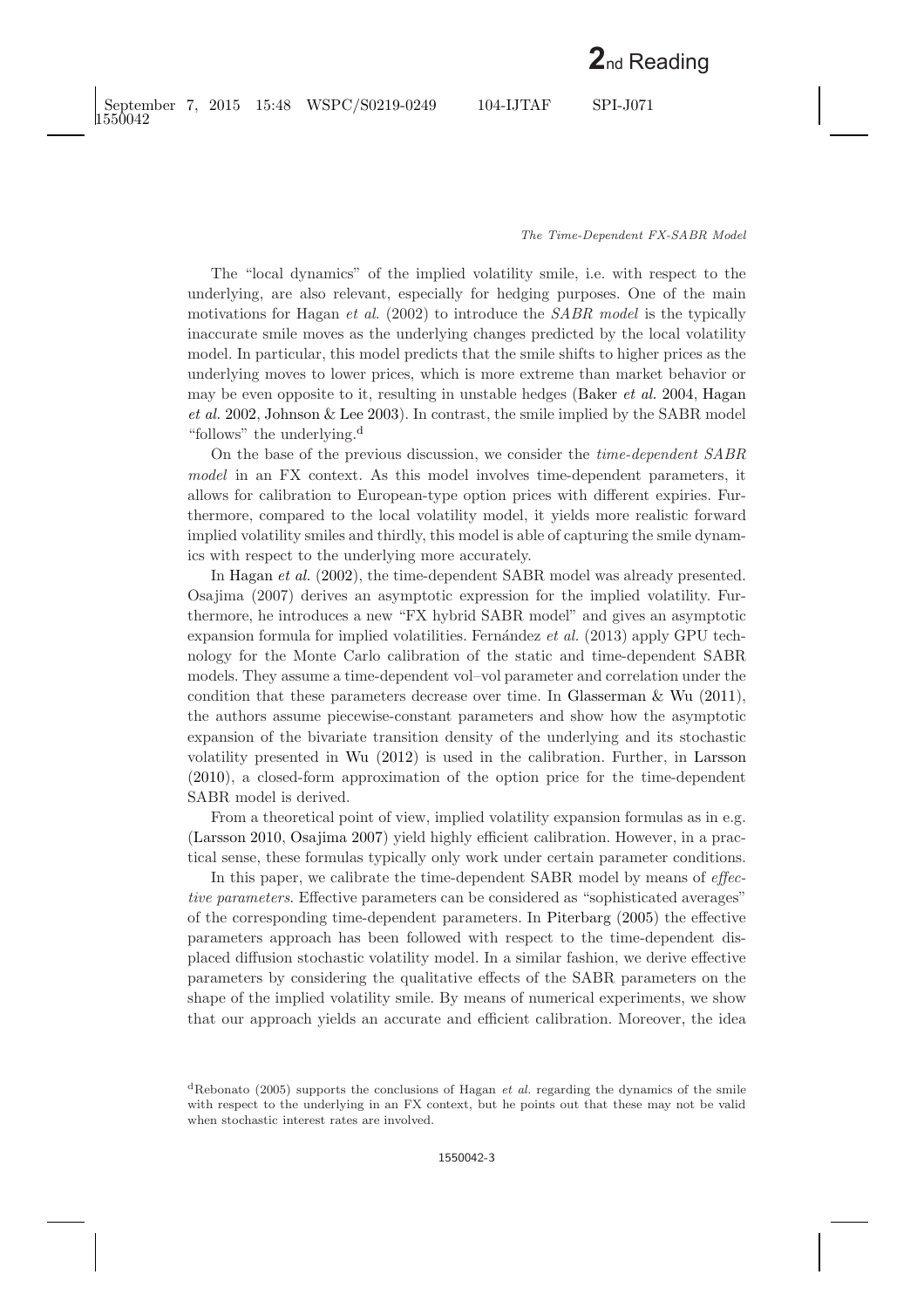The "local dynamics" of the implied volatility smile, i.e. with respect to the underlying, are also relevant, especially for hedging purposes. One of the main motivations for Hagan *et al.* (2002) to introduce the *SABR model* is the typically inaccurate smile moves as the underlying changes predicted by the local volatility model. In particular, this model predicts that the smile shifts to higher prices as the underlying moves to lower prices, which is more extreme than market behavior or may be even opposite to it, resulting in unstable hedges (Baker *et al.* 2004, Hagan *et al.* 2002, Johnson & Lee 2003). In contrast, the smile implied by the SABR model "follows" the underlying.[d]

On the base of the previous discussion, we consider the *time-dependent SABR model* in an FX context. As this model involves time-dependent parameters, it allows for calibration to European-type option prices with different expiries. Furthermore, compared to the local volatility model, it yields more realistic forward implied volatility smiles and thirdly, this model is able of capturing the smile dynamics with respect to the underlying more accurately.

In Hagan *et al.* (2002), the time-dependent SABR model was already presented. Osajima (2007) derives an asymptotic expression for the implied volatility. Furthermore, he introduces a new "FX hybrid SABR model" and gives an asymptotic expansion formula for implied volatilities. Fernández *et al.* (2013) apply GPU technology for the Monte Carlo calibration of the static and time-dependent SABR models. They assume a time-dependent vol–vol parameter and correlation under the condition that these parameters decrease over time. In Glasserman & Wu (2011), the authors assume piecewise-constant parameters and show how the asymptotic expansion of the bivariate transition density of the underlying and its stochastic volatility presented in Wu (2012) is used in the calibration. Further, in Larsson (2010), a closed-form approximation of the option price for the time-dependent SABR model is derived.

From a theoretical point of view, implied volatility expansion formulas as in e.g. (Larsson 2010, Osajima 2007) yield highly efficient calibration. However, in a practical sense, these formulas typically only work under certain parameter conditions.

In this paper, we calibrate the time-dependent SABR model by means of *effective parameters*. Effective parameters can be considered as "sophisticated averages" of the corresponding time-dependent parameters. In Piterbarg (2005) the effective parameters approach has been followed with respect to the time-dependent displaced diffusion stochastic volatility model. In a similar fashion, we derive effective parameters by considering the qualitative effects of the SABR parameters on the shape of the implied volatility smile. By means of numerical experiments, we show that our approach yields an accurate and efficient calibration. Moreover, the idea

[d] Rebonato (2005) supports the conclusions of Hagan *et al.* regarding the dynamics of the smile with respect to the underlying in an FX context, but he points out that these may not be valid when stochastic interest rates are involved.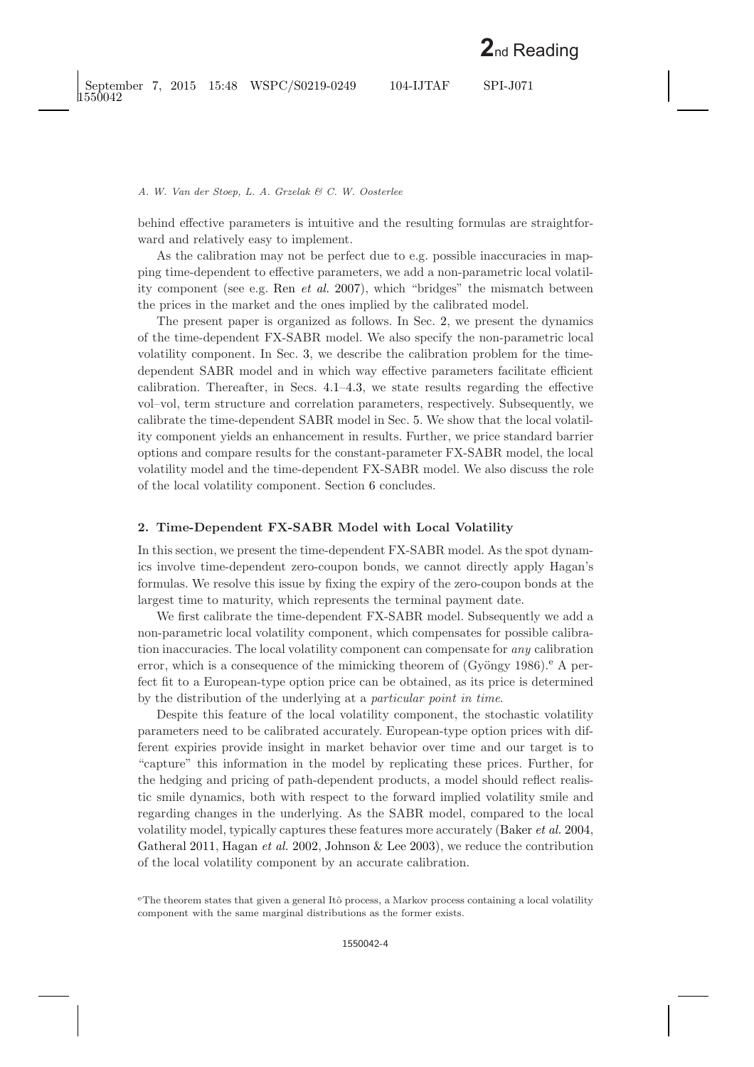behind effective parameters is intuitive and the resulting formulas are straightforward and relatively easy to implement.

As the calibration may not be perfect due to e.g. possible inaccuracies in mapping time-dependent to effective parameters, we add a non-parametric local volatility component (see e.g. Ren *et al.* 2007), which "bridges" the mismatch between the prices in the market and the ones implied by the calibrated model.

The present paper is organized as follows. In Sec. 2, we present the dynamics of the time-dependent FX-SABR model. We also specify the non-parametric local volatility component. In Sec. 3, we describe the calibration problem for the time-dependent SABR model and in which way effective parameters facilitate efficient calibration. Thereafter, in Secs. 4.1–4.3, we state results regarding the effective vol–vol, term structure and correlation parameters, respectively. Subsequently, we calibrate the time-dependent SABR model in Sec. 5. We show that the local volatility component yields an enhancement in results. Further, we price standard barrier options and compare results for the constant-parameter FX-SABR model, the local volatility model and the time-dependent FX-SABR model. We also discuss the role of the local volatility component. Section 6 concludes.

## 2. Time-Dependent FX-SABR Model with Local Volatility

In this section, we present the time-dependent FX-SABR model. As the spot dynamics involve time-dependent zero-coupon bonds, we cannot directly apply Hagan's formulas. We resolve this issue by fixing the expiry of the zero-coupon bonds at the largest time to maturity, which represents the terminal payment date.

We first calibrate the time-dependent FX-SABR model. Subsequently we add a non-parametric local volatility component, which compensates for possible calibration inaccuracies. The local volatility component can compensate for *any* calibration error, which is a consequence of the mimicking theorem of (Gyöngy 1986).[e] A perfect fit to a European-type option price can be obtained, as its price is determined by the distribution of the underlying at a *particular point in time*.

Despite this feature of the local volatility component, the stochastic volatility parameters need to be calibrated accurately. European-type option prices with different expiries provide insight in market behavior over time and our target is to "capture" this information in the model by replicating these prices. Further, for the hedging and pricing of path-dependent products, a model should reflect realistic smile dynamics, both with respect to the forward implied volatility smile and regarding changes in the underlying. As the SABR model, compared to the local volatility model, typically captures these features more accurately (Baker *et al.* 2004, Gatheral 2011, Hagan *et al.* 2002, Johnson & Lee 2003), we reduce the contribution of the local volatility component by an accurate calibration.

[e]The theorem states that given a general Itô process, a Markov process containing a local volatility component with the same marginal distributions as the former exists.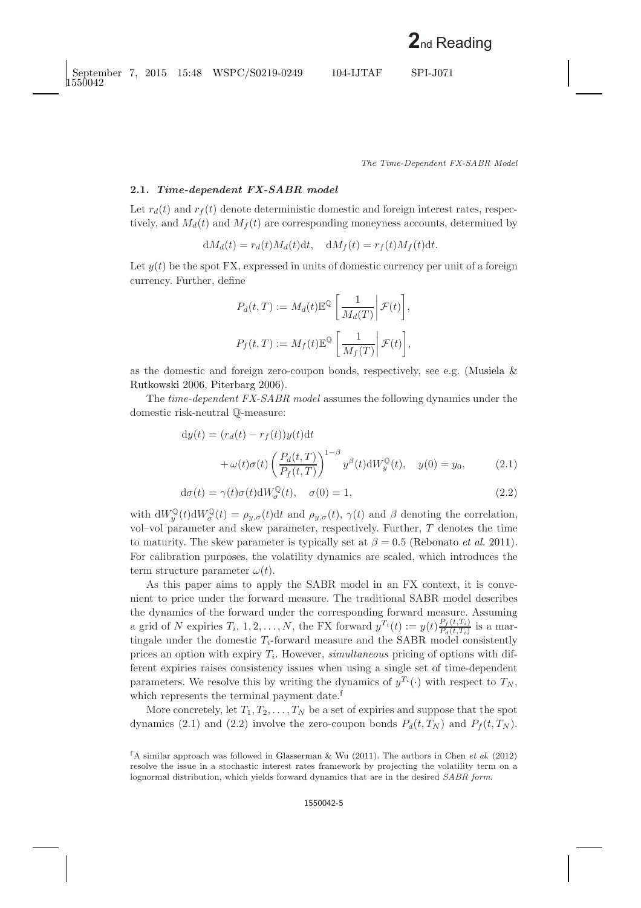### 2.1. *Time-dependent FX-SABR model*

Let $r_d(t)$ and $r_f(t)$ denote deterministic domestic and foreign interest rates, respectively, and $M_d(t)$ and $M_f(t)$ are corresponding moneyness accounts, determined by

$$\mathrm{d}M_d(t) = r_d(t)M_d(t)\mathrm{d}t, \quad \mathrm{d}M_f(t) = r_f(t)M_f(t)\mathrm{d}t.$$

Let $y(t)$ be the spot FX, expressed in units of domestic currency per unit of a foreign currency. Further, define

$$P_d(t,T) := M_d(t)\mathbb{E}^{\mathbb{Q}}\left[\left.\frac{1}{M_d(T)}\right|\mathcal{F}(t)\right],$$

$$P_f(t,T) := M_f(t)\mathbb{E}^{\mathbb{Q}}\left[\left.\frac{1}{M_f(T)}\right|\mathcal{F}(t)\right],$$

as the domestic and foreign zero-coupon bonds, respectively, see e.g. (Musiela & Rutkowski 2006, Piterbarg 2006).

The *time-dependent FX-SABR model* assumes the following dynamics under the domestic risk-neutral $\mathbb{Q}$-measure:

$$\mathrm{d}y(t) = (r_d(t) - r_f(t))y(t)\mathrm{d}t + \omega(t)\sigma(t)\left(\frac{P_d(t,T)}{P_f(t,T)}\right)^{1-\beta} y^{\beta}(t)\mathrm{d}W_y^{\mathbb{Q}}(t), \quad y(0) = y_0, \tag{2.1}$$

$$\mathrm{d}\sigma(t) = \gamma(t)\sigma(t)\mathrm{d}W_\sigma^{\mathbb{Q}}(t), \quad \sigma(0) = 1, \tag{2.2}$$

with $\mathrm{d}W_y^{\mathbb{Q}}(t)\mathrm{d}W_\sigma^{\mathbb{Q}}(t) = \rho_{y,\sigma}(t)\mathrm{d}t$ and $\rho_{y,\sigma}(t)$, $\gamma(t)$ and $\beta$ denoting the correlation, vol–vol parameter and skew parameter, respectively. Further, $T$ denotes the time to maturity. The skew parameter is typically set at $\beta = 0.5$ (Rebonato *et al.* 2011). For calibration purposes, the volatility dynamics are scaled, which introduces the term structure parameter $\omega(t)$.

As this paper aims to apply the SABR model in an FX context, it is convenient to price under the forward measure. The traditional SABR model describes the dynamics of the forward under the corresponding forward measure. Assuming a grid of $N$ expiries $T_i$, $1, 2, \ldots, N$, the FX forward $y^{T_i}(t) := y(t)\frac{P_f(t,T_i)}{P_d(t,T_i)}$ is a martingale under the domestic $T_i$-forward measure and the SABR model consistently prices an option with expiry $T_i$. However, *simultaneous* pricing of options with different expiries raises consistency issues when using a single set of time-dependent parameters. We resolve this by writing the dynamics of $y^{T_i}(\cdot)$ with respect to $T_N$, which represents the terminal payment date.[f]

More concretely, let $T_1, T_2, \ldots, T_N$ be a set of expiries and suppose that the spot dynamics (2.1) and (2.2) involve the zero-coupon bonds $P_d(t, T_N)$ and $P_f(t, T_N)$.

[f]A similar approach was followed in Glasserman & Wu (2011). The authors in Chen *et al.* (2012) resolve the issue in a stochastic interest rates framework by projecting the volatility term on a lognormal distribution, which yields forward dynamics that are in the desired *SABR form*.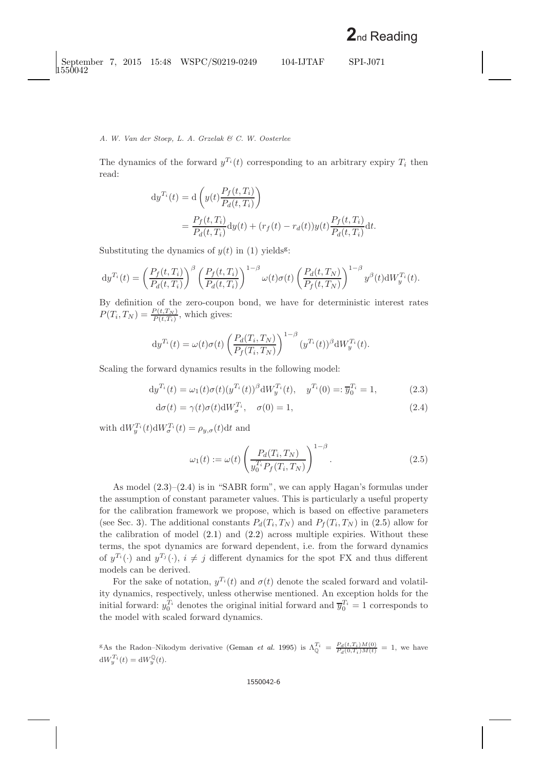The dynamics of the forward $y^{T_i}(t)$ corresponding to an arbitrary expiry $T_i$ then read:

$$\begin{aligned}
\mathrm{d}y^{T_i}(t) &= \mathrm{d}\left(y(t)\frac{P_f(t,T_i)}{P_d(t,T_i)}\right) \\
&= \frac{P_f(t,T_i)}{P_d(t,T_i)}\mathrm{d}y(t) + (r_f(t) - r_d(t))y(t)\frac{P_f(t,T_i)}{P_d(t,T_i)}\mathrm{d}t.
\end{aligned}$$

Substituting the dynamics of $y(t)$ in (1) yields[g]:

$$\mathrm{d}y^{T_i}(t) = \left(\frac{P_f(t,T_i)}{P_d(t,T_i)}\right)^{\beta}\left(\frac{P_f(t,T_i)}{P_d(t,T_i)}\right)^{1-\beta}\omega(t)\sigma(t)\left(\frac{P_d(t,T_N)}{P_f(t,T_N)}\right)^{1-\beta}y^{\beta}(t)\mathrm{d}W_y^{T_i}(t).$$

By definition of the zero-coupon bond, we have for deterministic interest rates $P(T_i,T_N) = \frac{P(t,T_N)}{P(t,T_i)}$, which gives:

$$\mathrm{d}y^{T_i}(t) = \omega(t)\sigma(t)\left(\frac{P_d(T_i,T_N)}{P_f(T_i,T_N)}\right)^{1-\beta}(y^{T_i}(t))^{\beta}\mathrm{d}W_y^{T_i}(t).$$

Scaling the forward dynamics results in the following model:

$$\mathrm{d}y^{T_i}(t) = \omega_1(t)\sigma(t)(y^{T_i}(t))^{\beta}\mathrm{d}W_y^{T_i}(t), \quad y^{T_i}(0) =: \overline{y}_0^{T_i} = 1, \tag{2.3}$$

$$\mathrm{d}\sigma(t) = \gamma(t)\sigma(t)\mathrm{d}W_\sigma^{T_i}, \quad \sigma(0) = 1, \tag{2.4}$$

with $\mathrm{d}W_y^{T_i}(t)\mathrm{d}W_\sigma^{T_i}(t) = \rho_{y,\sigma}(t)\mathrm{d}t$ and

$$\omega_1(t) := \omega(t)\left(\frac{P_d(T_i,T_N)}{y_0^{T_i}P_f(T_i,T_N)}\right)^{1-\beta}. \tag{2.5}$$

As model (2.3)–(2.4) is in "SABR form", we can apply Hagan's formulas under the assumption of constant parameter values. This is particularly a useful property for the calibration framework we propose, which is based on effective parameters (see Sec. 3). The additional constants $P_d(T_i,T_N)$ and $P_f(T_i,T_N)$ in (2.5) allow for the calibration of model (2.1) and (2.2) across multiple expiries. Without these terms, the spot dynamics are forward dependent, i.e. from the forward dynamics of $y^{T_i}(\cdot)$ and $y^{T_j}(\cdot)$, $i \neq j$ different dynamics for the spot FX and thus different models can be derived.

For the sake of notation, $y^{T_i}(t)$ and $\sigma(t)$ denote the scaled forward and volatility dynamics, respectively, unless otherwise mentioned. An exception holds for the initial forward: $y_0^{T_i}$ denotes the original initial forward and $\overline{y}_0^{T_i} = 1$ corresponds to the model with scaled forward dynamics.

[g]As the Radon–Nikodym derivative (Geman *et al.* 1995) is $\Lambda_{\mathbb{Q}}^{T_i} = \frac{P_d(t,T_i)M(0)}{P_d(0,T_i)M(t)} = 1$, we have $\mathrm{d}W_y^{T_i}(t) = \mathrm{d}W_y^{\mathbb{Q}}(t)$.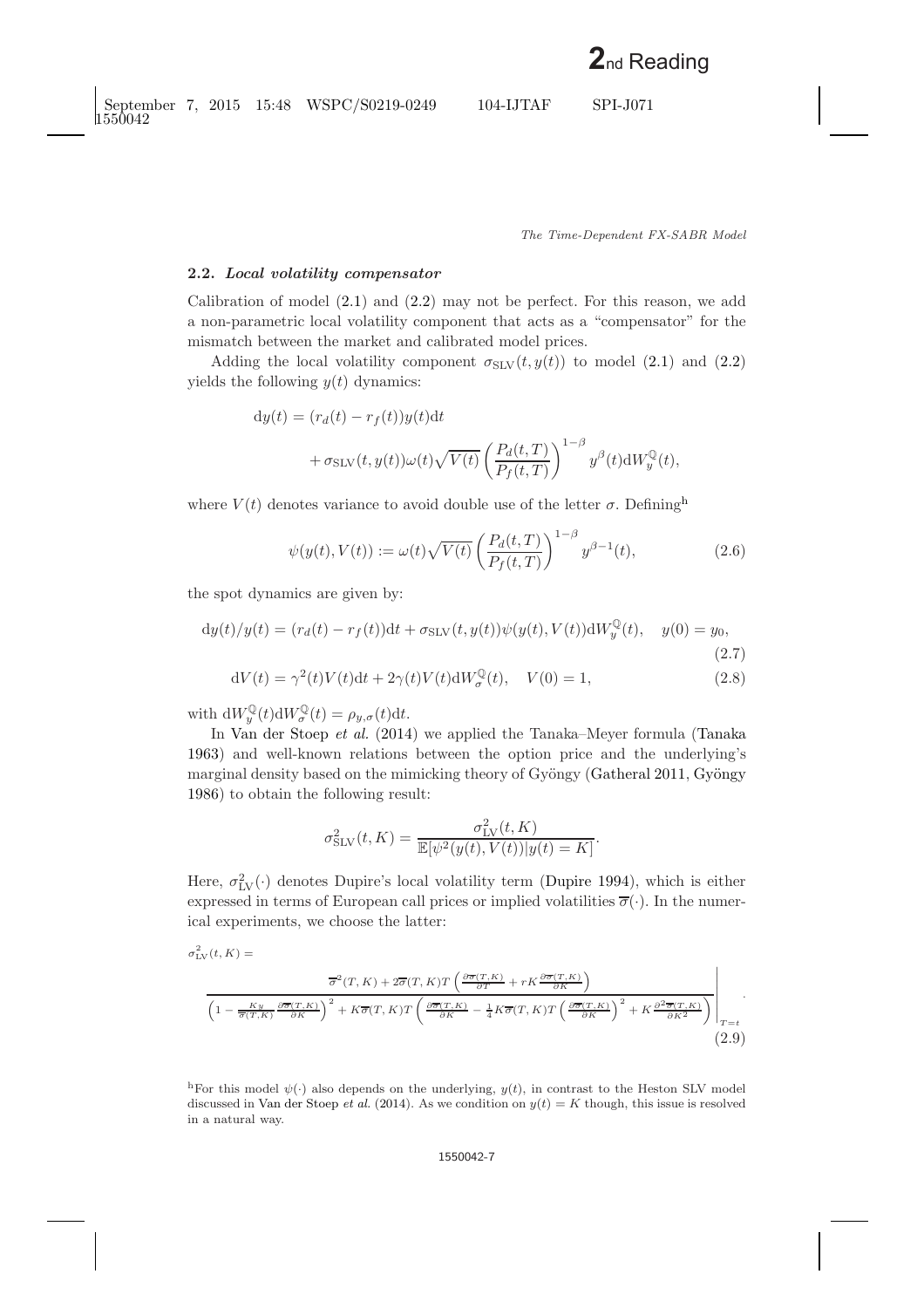### 2.2. *Local volatility compensator*

Calibration of model (2.1) and (2.2) may not be perfect. For this reason, we add a non-parametric local volatility component that acts as a "compensator" for the mismatch between the market and calibrated model prices.

Adding the local volatility component $\sigma_{\mathrm{SLV}}(t, y(t))$ to model (2.1) and (2.2) yields the following $y(t)$ dynamics:

$$
\begin{aligned}
\mathrm{d}y(t) &= (r_d(t) - r_f(t))y(t)\mathrm{d}t \\
&\quad + \sigma_{\mathrm{SLV}}(t, y(t))\omega(t)\sqrt{V(t)}\left(\frac{P_d(t,T)}{P_f(t,T)}\right)^{1-\beta} y^{\beta}(t)\mathrm{d}W_y^{\mathbb{Q}}(t),
\end{aligned}
$$

where $V(t)$ denotes variance to avoid double use of the letter $\sigma$. Defining[h]

$$
\psi(y(t), V(t)) := \omega(t)\sqrt{V(t)}\left(\frac{P_d(t,T)}{P_f(t,T)}\right)^{1-\beta} y^{\beta-1}(t), \tag{2.6}
$$

the spot dynamics are given by:

$$
\mathrm{d}y(t)/y(t) = (r_d(t) - r_f(t))\mathrm{d}t + \sigma_{\mathrm{SLV}}(t, y(t))\psi(y(t), V(t))\mathrm{d}W_y^{\mathbb{Q}}(t), \quad y(0) = y_0, \tag{2.7}
$$

$$
\mathrm{d}V(t) = \gamma^2(t)V(t)\mathrm{d}t + 2\gamma(t)V(t)\mathrm{d}W_\sigma^{\mathbb{Q}}(t), \quad V(0) = 1, \tag{2.8}
$$

with $\mathrm{d}W_y^{\mathbb{Q}}(t)\mathrm{d}W_\sigma^{\mathbb{Q}}(t) = \rho_{y,\sigma}(t)\mathrm{d}t$.

In Van der Stoep *et al.* (2014) we applied the Tanaka–Meyer formula (Tanaka 1963) and well-known relations between the option price and the underlying's marginal density based on the mimicking theory of Gyöngy (Gatheral 2011, Gyöngy 1986) to obtain the following result:

$$
\sigma_{\mathrm{SLV}}^2(t, K) = \frac{\sigma_{\mathrm{LV}}^2(t, K)}{\mathbb{E}[\psi^2(y(t), V(t)) | y(t) = K]}.
$$

Here, $\sigma_{\mathrm{LV}}^2(\cdot)$ denotes Dupire's local volatility term (Dupire 1994), which is either expressed in terms of European call prices or implied volatilities $\overline{\sigma}(\cdot)$. In the numerical experiments, we choose the latter:

$$
\sigma_{\mathrm{LV}}^2(t, K) = \left. \frac{\overline{\sigma}^2(T,K) + 2\overline{\sigma}(T,K)T\left(\frac{\partial\overline{\sigma}(T,K)}{\partial T} + rK\frac{\partial\overline{\sigma}(T,K)}{\partial K}\right)}{\left(1 - \frac{Ky}{\overline{\sigma}(T,K)}\frac{\partial\overline{\sigma}(T,K)}{\partial K}\right)^2 + K\overline{\sigma}(T,K)T\left(\frac{\partial\overline{\sigma}(T,K)}{\partial K} - \frac{1}{4}K\overline{\sigma}(T,K)T\left(\frac{\partial\overline{\sigma}(T,K)}{\partial K}\right)^2 + K\frac{\partial^2\overline{\sigma}(T,K)}{\partial K^2}\right)} \right|_{T=t}. \tag{2.9}
$$

[h]For this model $\psi(\cdot)$ also depends on the underlying, $y(t)$, in contrast to the Heston SLV model discussed in Van der Stoep *et al.* (2014). As we condition on $y(t) = K$ though, this issue is resolved in a natural way.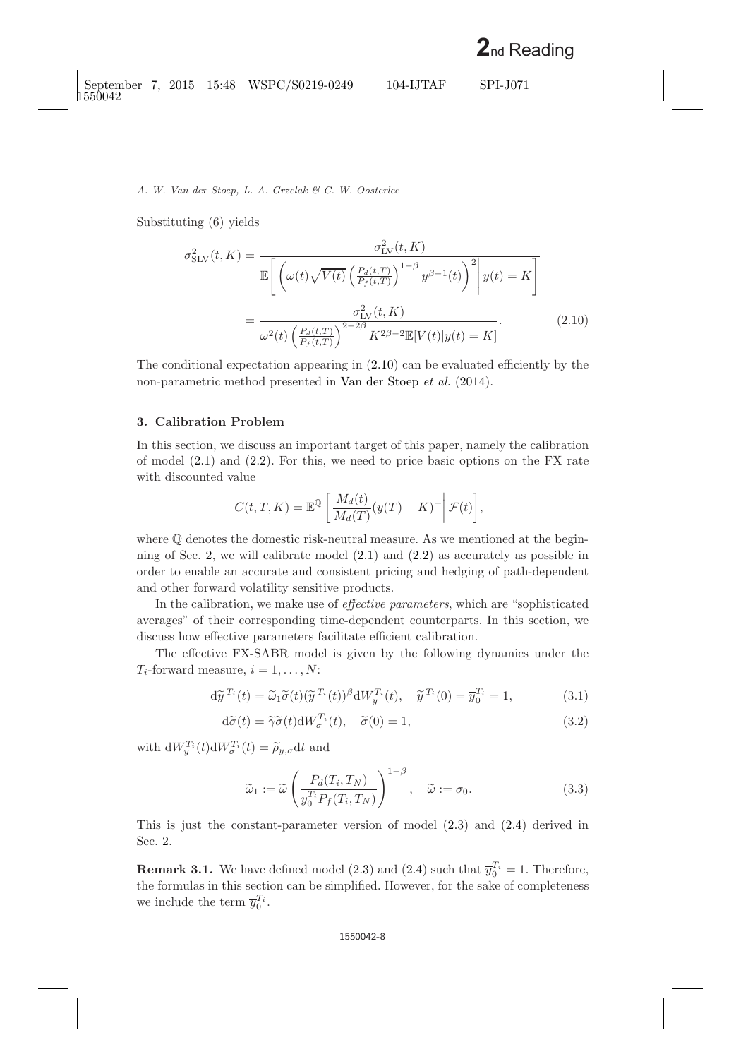Substituting (6) yields

$$\sigma_{\rm SLV}^2(t,K) = \frac{\sigma_{\rm LV}^2(t,K)}{\mathbb{E}\left[\left(\omega(t)\sqrt{V(t)}\left(\frac{P_d(t,T)}{P_f(t,T)}\right)^{1-\beta} y^{\beta-1}(t)\right)^2 \middle| y(t) = K\right]}$$

$$= \frac{\sigma_{\rm LV}^2(t,K)}{\omega^2(t)\left(\frac{P_d(t,T)}{P_f(t,T)}\right)^{2-2\beta} K^{2\beta-2}\mathbb{E}[V(t)|y(t)=K]}. \tag{2.10}$$

The conditional expectation appearing in (2.10) can be evaluated efficiently by the non-parametric method presented in Van der Stoep *et al.* (2014).

## 3. Calibration Problem

In this section, we discuss an important target of this paper, namely the calibration of model (2.1) and (2.2). For this, we need to price basic options on the FX rate with discounted value

$$C(t,T,K) = \mathbb{E}^{\mathbb{Q}}\left[\frac{M_d(t)}{M_d(T)}(y(T)-K)^+ \middle| \mathcal{F}(t)\right],$$

where $\mathbb{Q}$ denotes the domestic risk-neutral measure. As we mentioned at the beginning of Sec. 2, we will calibrate model (2.1) and (2.2) as accurately as possible in order to enable an accurate and consistent pricing and hedging of path-dependent and other forward volatility sensitive products.

In the calibration, we make use of *effective parameters*, which are "sophisticated averages" of their corresponding time-dependent counterparts. In this section, we discuss how effective parameters facilitate efficient calibration.

The effective FX-SABR model is given by the following dynamics under the $T_i$-forward measure, $i = 1, \ldots, N$:

$$\mathrm{d}\widetilde{y}^{T_i}(t) = \widetilde{\omega}_1\widetilde{\sigma}(t)(\widetilde{y}^{T_i}(t))^{\beta}\mathrm{d}W_y^{T_i}(t), \quad \widetilde{y}^{T_i}(0) = \overline{y}_0^{T_i} = 1, \tag{3.1}$$

$$\mathrm{d}\widetilde{\sigma}(t) = \widetilde{\gamma}\widetilde{\sigma}(t)\mathrm{d}W_\sigma^{T_i}(t), \quad \widetilde{\sigma}(0) = 1, \tag{3.2}$$

with $\mathrm{d}W_y^{T_i}(t)\mathrm{d}W_\sigma^{T_i}(t) = \widetilde{\rho}_{y,\sigma}\mathrm{d}t$ and

$$\widetilde{\omega}_1 := \widetilde{\omega}\left(\frac{P_d(T_i,T_N)}{y_0^{T_i}P_f(T_i,T_N)}\right)^{1-\beta}, \quad \widetilde{\omega} := \sigma_0. \tag{3.3}$$

This is just the constant-parameter version of model (2.3) and (2.4) derived in Sec. 2.

**Remark 3.1.** We have defined model (2.3) and (2.4) such that $\overline{y}_0^{T_i} = 1$. Therefore, the formulas in this section can be simplified. However, for the sake of completeness we include the term $\overline{y}_0^{T_i}$.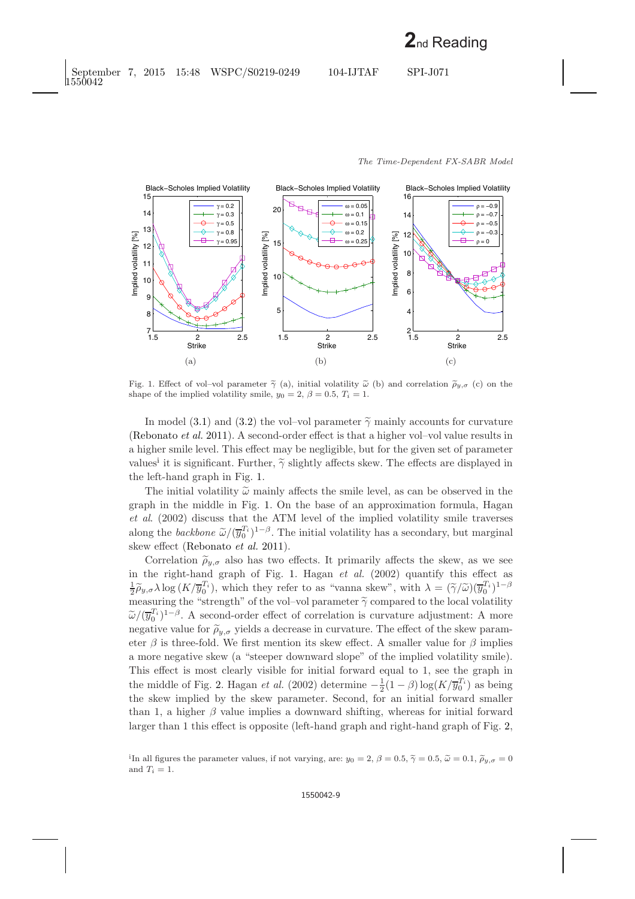Fig. 1. Effect of vol–vol parameter $\widetilde{\gamma}$ (a), initial volatility $\widetilde{\omega}$ (b) and correlation $\widetilde{\rho}_{y,\sigma}$ (c) on the shape of the implied volatility smile, $y_0 = 2$, $\beta = 0.5$, $T_i = 1$.

In model (3.1) and (3.2) the vol–vol parameter $\widetilde{\gamma}$ mainly accounts for curvature (Rebonato *et al.* 2011). A second-order effect is that a higher vol–vol value results in a higher smile level. This effect may be negligible, but for the given set of parameter values[i] it is significant. Further, $\widetilde{\gamma}$ slightly affects skew. The effects are displayed in the left-hand graph in Fig. 1.

The initial volatility $\widetilde{\omega}$ mainly affects the smile level, as can be observed in the graph in the middle in Fig. 1. On the base of an approximation formula, Hagan *et al.* (2002) discuss that the ATM level of the implied volatility smile traverses along the *backbone* $\widetilde{\omega}/(\overline{y}_0^{T_i})^{1-\beta}$. The initial volatility has a secondary, but marginal skew effect (Rebonato *et al.* 2011).

Correlation $\widetilde{\rho}_{y,\sigma}$ also has two effects. It primarily affects the skew, as we see in the right-hand graph of Fig. 1. Hagan *et al.* (2002) quantify this effect as $\frac{1}{2}\widetilde{\rho}_{y,\sigma}\lambda \log(K/\overline{y}_0^{T_i})$, which they refer to as "vanna skew", with $\lambda = (\widetilde{\gamma}/\widetilde{\omega})(\overline{y}_0^{T_i})^{1-\beta}$ measuring the "strength" of the vol–vol parameter $\widetilde{\gamma}$ compared to the local volatility $\widetilde{\omega}/(\overline{y}_0^{T_i})^{1-\beta}$. A second-order effect of correlation is curvature adjustment: A more negative value for $\widetilde{\rho}_{y,\sigma}$ yields a decrease in curvature. The effect of the skew parameter $\beta$ is three-fold. We first mention its skew effect. A smaller value for $\beta$ implies a more negative skew (a "steeper downward slope" of the implied volatility smile). This effect is most clearly visible for initial forward equal to 1, see the graph in the middle of Fig. 2. Hagan *et al.* (2002) determine $-\frac{1}{2}(1-\beta)\log(K/\overline{y}_0^{T_i})$ as being the skew implied by the skew parameter. Second, for an initial forward smaller than 1, a higher $\beta$ value implies a downward shifting, whereas for initial forward larger than 1 this effect is opposite (left-hand graph and right-hand graph of Fig. 2,

[i] In all figures the parameter values, if not varying, are: $y_0 = 2$, $\beta = 0.5$, $\widetilde{\gamma} = 0.5$, $\widetilde{\omega} = 0.1$, $\widetilde{\rho}_{y,\sigma} = 0$ and $T_i = 1$.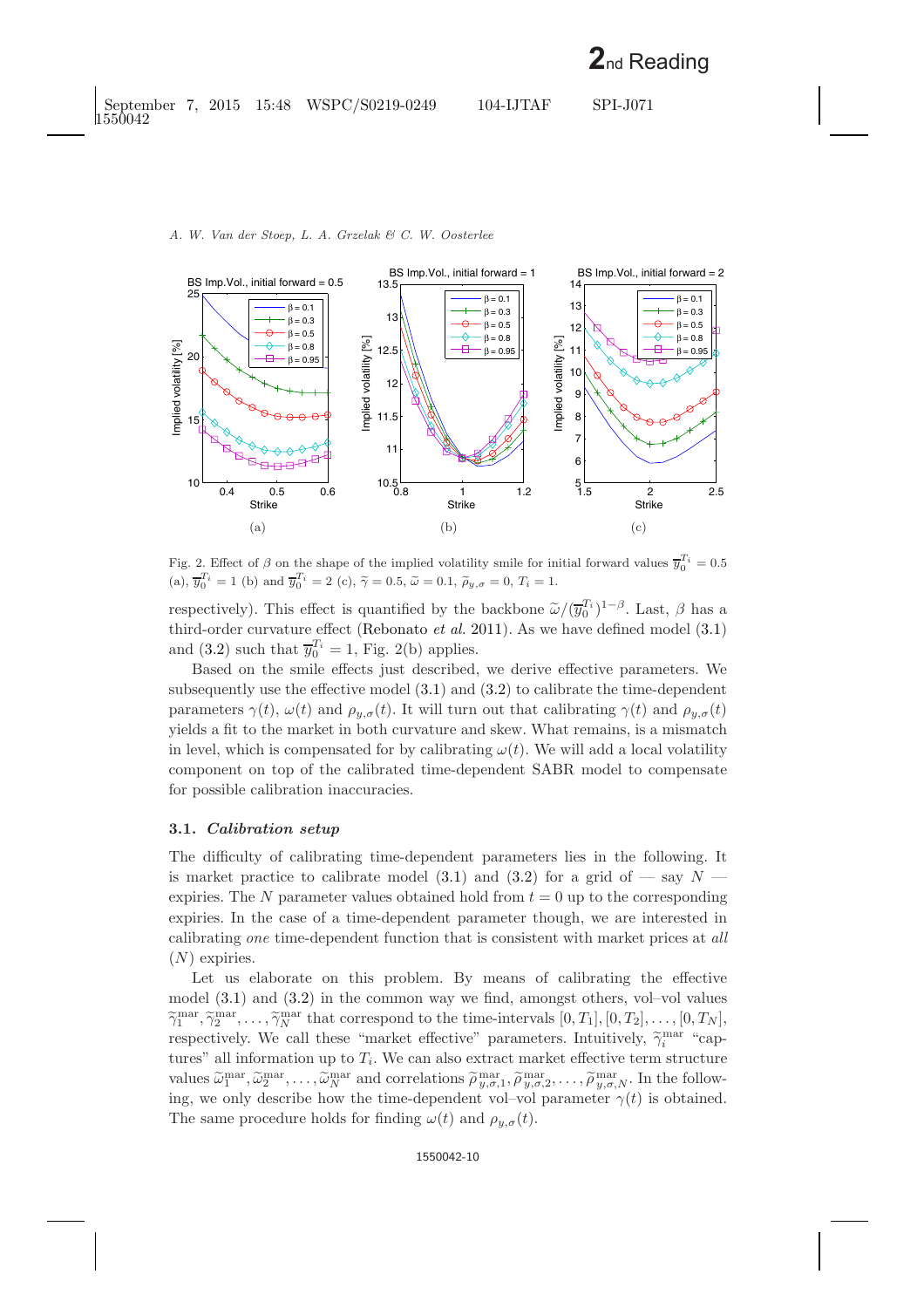Fig. 2. Effect of $\beta$ on the shape of the implied volatility smile for initial forward values $\overline{y}_0^{T_i} = 0.5$ (a), $\overline{y}_0^{T_i} = 1$ (b) and $\overline{y}_0^{T_i} = 2$ (c), $\widetilde{\gamma} = 0.5$, $\widetilde{\omega} = 0.1$, $\widetilde{\rho}_{y,\sigma} = 0$, $T_i = 1$.

respectively). This effect is quantified by the backbone $\widetilde{\omega}/(\overline{y}_0^{T_i})^{1-\beta}$. Last, $\beta$ has a third-order curvature effect (Rebonato *et al.* 2011). As we have defined model (3.1) and (3.2) such that $\overline{y}_0^{T_i} = 1$, Fig. 2(b) applies.

Based on the smile effects just described, we derive effective parameters. We subsequently use the effective model (3.1) and (3.2) to calibrate the time-dependent parameters $\gamma(t)$, $\omega(t)$ and $\rho_{y,\sigma}(t)$. It will turn out that calibrating $\gamma(t)$ and $\rho_{y,\sigma}(t)$ yields a fit to the market in both curvature and skew. What remains, is a mismatch in level, which is compensated for by calibrating $\omega(t)$. We will add a local volatility component on top of the calibrated time-dependent SABR model to compensate for possible calibration inaccuracies.

### 3.1. *Calibration setup*

The difficulty of calibrating time-dependent parameters lies in the following. It is market practice to calibrate model (3.1) and (3.2) for a grid of — say $N$ — expiries. The $N$ parameter values obtained hold from $t = 0$ up to the corresponding expiries. In the case of a time-dependent parameter though, we are interested in calibrating *one* time-dependent function that is consistent with market prices at *all* ($N$) expiries.

Let us elaborate on this problem. By means of calibrating the effective model (3.1) and (3.2) in the common way we find, amongst others, vol–vol values $\widetilde{\gamma}_1^{\text{mar}}, \widetilde{\gamma}_2^{\text{mar}}, \ldots, \widetilde{\gamma}_N^{\text{mar}}$ that correspond to the time-intervals $[0, T_1], [0, T_2], \ldots, [0, T_N]$, respectively. We call these "market effective" parameters. Intuitively, $\widetilde{\gamma}_i^{\text{mar}}$ "captures" all information up to $T_i$. We can also extract market effective term structure values $\widetilde{\omega}_1^{\text{mar}}, \widetilde{\omega}_2^{\text{mar}}, \ldots, \widetilde{\omega}_N^{\text{mar}}$ and correlations $\widetilde{\rho}_{y,\sigma,1}^{\text{mar}}, \widetilde{\rho}_{y,\sigma,2}^{\text{mar}}, \ldots, \widetilde{\rho}_{y,\sigma,N}^{\text{mar}}$. In the following, we only describe how the time-dependent vol–vol parameter $\gamma(t)$ is obtained. The same procedure holds for finding $\omega(t)$ and $\rho_{y,\sigma}(t)$.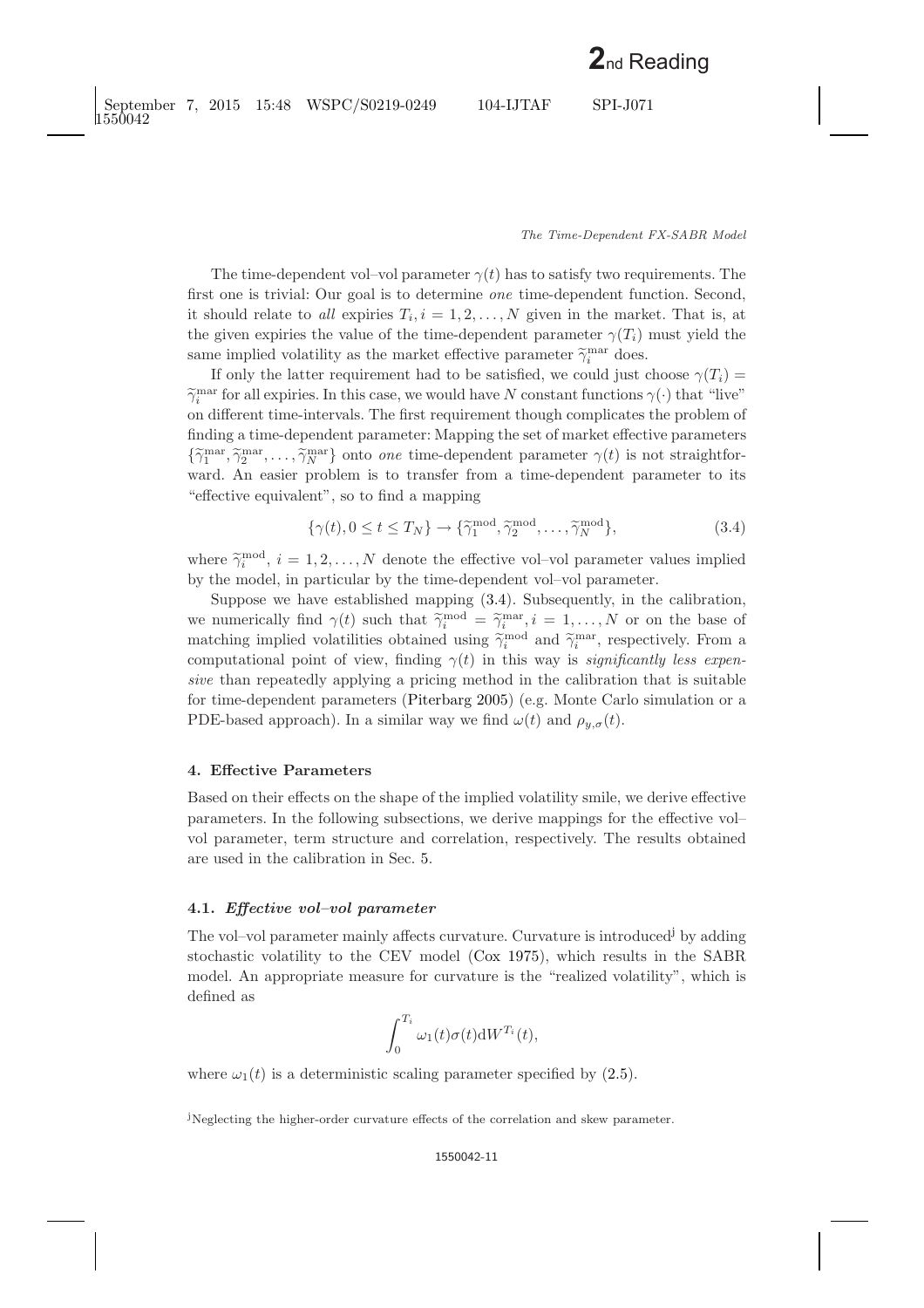The time-dependent vol–vol parameter $\gamma(t)$ has to satisfy two requirements. The first one is trivial: Our goal is to determine *one* time-dependent function. Second, it should relate to *all* expiries $T_i, i = 1, 2, \ldots, N$ given in the market. That is, at the given expiries the value of the time-dependent parameter $\gamma(T_i)$ must yield the same implied volatility as the market effective parameter $\widetilde{\gamma}_i^{\text{mar}}$ does.

If only the latter requirement had to be satisfied, we could just choose $\gamma(T_i) = \widetilde{\gamma}_i^{\text{mar}}$ for all expiries. In this case, we would have $N$ constant functions $\gamma(\cdot)$ that "live" on different time-intervals. The first requirement though complicates the problem of finding a time-dependent parameter: Mapping the set of market effective parameters $\{\widetilde{\gamma}_1^{\text{mar}}, \widetilde{\gamma}_2^{\text{mar}}, \ldots, \widetilde{\gamma}_N^{\text{mar}}\}$ onto *one* time-dependent parameter $\gamma(t)$ is not straightforward. An easier problem is to transfer from a time-dependent parameter to its "effective equivalent", so to find a mapping

$$\{\gamma(t), 0 \leq t \leq T_N\} \rightarrow \{\widetilde{\gamma}_1^{\text{mod}}, \widetilde{\gamma}_2^{\text{mod}}, \ldots, \widetilde{\gamma}_N^{\text{mod}}\}, \tag{3.4}$$

where $\widetilde{\gamma}_i^{\text{mod}}$, $i = 1, 2, \ldots, N$ denote the effective vol–vol parameter values implied by the model, in particular by the time-dependent vol–vol parameter.

Suppose we have established mapping (3.4). Subsequently, in the calibration, we numerically find $\gamma(t)$ such that $\widetilde{\gamma}_i^{\text{mod}} = \widetilde{\gamma}_i^{\text{mar}}, i = 1, \ldots, N$ or on the base of matching implied volatilities obtained using $\widetilde{\gamma}_i^{\text{mod}}$ and $\widetilde{\gamma}_i^{\text{mar}}$, respectively. From a computational point of view, finding $\gamma(t)$ in this way is *significantly less expensive* than repeatedly applying a pricing method in the calibration that is suitable for time-dependent parameters (Piterbarg 2005) (e.g. Monte Carlo simulation or a PDE-based approach). In a similar way we find $\omega(t)$ and $\rho_{y,\sigma}(t)$.

## 4. Effective Parameters

Based on their effects on the shape of the implied volatility smile, we derive effective parameters. In the following subsections, we derive mappings for the effective vol–vol parameter, term structure and correlation, respectively. The results obtained are used in the calibration in Sec. 5.

### 4.1. *Effective vol–vol parameter*

The vol–vol parameter mainly affects curvature. Curvature is introduced[j] by adding stochastic volatility to the CEV model (Cox 1975), which results in the SABR model. An appropriate measure for curvature is the "realized volatility", which is defined as

$$\int_0^{T_i} \omega_1(t)\sigma(t)\mathrm{d}W^{T_i}(t),$$

where $\omega_1(t)$ is a deterministic scaling parameter specified by (2.5).

[j] Neglecting the higher-order curvature effects of the correlation and skew parameter.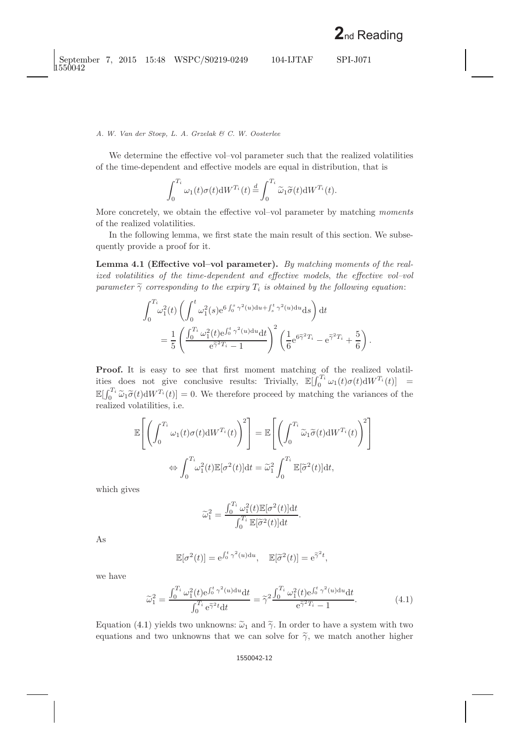We determine the effective vol–vol parameter such that the realized volatilities of the time-dependent and effective models are equal in distribution, that is

$$\int_0^{T_i} \omega_1(t)\sigma(t)\mathrm{d}W^{T_i}(t) \stackrel{d}{=} \int_0^{T_i} \widetilde{\omega}_1\widetilde{\sigma}(t)\mathrm{d}W^{T_i}(t).$$

More concretely, we obtain the effective vol–vol parameter by matching *moments* of the realized volatilities.

In the following lemma, we first state the main result of this section. We subsequently provide a proof for it.

**Lemma 4.1 (Effective vol–vol parameter).** *By matching moments of the realized volatilities of the time-dependent and effective models, the effective vol–vol parameter $\widetilde{\gamma}$ corresponding to the expiry $T_i$ is obtained by the following equation*:

$$\int_0^{T_i} \omega_1^2(t)\left(\int_0^t \omega_1^2(s)\mathrm{e}^{6\int_0^s \gamma^2(u)\mathrm{d}u + \int_s^t \gamma^2(u)\mathrm{d}u}\mathrm{d}s\right)\mathrm{d}t$$
$$= \frac{1}{5}\left(\frac{\int_0^{T_i}\omega_1^2(t)\mathrm{e}^{\int_0^t \gamma^2(u)\mathrm{d}u}\mathrm{d}t}{\mathrm{e}^{\widetilde{\gamma}^2 T_i}-1}\right)^2\left(\frac{1}{6}\mathrm{e}^{6\widetilde{\gamma}^2 T_i} - \mathrm{e}^{\widetilde{\gamma}^2 T_i} + \frac{5}{6}\right).$$

**Proof.** It is easy to see that first moment matching of the realized volatilities does not give conclusive results: Trivially, $\mathbb{E}[\int_0^{T_i}\omega_1(t)\sigma(t)\mathrm{d}W^{T_i}(t)] = \mathbb{E}[\int_0^{T_i}\widetilde{\omega}_1\widetilde{\sigma}(t)\mathrm{d}W^{T_i}(t)] = 0$. We therefore proceed by matching the variances of the realized volatilities, i.e.

$$\mathbb{E}\left[\left(\int_0^{T_i}\omega_1(t)\sigma(t)\mathrm{d}W^{T_i}(t)\right)^2\right] = \mathbb{E}\left[\left(\int_0^{T_i}\widetilde{\omega}_1\widetilde{\sigma}(t)\mathrm{d}W^{T_i}(t)\right)^2\right]$$
$$\Leftrightarrow \int_0^{T_i}\omega_1^2(t)\mathbb{E}[\sigma^2(t)]\mathrm{d}t = \widetilde{\omega}_1^2\int_0^{T_i}\mathbb{E}[\widetilde{\sigma}^2(t)]\mathrm{d}t,$$

which gives

$$\widetilde{\omega}_1^2 = \frac{\int_0^{T_i}\omega_1^2(t)\mathbb{E}[\sigma^2(t)]\mathrm{d}t}{\int_0^{T_i}\mathbb{E}[\widetilde{\sigma}^2(t)]\mathrm{d}t}.$$

As

$$\mathbb{E}[\sigma^2(t)] = \mathrm{e}^{\int_0^t \gamma^2(u)\mathrm{d}u}, \quad \mathbb{E}[\widetilde{\sigma}^2(t)] = \mathrm{e}^{\widetilde{\gamma}^2 t},$$

we have

$$\widetilde{\omega}_1^2 = \frac{\int_0^{T_i}\omega_1^2(t)\mathrm{e}^{\int_0^t \gamma^2(u)\mathrm{d}u}\mathrm{d}t}{\int_0^{T_i}\mathrm{e}^{\widetilde{\gamma}^2 t}\mathrm{d}t} = \widetilde{\gamma}^2\frac{\int_0^{T_i}\omega_1^2(t)\mathrm{e}^{\int_0^t \gamma^2(u)\mathrm{d}u}\mathrm{d}t}{\mathrm{e}^{\widetilde{\gamma}^2 T_i}-1}. \tag{4.1}$$

Equation (4.1) yields two unknowns: $\widetilde{\omega}_1$ and $\widetilde{\gamma}$. In order to have a system with two equations and two unknowns that we can solve for $\widetilde{\gamma}$, we match another higher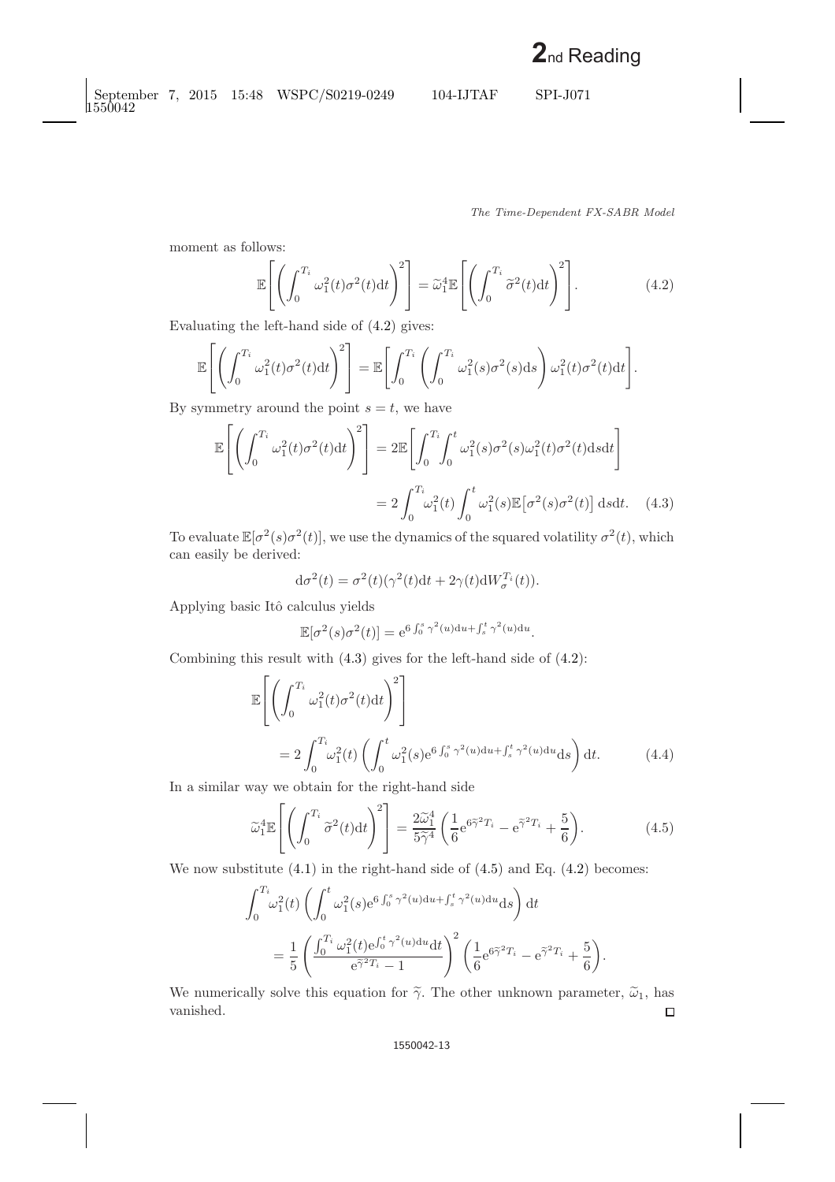moment as follows:

$$\mathbb{E}\left[\left(\int_0^{T_i} \omega_1^2(t)\sigma^2(t)\mathrm{d}t\right)^2\right] = \widetilde{\omega}_1^4 \mathbb{E}\left[\left(\int_0^{T_i} \widetilde{\sigma}^2(t)\mathrm{d}t\right)^2\right]. \tag{4.2}$$

Evaluating the left-hand side of (4.2) gives:

$$\mathbb{E}\left[\left(\int_0^{T_i} \omega_1^2(t)\sigma^2(t)\mathrm{d}t\right)^2\right] = \mathbb{E}\left[\int_0^{T_i}\left(\int_0^{T_i} \omega_1^2(s)\sigma^2(s)\mathrm{d}s\right)\omega_1^2(t)\sigma^2(t)\mathrm{d}t\right].$$

By symmetry around the point $s = t$, we have

$$\begin{aligned}
\mathbb{E}\left[\left(\int_0^{T_i} \omega_1^2(t)\sigma^2(t)\mathrm{d}t\right)^2\right] &= 2\mathbb{E}\left[\int_0^{T_i}\int_0^{t} \omega_1^2(s)\sigma^2(s)\omega_1^2(t)\sigma^2(t)\mathrm{d}s\mathrm{d}t\right] \\
&= 2\int_0^{T_i}\omega_1^2(t)\int_0^{t}\omega_1^2(s)\mathbb{E}\big[\sigma^2(s)\sigma^2(t)\big]\,\mathrm{d}s\mathrm{d}t. \qquad (4.3)
\end{aligned}$$

To evaluate $\mathbb{E}[\sigma^2(s)\sigma^2(t)]$, we use the dynamics of the squared volatility $\sigma^2(t)$, which can easily be derived:

$$\mathrm{d}\sigma^2(t) = \sigma^2(t)(\gamma^2(t)\mathrm{d}t + 2\gamma(t)\mathrm{d}W_\sigma^{T_i}(t)).$$

Applying basic Itô calculus yields

$$\mathbb{E}[\sigma^2(s)\sigma^2(t)] = \mathrm{e}^{6\int_0^s \gamma^2(u)\mathrm{d}u + \int_s^t \gamma^2(u)\mathrm{d}u}.$$

Combining this result with (4.3) gives for the left-hand side of (4.2):

$$\begin{aligned}
&\mathbb{E}\left[\left(\int_0^{T_i} \omega_1^2(t)\sigma^2(t)\mathrm{d}t\right)^2\right] \\
&\quad = 2\int_0^{T_i}\omega_1^2(t)\left(\int_0^{t}\omega_1^2(s)\mathrm{e}^{6\int_0^s \gamma^2(u)\mathrm{d}u + \int_s^t \gamma^2(u)\mathrm{d}u}\mathrm{d}s\right)\mathrm{d}t. \qquad (4.4)
\end{aligned}$$

In a similar way we obtain for the right-hand side

$$\widetilde{\omega}_1^4 \mathbb{E}\left[\left(\int_0^{T_i} \widetilde{\sigma}^2(t)\mathrm{d}t\right)^2\right] = \frac{2\widetilde{\omega}_1^4}{5\widetilde{\gamma}^4}\left(\frac{1}{6}\mathrm{e}^{6\widetilde{\gamma}^2 T_i} - \mathrm{e}^{\widetilde{\gamma}^2 T_i} + \frac{5}{6}\right). \tag{4.5}$$

We now substitute (4.1) in the right-hand side of (4.5) and Eq. (4.2) becomes:

$$\begin{aligned}
&\int_0^{T_i}\omega_1^2(t)\left(\int_0^{t}\omega_1^2(s)\mathrm{e}^{6\int_0^s \gamma^2(u)\mathrm{d}u + \int_s^t \gamma^2(u)\mathrm{d}u}\mathrm{d}s\right)\mathrm{d}t \\
&\quad = \frac{1}{5}\left(\frac{\int_0^{T_i}\omega_1^2(t)\mathrm{e}^{\int_0^t \gamma^2(u)\mathrm{d}u}\mathrm{d}t}{\mathrm{e}^{\widetilde{\gamma}^2 T_i} - 1}\right)^2\left(\frac{1}{6}\mathrm{e}^{6\widetilde{\gamma}^2 T_i} - \mathrm{e}^{\widetilde{\gamma}^2 T_i} + \frac{5}{6}\right).
\end{aligned}$$

We numerically solve this equation for $\widetilde{\gamma}$. The other unknown parameter, $\widetilde{\omega}_1$, has vanished. □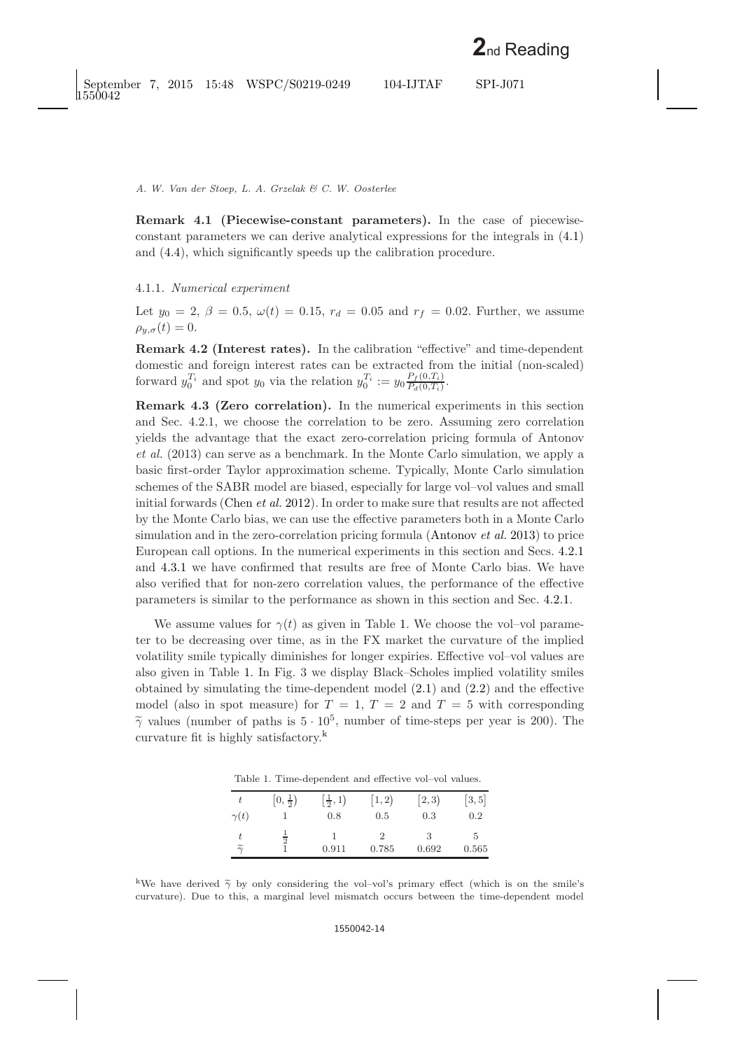**Remark 4.1 (Piecewise-constant parameters).** In the case of piecewise-constant parameters we can derive analytical expressions for the integrals in (4.1) and (4.4), which significantly speeds up the calibration procedure.

#### 4.1.1. *Numerical experiment*

Let $y_0 = 2$, $\beta = 0.5$, $\omega(t) = 0.15$, $r_d = 0.05$ and $r_f = 0.02$. Further, we assume $\rho_{y,\sigma}(t) = 0$.

**Remark 4.2 (Interest rates).** In the calibration "effective" and time-dependent domestic and foreign interest rates can be extracted from the initial (non-scaled) forward $y_0^{T_i}$ and spot $y_0$ via the relation $y_0^{T_i} := y_0 \frac{P_f(0,T_i)}{P_d(0,T_i)}$.

**Remark 4.3 (Zero correlation).** In the numerical experiments in this section and Sec. 4.2.1, we choose the correlation to be zero. Assuming zero correlation yields the advantage that the exact zero-correlation pricing formula of Antonov *et al.* (2013) can serve as a benchmark. In the Monte Carlo simulation, we apply a basic first-order Taylor approximation scheme. Typically, Monte Carlo simulation schemes of the SABR model are biased, especially for large vol–vol values and small initial forwards (Chen *et al.* 2012). In order to make sure that results are not affected by the Monte Carlo bias, we can use the effective parameters both in a Monte Carlo simulation and in the zero-correlation pricing formula (Antonov *et al.* 2013) to price European call options. In the numerical experiments in this section and Secs. 4.2.1 and 4.3.1 we have confirmed that results are free of Monte Carlo bias. We have also verified that for non-zero correlation values, the performance of the effective parameters is similar to the performance as shown in this section and Sec. 4.2.1.

We assume values for $\gamma(t)$ as given in Table 1. We choose the vol–vol parameter to be decreasing over time, as in the FX market the curvature of the implied volatility smile typically diminishes for longer expiries. Effective vol–vol values are also given in Table 1. In Fig. 3 we display Black–Scholes implied volatility smiles obtained by simulating the time-dependent model (2.1) and (2.2) and the effective model (also in spot measure) for $T = 1$, $T = 2$ and $T = 5$ with corresponding $\widetilde{\gamma}$ values (number of paths is $5 \cdot 10^5$, number of time-steps per year is 200). The curvature fit is highly satisfactory.[k]

Table 1. Time-dependent and effective vol–vol values.

| $t$ | $[0, \frac{1}{2})$ | $[\frac{1}{2}, 1)$ | $[1, 2)$ | $[2, 3)$ | $[3, 5]$ |
|---|---|---|---|---|---|
| $\gamma(t)$ | 1 | 0.8 | 0.5 | 0.3 | 0.2 |
| $t$ | $\frac{1}{2}$ | 1 | 2 | 3 | 5 |
| $\widetilde{\gamma}$ | 1 | 0.911 | 0.785 | 0.692 | 0.565 |

[k]We have derived $\widetilde{\gamma}$ by only considering the vol–vol's primary effect (which is on the smile's curvature). Due to this, a marginal level mismatch occurs between the time-dependent model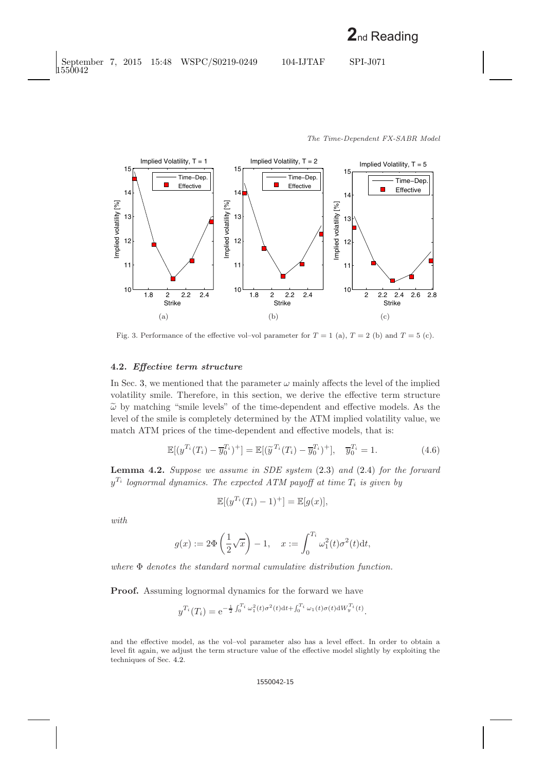Fig. 3. Performance of the effective vol–vol parameter for $T = 1$ (a), $T = 2$ (b) and $T = 5$ (c).

### 4.2. *Effective term structure*

In Sec. 3, we mentioned that the parameter $\omega$ mainly affects the level of the implied volatility smile. Therefore, in this section, we derive the effective term structure $\widetilde{\omega}$ by matching "smile levels" of the time-dependent and effective models. As the level of the smile is completely determined by the ATM implied volatility value, we match ATM prices of the time-dependent and effective models, that is:

$$\mathbb{E}[(y^{T_i}(T_i) - \overline{y}_0^{T_i})^+] = \mathbb{E}[(\widetilde{y}^{T_i}(T_i) - \overline{y}_0^{T_i})^+], \quad \overline{y}_0^{T_i} = 1. \tag{4.6}$$

**Lemma 4.2.** *Suppose we assume in SDE system* (2.3) *and* (2.4) *for the forward* $y^{T_i}$ *lognormal dynamics. The expected ATM payoff at time* $T_i$ *is given by*

$$\mathbb{E}[(y^{T_i}(T_i) - 1)^+] = \mathbb{E}[g(x)],$$

*with*

$$g(x) := 2\Phi\left(\frac{1}{2}\sqrt{x}\right) - 1, \quad x := \int_0^{T_i} \omega_1^2(t)\sigma^2(t)\mathrm{d}t,$$

*where* $\Phi$ *denotes the standard normal cumulative distribution function.*

**Proof.** Assuming lognormal dynamics for the forward we have

$$y^{T_i}(T_i) = \mathrm{e}^{-\frac{1}{2}\int_0^{T_i} \omega_1^2(t)\sigma^2(t)\mathrm{d}t + \int_0^{T_i} \omega_1(t)\sigma(t)\mathrm{d}W_y^{T_i}(t)}.$$

and the effective model, as the vol–vol parameter also has a level effect. In order to obtain a level fit again, we adjust the term structure value of the effective model slightly by exploiting the techniques of Sec. 4.2.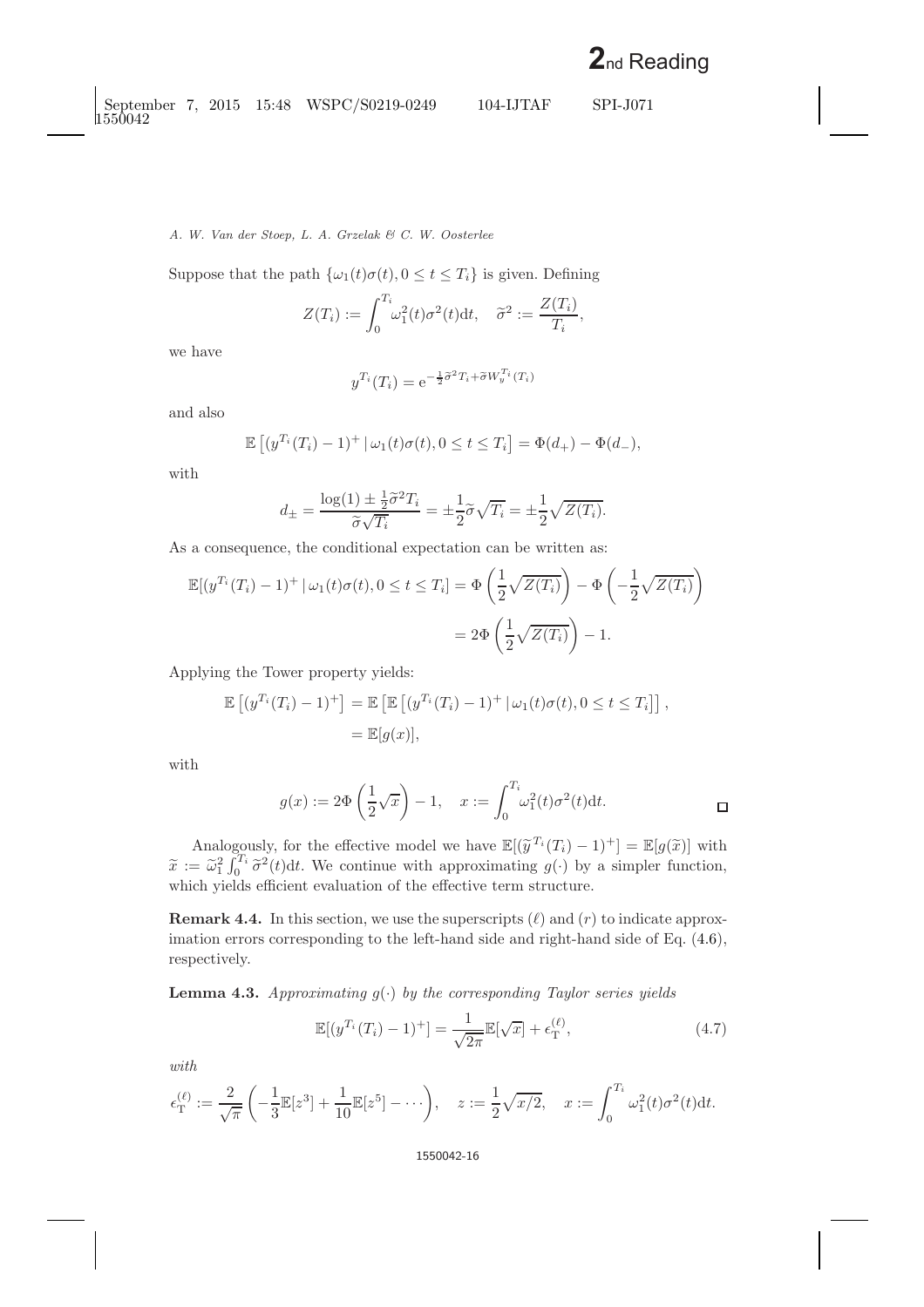Suppose that the path $\{\omega_1(t)\sigma(t), 0 \le t \le T_i\}$ is given. Defining

$$Z(T_i) := \int_0^{T_i} \omega_1^2(t)\sigma^2(t)\mathrm{d}t, \quad \widetilde{\sigma}^2 := \frac{Z(T_i)}{T_i},$$

we have

$$y^{T_i}(T_i) = \mathrm{e}^{-\frac{1}{2}\widetilde{\sigma}^2 T_i + \widetilde{\sigma} W_y^{T_i}(T_i)}$$

and also

$$\mathbb{E}\left[(y^{T_i}(T_i) - 1)^+ \,|\, \omega_1(t)\sigma(t), 0 \le t \le T_i\right] = \Phi(d_+) - \Phi(d_-),$$

with

$$d_\pm = \frac{\log(1) \pm \frac{1}{2}\widetilde{\sigma}^2 T_i}{\widetilde{\sigma}\sqrt{T_i}} = \pm\frac{1}{2}\widetilde{\sigma}\sqrt{T_i} = \pm\frac{1}{2}\sqrt{Z(T_i)}.$$

As a consequence, the conditional expectation can be written as:

$$\begin{aligned}
\mathbb{E}[(y^{T_i}(T_i) - 1)^+ \,|\, \omega_1(t)\sigma(t), 0 \le t \le T_i] &= \Phi\left(\frac{1}{2}\sqrt{Z(T_i)}\right) - \Phi\left(-\frac{1}{2}\sqrt{Z(T_i)}\right) \\
&= 2\Phi\left(\frac{1}{2}\sqrt{Z(T_i)}\right) - 1.
\end{aligned}$$

Applying the Tower property yields:

$$\begin{aligned}
\mathbb{E}\left[(y^{T_i}(T_i) - 1)^+\right] &= \mathbb{E}\left[\mathbb{E}\left[(y^{T_i}(T_i) - 1)^+ \,|\, \omega_1(t)\sigma(t), 0 \le t \le T_i\right]\right], \\
&= \mathbb{E}[g(x)],
\end{aligned}$$

with

$$g(x) := 2\Phi\left(\frac{1}{2}\sqrt{x}\right) - 1, \quad x := \int_0^{T_i} \omega_1^2(t)\sigma^2(t)\mathrm{d}t. \qquad \square$$

Analogously, for the effective model we have $\mathbb{E}[(\widetilde{y}^{T_i}(T_i) - 1)^+] = \mathbb{E}[g(\widetilde{x})]$ with $\widetilde{x} := \widetilde{\omega}_1^2 \int_0^{T_i} \widetilde{\sigma}^2(t)\mathrm{d}t$. We continue with approximating $g(\cdot)$ by a simpler function, which yields efficient evaluation of the effective term structure.

**Remark 4.4.** In this section, we use the superscripts $(\ell)$ and $(r)$ to indicate approximation errors corresponding to the left-hand side and right-hand side of Eq. (4.6), respectively.

**Lemma 4.3.** *Approximating $g(\cdot)$ by the corresponding Taylor series yields*

$$\mathbb{E}[(y^{T_i}(T_i) - 1)^+] = \frac{1}{\sqrt{2\pi}}\mathbb{E}[\sqrt{x}] + \epsilon_{\mathrm{T}}^{(\ell)}, \tag{4.7}$$

*with*

$$\epsilon_{\mathrm{T}}^{(\ell)} := \frac{2}{\sqrt{\pi}}\left(-\frac{1}{3}\mathbb{E}[z^3] + \frac{1}{10}\mathbb{E}[z^5] - \cdots\right), \quad z := \frac{1}{2}\sqrt{x/2}, \quad x := \int_0^{T_i} \omega_1^2(t)\sigma^2(t)\mathrm{d}t.$$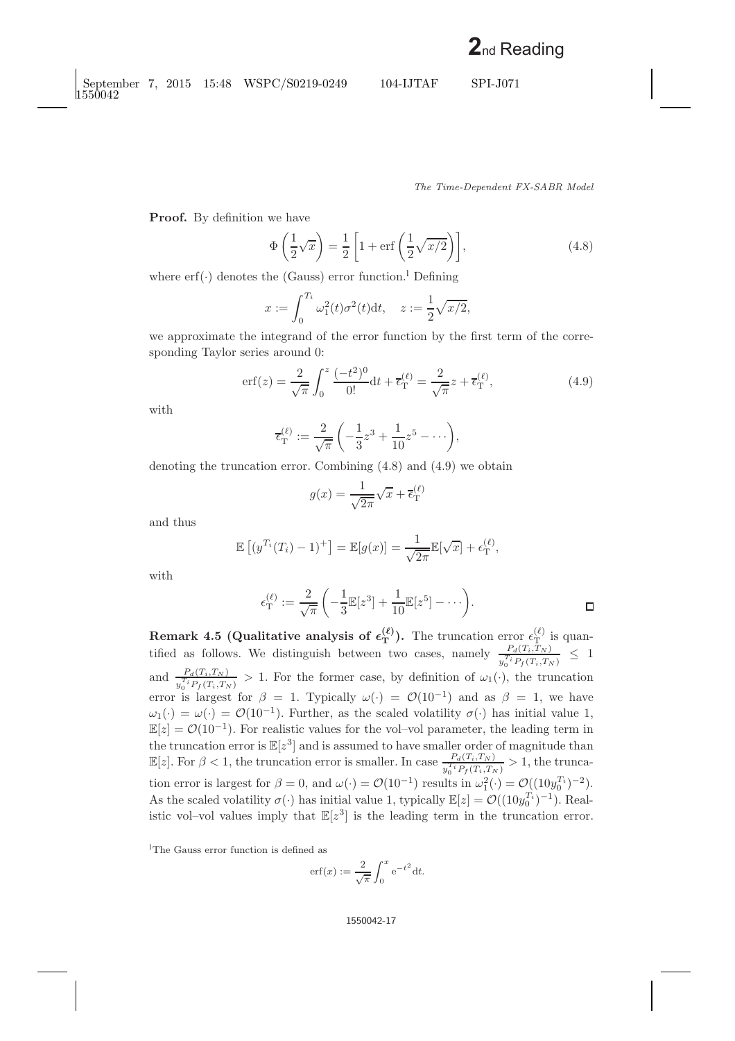**Proof.** By definition we have

$$\Phi\left(\frac{1}{2}\sqrt{x}\right) = \frac{1}{2}\left[1 + \operatorname{erf}\left(\frac{1}{2}\sqrt{x/2}\right)\right], \tag{4.8}$$

where $\operatorname{erf}(\cdot)$ denotes the (Gauss) error function.[1] Defining

$$x := \int_0^{T_i} \omega_1^2(t)\sigma^2(t)\mathrm{d}t, \quad z := \frac{1}{2}\sqrt{x/2},$$

we approximate the integrand of the error function by the first term of the corresponding Taylor series around 0:

$$\operatorname{erf}(z) = \frac{2}{\sqrt{\pi}}\int_0^z \frac{(-t^2)^0}{0!}\mathrm{d}t + \overline{\epsilon}_{\mathrm{T}}^{(\ell)} = \frac{2}{\sqrt{\pi}}z + \overline{\epsilon}_{\mathrm{T}}^{(\ell)}, \tag{4.9}$$

with

$$\overline{\epsilon}_{\mathrm{T}}^{(\ell)} := \frac{2}{\sqrt{\pi}}\left(-\frac{1}{3}z^3 + \frac{1}{10}z^5 - \cdots\right),$$

denoting the truncation error. Combining (4.8) and (4.9) we obtain

$$g(x) = \frac{1}{\sqrt{2\pi}}\sqrt{x} + \overline{\epsilon}_{\mathrm{T}}^{(\ell)}$$

and thus

$$\mathbb{E}\left[(y^{T_i}(T_i) - 1)^+\right] = \mathbb{E}[g(x)] = \frac{1}{\sqrt{2\pi}}\mathbb{E}[\sqrt{x}] + \epsilon_{\mathrm{T}}^{(\ell)},$$

with

$$\epsilon_{\mathrm{T}}^{(\ell)} := \frac{2}{\sqrt{\pi}}\left(-\frac{1}{3}\mathbb{E}[z^3] + \frac{1}{10}\mathbb{E}[z^5] - \cdots\right).$$

□

**Remark 4.5 (Qualitative analysis of $\epsilon_{\mathrm{T}}^{(\ell)}$).** The truncation error $\epsilon_{\mathrm{T}}^{(\ell)}$ is quantified as follows. We distinguish between two cases, namely $\frac{P_d(T_i,T_N)}{y_0^{T_i}P_f(T_i,T_N)} \leq 1$ and $\frac{P_d(T_i,T_N)}{y_0^{T_i}P_f(T_i,T_N)} > 1$. For the former case, by definition of $\omega_1(\cdot)$, the truncation error is largest for $\beta = 1$. Typically $\omega(\cdot) = \mathcal{O}(10^{-1})$ and as $\beta = 1$, we have $\omega_1(\cdot) = \omega(\cdot) = \mathcal{O}(10^{-1})$. Further, as the scaled volatility $\sigma(\cdot)$ has initial value 1, $\mathbb{E}[z] = \mathcal{O}(10^{-1})$. For realistic values for the vol–vol parameter, the leading term in the truncation error is $\mathbb{E}[z^3]$ and is assumed to have smaller order of magnitude than $\mathbb{E}[z]$. For $\beta < 1$, the truncation error is smaller. In case $\frac{P_d(T_i,T_N)}{y_0^{T_i}P_f(T_i,T_N)} > 1$, the truncation error is largest for $\beta = 0$, and $\omega(\cdot) = \mathcal{O}(10^{-1})$ results in $\omega_1^2(\cdot) = \mathcal{O}((10y_0^{T_i})^{-2})$. As the scaled volatility $\sigma(\cdot)$ has initial value 1, typically $\mathbb{E}[z] = \mathcal{O}((10y_0^{T_i})^{-1})$. Realistic vol–vol values imply that $\mathbb{E}[z^3]$ is the leading term in the truncation error.

[1] The Gauss error function is defined as

$$\operatorname{erf}(x) := \frac{2}{\sqrt{\pi}}\int_0^x \mathrm{e}^{-t^2}\mathrm{d}t.$$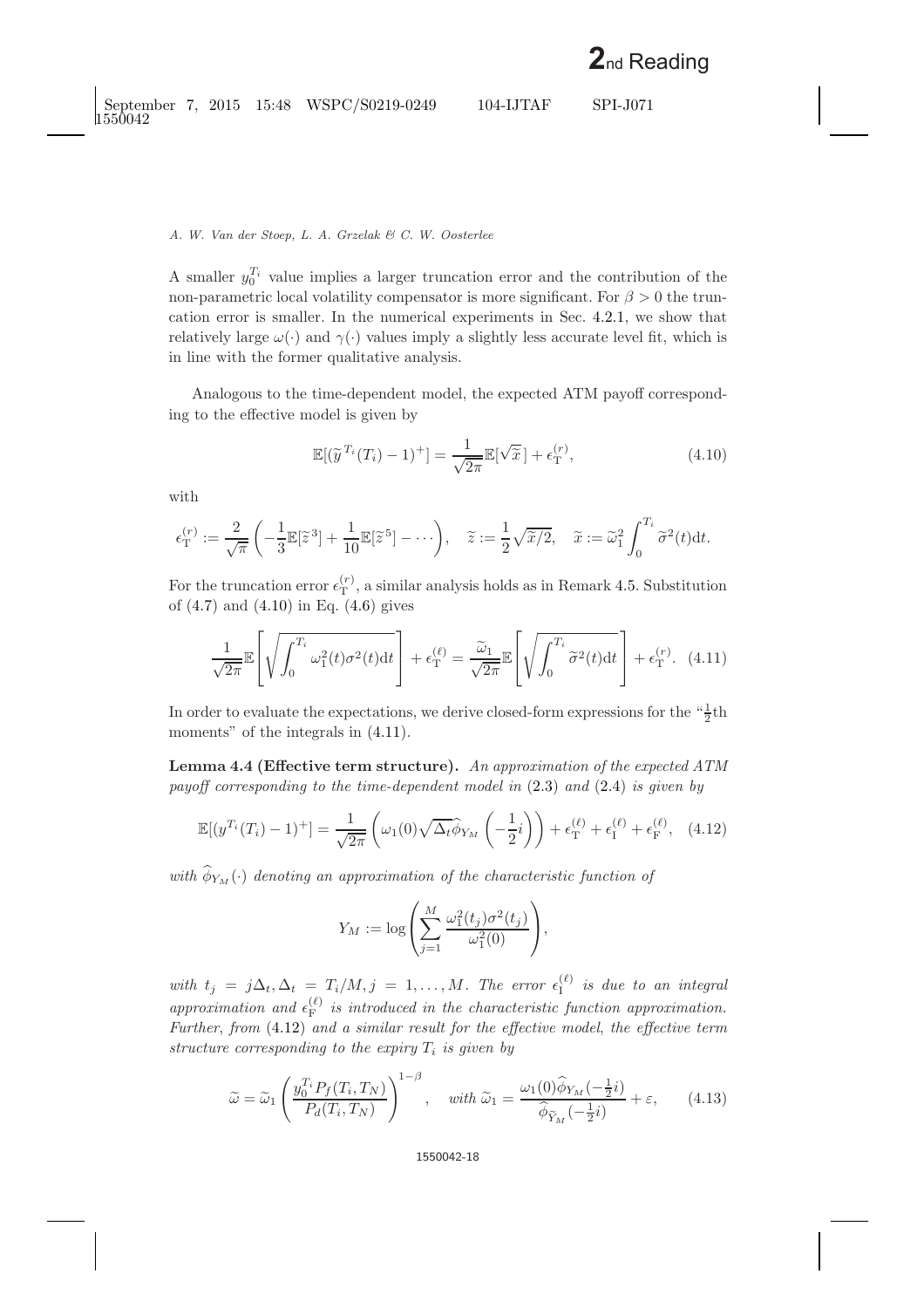A smaller $y_0^{T_i}$ value implies a larger truncation error and the contribution of the non-parametric local volatility compensator is more significant. For $\beta > 0$ the truncation error is smaller. In the numerical experiments in Sec. 4.2.1, we show that relatively large $\omega(\cdot)$ and $\gamma(\cdot)$ values imply a slightly less accurate level fit, which is in line with the former qualitative analysis.

Analogous to the time-dependent model, the expected ATM payoff corresponding to the effective model is given by

$$\mathbb{E}[(\widetilde{y}^{T_i}(T_i) - 1)^+] = \frac{1}{\sqrt{2\pi}}\mathbb{E}[\sqrt{\widetilde{x}}\,] + \epsilon_{\mathrm{T}}^{(r)}, \tag{4.10}$$

with

$$\epsilon_{\mathrm{T}}^{(r)} := \frac{2}{\sqrt{\pi}}\left(-\frac{1}{3}\mathbb{E}[\widetilde{z}^3] + \frac{1}{10}\mathbb{E}[\widetilde{z}^5] - \cdots\right), \quad \widetilde{z} := \frac{1}{2}\sqrt{\widetilde{x}/2}, \quad \widetilde{x} := \widetilde{\omega}_1^2\int_0^{T_i}\widetilde{\sigma}^2(t)\mathrm{d}t.$$

For the truncation error $\epsilon_{\mathrm{T}}^{(r)}$, a similar analysis holds as in Remark 4.5. Substitution of (4.7) and (4.10) in Eq. (4.6) gives

$$\frac{1}{\sqrt{2\pi}}\mathbb{E}\left[\sqrt{\int_0^{T_i}\omega_1^2(t)\sigma^2(t)\mathrm{d}t}\right] + \epsilon_{\mathrm{T}}^{(\ell)} = \frac{\widetilde{\omega}_1}{\sqrt{2\pi}}\mathbb{E}\left[\sqrt{\int_0^{T_i}\widetilde{\sigma}^2(t)\mathrm{d}t}\right] + \epsilon_{\mathrm{T}}^{(r)}. \tag{4.11}$$

In order to evaluate the expectations, we derive closed-form expressions for the "$\frac{1}{2}$th moments" of the integrals in (4.11).

**Lemma 4.4 (Effective term structure).** *An approximation of the expected ATM payoff corresponding to the time-dependent model in* (2.3) *and* (2.4) *is given by*

$$\mathbb{E}[(y^{T_i}(T_i) - 1)^+] = \frac{1}{\sqrt{2\pi}}\left(\omega_1(0)\sqrt{\Delta_t}\widehat{\phi}_{Y_M}\left(-\frac{1}{2}i\right)\right) + \epsilon_{\mathrm{T}}^{(\ell)} + \epsilon_{\mathrm{I}}^{(\ell)} + \epsilon_{\mathrm{F}}^{(\ell)}, \tag{4.12}$$

*with $\widehat{\phi}_{Y_M}(\cdot)$ denoting an approximation of the characteristic function of*

$$Y_M := \log\left(\sum_{j=1}^{M}\frac{\omega_1^2(t_j)\sigma^2(t_j)}{\omega_1^2(0)}\right),$$

*with $t_j = j\Delta_t, \Delta_t = T_i/M, j = 1, \ldots, M$. The error $\epsilon_{\mathrm{I}}^{(\ell)}$ is due to an integral approximation and $\epsilon_{\mathrm{F}}^{(\ell)}$ is introduced in the characteristic function approximation. Further, from* (4.12) *and a similar result for the effective model, the effective term structure corresponding to the expiry $T_i$ is given by*

$$\widetilde{\omega} = \widetilde{\omega}_1\left(\frac{y_0^{T_i}P_f(T_i, T_N)}{P_d(T_i, T_N)}\right)^{1-\beta}, \quad \text{with } \widetilde{\omega}_1 = \frac{\omega_1(0)\widehat{\phi}_{Y_M}(-\frac{1}{2}i)}{\widehat{\phi}_{\widetilde{Y}_M}(-\frac{1}{2}i)} + \varepsilon, \tag{4.13}$$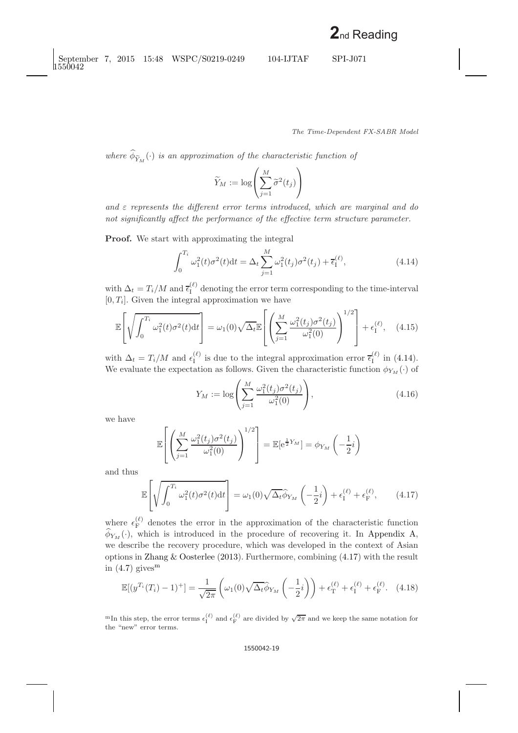*where $\widehat{\phi}_{\widetilde{Y}_M}(\cdot)$ is an approximation of the characteristic function of*

$$\widetilde{Y}_M := \log\left(\sum_{j=1}^{M} \widetilde{\sigma}^2(t_j)\right)$$

*and $\varepsilon$ represents the different error terms introduced, which are marginal and do not significantly affect the performance of the effective term structure parameter.*

**Proof.** We start with approximating the integral

$$\int_0^{T_i} \omega_1^2(t)\sigma^2(t)\mathrm{d}t = \Delta_t \sum_{j=1}^{M} \omega_1^2(t_j)\sigma^2(t_j) + \overline{\epsilon}_{\mathrm{I}}^{(\ell)}, \tag{4.14}$$

with $\Delta_t = T_i/M$ and $\overline{\epsilon}_{\mathrm{I}}^{(\ell)}$ denoting the error term corresponding to the time-interval $[0, T_i]$. Given the integral approximation we have

$$\mathbb{E}\left[\sqrt{\int_0^{T_i} \omega_1^2(t)\sigma^2(t)\mathrm{d}t}\right] = \omega_1(0)\sqrt{\Delta_t}\,\mathbb{E}\left[\left(\sum_{j=1}^{M} \frac{\omega_1^2(t_j)\sigma^2(t_j)}{\omega_1^2(0)}\right)^{1/2}\right] + \epsilon_{\mathrm{I}}^{(\ell)}, \tag{4.15}$$

with $\Delta_t = T_i/M$ and $\epsilon_{\mathrm{I}}^{(\ell)}$ is due to the integral approximation error $\overline{\epsilon}_{\mathrm{I}}^{(\ell)}$ in (4.14). We evaluate the expectation as follows. Given the characteristic function $\phi_{Y_M}(\cdot)$ of

$$Y_M := \log\left(\sum_{j=1}^{M} \frac{\omega_1^2(t_j)\sigma^2(t_j)}{\omega_1^2(0)}\right), \tag{4.16}$$

we have

$$\mathbb{E}\left[\left(\sum_{j=1}^{M} \frac{\omega_1^2(t_j)\sigma^2(t_j)}{\omega_1^2(0)}\right)^{1/2}\right] = \mathbb{E}[\mathrm{e}^{\frac{1}{2}Y_M}] = \phi_{Y_M}\left(-\frac{1}{2}i\right)$$

and thus

$$\mathbb{E}\left[\sqrt{\int_0^{T_i} \omega_1^2(t)\sigma^2(t)\mathrm{d}t}\right] = \omega_1(0)\sqrt{\Delta_t}\,\widehat{\phi}_{Y_M}\left(-\frac{1}{2}i\right) + \epsilon_{\mathrm{I}}^{(\ell)} + \epsilon_{\mathrm{F}}^{(\ell)}, \tag{4.17}$$

where $\epsilon_{\mathrm{F}}^{(\ell)}$ denotes the error in the approximation of the characteristic function $\widehat{\phi}_{Y_M}(\cdot)$, which is introduced in the procedure of recovering it. In Appendix A, we describe the recovery procedure, which was developed in the context of Asian options in Zhang & Oosterlee (2013). Furthermore, combining (4.17) with the result in (4.7) gives[m]

$$\mathbb{E}[(y^{T_i}(T_i) - 1)^+] = \frac{1}{\sqrt{2\pi}}\left(\omega_1(0)\sqrt{\Delta_t}\,\widehat{\phi}_{Y_M}\left(-\frac{1}{2}i\right)\right) + \epsilon_{\mathrm{T}}^{(\ell)} + \epsilon_{\mathrm{I}}^{(\ell)} + \epsilon_{\mathrm{F}}^{(\ell)}. \tag{4.18}$$

[m]In this step, the error terms $\epsilon_{\mathrm{I}}^{(\ell)}$ and $\epsilon_{\mathrm{F}}^{(\ell)}$ are divided by $\sqrt{2\pi}$ and we keep the same notation for the "new" error terms.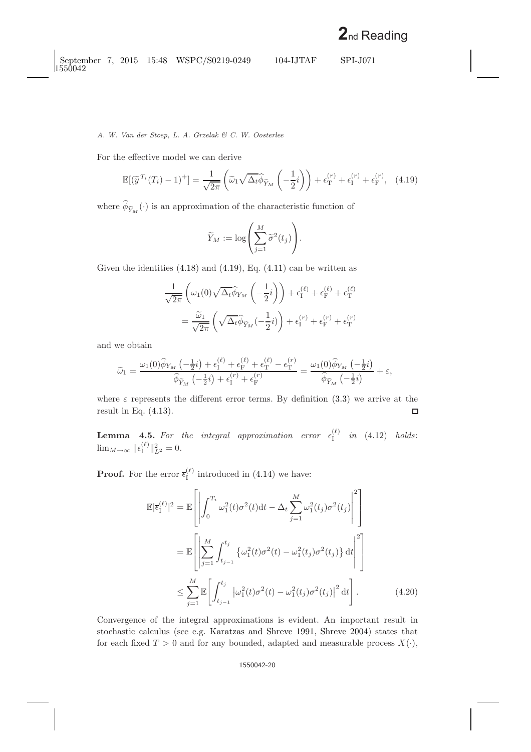For the effective model we can derive

$$\mathbb{E}[(\widetilde{y}^{T_i}(T_i)-1)^+] = \frac{1}{\sqrt{2\pi}}\left(\widetilde{\omega}_1\sqrt{\Delta_t}\widehat{\phi}_{\widetilde{Y}_M}\left(-\frac{1}{2}i\right)\right) + \epsilon_{\mathrm{T}}^{(r)} + \epsilon_{\mathrm{I}}^{(r)} + \epsilon_{\mathrm{F}}^{(r)}, \quad (4.19)$$

where $\widehat{\phi}_{\widetilde{Y}_M}(\cdot)$ is an approximation of the characteristic function of

$$\widetilde{Y}_M := \log\left(\sum_{j=1}^{M}\widetilde{\sigma}^2(t_j)\right).$$

Given the identities (4.18) and (4.19), Eq. (4.11) can be written as

$$\begin{aligned}
&\frac{1}{\sqrt{2\pi}}\left(\omega_1(0)\sqrt{\Delta_t}\widehat{\phi}_{Y_M}\left(-\frac{1}{2}i\right)\right) + \epsilon_{\mathrm{I}}^{(\ell)} + \epsilon_{\mathrm{F}}^{(\ell)} + \epsilon_{\mathrm{T}}^{(\ell)} \\
&\quad = \frac{\widetilde{\omega}_1}{\sqrt{2\pi}}\left(\sqrt{\Delta_t}\widehat{\phi}_{\widetilde{Y}_M}(-\frac{1}{2}i)\right) + \epsilon_{\mathrm{I}}^{(r)} + \epsilon_{\mathrm{F}}^{(r)} + \epsilon_{\mathrm{T}}^{(r)}
\end{aligned}$$

and we obtain

$$\widetilde{\omega}_1 = \frac{\omega_1(0)\widehat{\phi}_{Y_M}\left(-\frac{1}{2}i\right) + \epsilon_{\mathrm{I}}^{(\ell)} + \epsilon_{\mathrm{F}}^{(\ell)} + \epsilon_{\mathrm{T}}^{(\ell)} - \epsilon_{\mathrm{T}}^{(r)}}{\widehat{\phi}_{\widetilde{Y}_M}\left(-\frac{1}{2}i\right) + \epsilon_{\mathrm{I}}^{(r)} + \epsilon_{\mathrm{F}}^{(r)}} = \frac{\omega_1(0)\widehat{\phi}_{Y_M}\left(-\frac{1}{2}i\right)}{\widehat{\phi}_{\widetilde{Y}_M}\left(-\frac{1}{2}i\right)} + \varepsilon,$$

where $\varepsilon$ represents the different error terms. By definition (3.3) we arrive at the result in Eq. (4.13). □

**Lemma 4.5.** *For the integral approximation error* $\epsilon_{\mathrm{I}}^{(\ell)}$ *in* (4.12) *holds*: $\lim_{M\to\infty}\|\epsilon_{\mathrm{I}}^{(\ell)}\|_{L^2}^2 = 0$.

**Proof.** For the error $\overline{\epsilon}_{\mathrm{I}}^{(\ell)}$ introduced in (4.14) we have:

$$\begin{aligned}
\mathbb{E}|\overline{\epsilon}_{\mathrm{I}}^{(\ell)}|^2 &= \mathbb{E}\left[\left|\int_0^{T_i}\omega_1^2(t)\sigma^2(t)\mathrm{d}t - \Delta_t\sum_{j=1}^{M}\omega_1^2(t_j)\sigma^2(t_j)\right|^2\right] \\
&= \mathbb{E}\left[\left|\sum_{j=1}^{M}\int_{t_{j-1}}^{t_j}\left\{\omega_1^2(t)\sigma^2(t) - \omega_1^2(t_j)\sigma^2(t_j)\right\}\mathrm{d}t\right|^2\right] \\
&\leq \sum_{j=1}^{M}\mathbb{E}\left[\int_{t_{j-1}}^{t_j}\left|\omega_1^2(t)\sigma^2(t) - \omega_1^2(t_j)\sigma^2(t_j)\right|^2\mathrm{d}t\right]. \quad (4.20)
\end{aligned}$$

Convergence of the integral approximations is evident. An important result in stochastic calculus (see e.g. Karatzas and Shreve 1991, Shreve 2004) states that for each fixed $T > 0$ and for any bounded, adapted and measurable process $X(\cdot)$,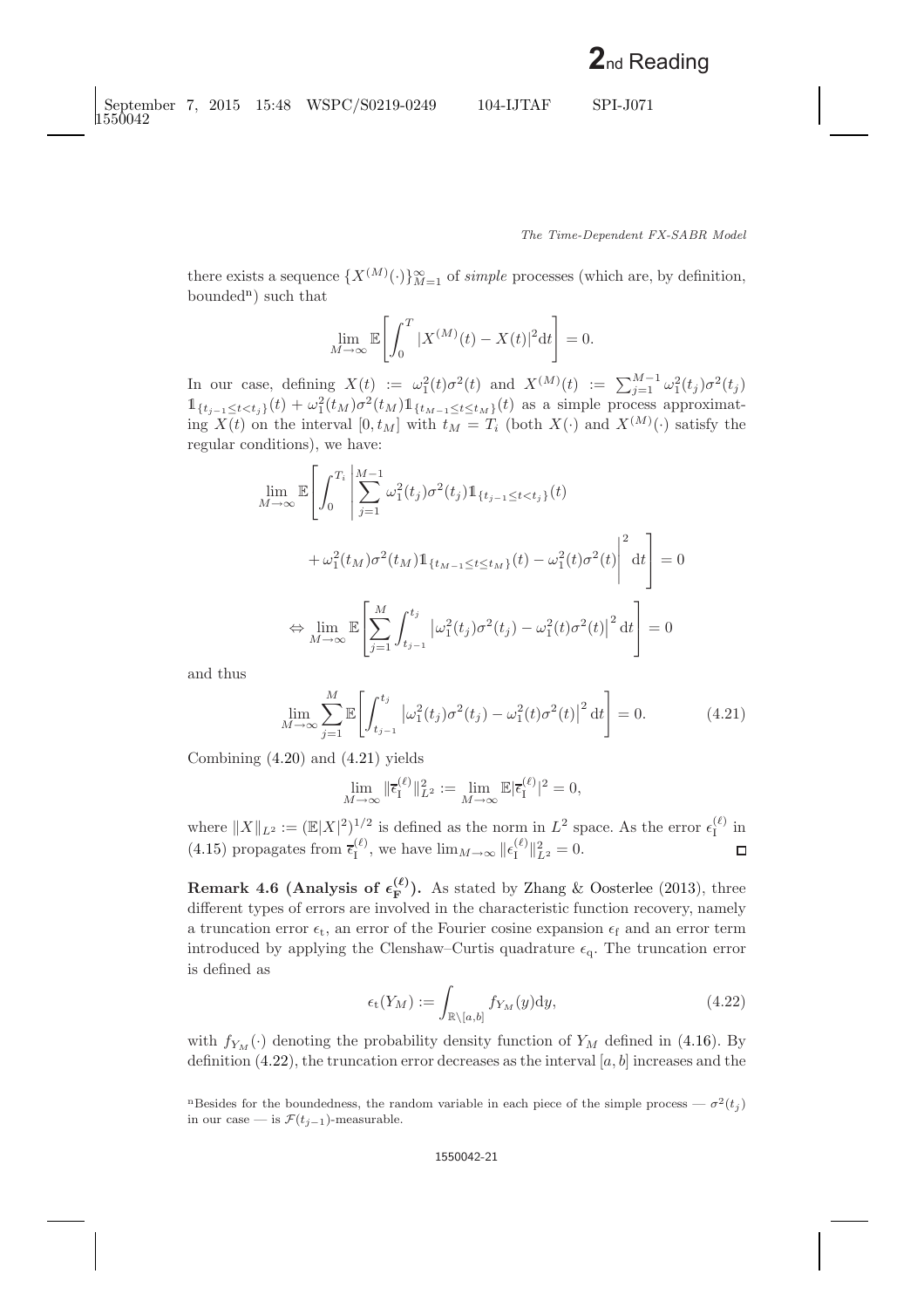there exists a sequence $\{X^{(M)}(\cdot)\}_{M=1}^{\infty}$ of *simple* processes (which are, by definition, bounded[n]) such that

$$\lim_{M\to\infty} \mathbb{E}\left[\int_0^T |X^{(M)}(t) - X(t)|^2 \mathrm{d}t\right] = 0.$$

In our case, defining $X(t) := \omega_1^2(t)\sigma^2(t)$ and $X^{(M)}(t) := \sum_{j=1}^{M-1} \omega_1^2(t_j)\sigma^2(t_j) \mathbb{1}_{\{t_{j-1}\le t<t_j\}}(t) + \omega_1^2(t_M)\sigma^2(t_M)\mathbb{1}_{\{t_{M-1}\le t\le t_M\}}(t)$ as a simple process approximating $X(t)$ on the interval $[0, t_M]$ with $t_M = T_i$ (both $X(\cdot)$ and $X^{(M)}(\cdot)$ satisfy the regular conditions), we have:

$$\lim_{M\to\infty} \mathbb{E}\left[\int_0^{T_i} \left|\sum_{j=1}^{M-1} \omega_1^2(t_j)\sigma^2(t_j)\mathbb{1}_{\{t_{j-1}\le t<t_j\}}(t) + \omega_1^2(t_M)\sigma^2(t_M)\mathbb{1}_{\{t_{M-1}\le t\le t_M\}}(t) - \omega_1^2(t)\sigma^2(t)\right|^2 \mathrm{d}t\right] = 0$$

$$\Leftrightarrow \lim_{M\to\infty} \mathbb{E}\left[\sum_{j=1}^{M}\int_{t_{j-1}}^{t_j} \left|\omega_1^2(t_j)\sigma^2(t_j) - \omega_1^2(t)\sigma^2(t)\right|^2 \mathrm{d}t\right] = 0$$

and thus

$$\lim_{M\to\infty} \sum_{j=1}^{M} \mathbb{E}\left[\int_{t_{j-1}}^{t_j} \left|\omega_1^2(t_j)\sigma^2(t_j) - \omega_1^2(t)\sigma^2(t)\right|^2 \mathrm{d}t\right] = 0. \tag{4.21}$$

Combining (4.20) and (4.21) yields

$$\lim_{M\to\infty} \|\overline{\epsilon}_{\mathrm{I}}^{(\ell)}\|_{L^2}^2 := \lim_{M\to\infty} \mathbb{E}|\overline{\epsilon}_{\mathrm{I}}^{(\ell)}|^2 = 0,$$

where $\|X\|_{L^2} := (\mathbb{E}|X|^2)^{1/2}$ is defined as the norm in $L^2$ space. As the error $\epsilon_{\mathrm{I}}^{(\ell)}$ in (4.15) propagates from $\overline{\epsilon}_{\mathrm{I}}^{(\ell)}$, we have $\lim_{M\to\infty} \|\epsilon_{\mathrm{I}}^{(\ell)}\|_{L^2}^2 = 0$. $\square$

**Remark 4.6 (Analysis of $\epsilon_{\mathrm{F}}^{(\ell)}$).** As stated by Zhang & Oosterlee (2013), three different types of errors are involved in the characteristic function recovery, namely a truncation error $\epsilon_{\mathrm{t}}$, an error of the Fourier cosine expansion $\epsilon_{\mathrm{f}}$ and an error term introduced by applying the Clenshaw–Curtis quadrature $\epsilon_{\mathrm{q}}$. The truncation error is defined as

$$\epsilon_{\mathrm{t}}(Y_M) := \int_{\mathbb{R}\setminus[a,b]} f_{Y_M}(y)\mathrm{d}y, \tag{4.22}$$

with $f_{Y_M}(\cdot)$ denoting the probability density function of $Y_M$ defined in (4.16). By definition (4.22), the truncation error decreases as the interval $[a, b]$ increases and the

[n] Besides for the boundedness, the random variable in each piece of the simple process — $\sigma^2(t_j)$ in our case — is $\mathcal{F}(t_{j-1})$-measurable.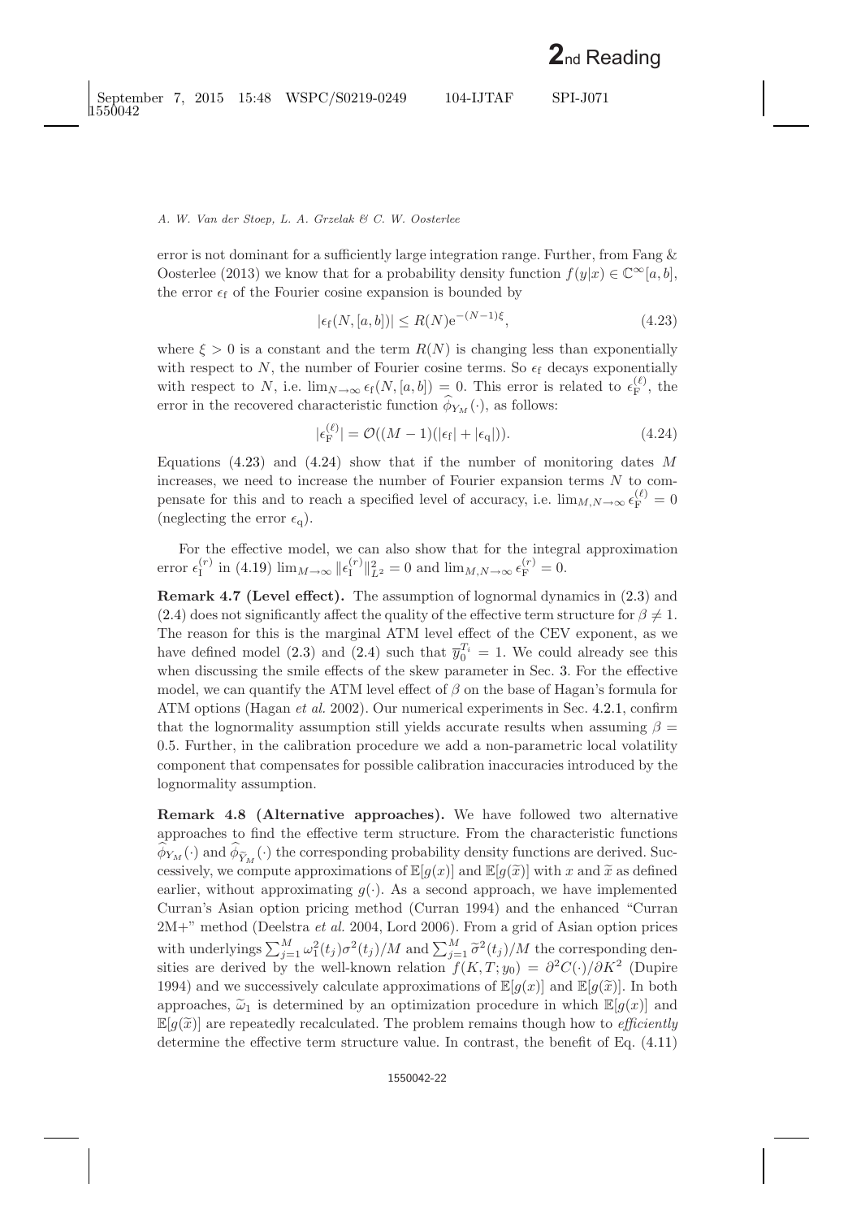error is not dominant for a sufficiently large integration range. Further, from Fang & Oosterlee (2013) we know that for a probability density function $f(y|x) \in \mathbb{C}^\infty[a,b]$, the error $\epsilon_\mathrm{f}$ of the Fourier cosine expansion is bounded by

$$|\epsilon_\mathrm{f}(N,[a,b])| \leq R(N)\mathrm{e}^{-(N-1)\xi}, \tag{4.23}$$

where $\xi > 0$ is a constant and the term $R(N)$ is changing less than exponentially with respect to $N$, the number of Fourier cosine terms. So $\epsilon_\mathrm{f}$ decays exponentially with respect to $N$, i.e. $\lim_{N\to\infty} \epsilon_\mathrm{f}(N,[a,b]) = 0$. This error is related to $\epsilon_\mathrm{F}^{(\ell)}$, the error in the recovered characteristic function $\widehat{\phi}_{Y_M}(\cdot)$, as follows:

$$|\epsilon_\mathrm{F}^{(\ell)}| = \mathcal{O}((M-1)(|\epsilon_\mathrm{f}| + |\epsilon_\mathrm{q}|)). \tag{4.24}$$

Equations (4.23) and (4.24) show that if the number of monitoring dates $M$ increases, we need to increase the number of Fourier expansion terms $N$ to compensate for this and to reach a specified level of accuracy, i.e. $\lim_{M,N\to\infty} \epsilon_\mathrm{F}^{(\ell)} = 0$ (neglecting the error $\epsilon_\mathrm{q}$).

For the effective model, we can also show that for the integral approximation error $\epsilon_\mathrm{I}^{(r)}$ in (4.19) $\lim_{M\to\infty} \|\epsilon_\mathrm{I}^{(r)}\|_{L^2}^2 = 0$ and $\lim_{M,N\to\infty} \epsilon_\mathrm{F}^{(r)} = 0$.

**Remark 4.7 (Level effect).** The assumption of lognormal dynamics in (2.3) and (2.4) does not significantly affect the quality of the effective term structure for $\beta \neq 1$. The reason for this is the marginal ATM level effect of the CEV exponent, as we have defined model (2.3) and (2.4) such that $\overline{y}_0^{T_i} = 1$. We could already see this when discussing the smile effects of the skew parameter in Sec. 3. For the effective model, we can quantify the ATM level effect of $\beta$ on the base of Hagan's formula for ATM options (Hagan *et al.* 2002). Our numerical experiments in Sec. 4.2.1, confirm that the lognormality assumption still yields accurate results when assuming $\beta = 0.5$. Further, in the calibration procedure we add a non-parametric local volatility component that compensates for possible calibration inaccuracies introduced by the lognormality assumption.

**Remark 4.8 (Alternative approaches).** We have followed two alternative approaches to find the effective term structure. From the characteristic functions $\widehat{\phi}_{Y_M}(\cdot)$ and $\widehat{\phi}_{\widetilde{Y}_M}(\cdot)$ the corresponding probability density functions are derived. Successively, we compute approximations of $\mathbb{E}[g(x)]$ and $\mathbb{E}[g(\widetilde{x})]$ with $x$ and $\widetilde{x}$ as defined earlier, without approximating $g(\cdot)$. As a second approach, we have implemented Curran's Asian option pricing method (Curran 1994) and the enhanced "Curran 2M+" method (Deelstra *et al.* 2004, Lord 2006). From a grid of Asian option prices with underlyings $\sum_{j=1}^M \omega_1^2(t_j)\sigma^2(t_j)/M$ and $\sum_{j=1}^M \widetilde{\sigma}^2(t_j)/M$ the corresponding densities are derived by the well-known relation $f(K,T;y_0) = \partial^2 C(\cdot)/\partial K^2$ (Dupire 1994) and we successively calculate approximations of $\mathbb{E}[g(x)]$ and $\mathbb{E}[g(\widetilde{x})]$. In both approaches, $\widetilde{\omega}_1$ is determined by an optimization procedure in which $\mathbb{E}[g(x)]$ and $\mathbb{E}[g(\widetilde{x})]$ are repeatedly recalculated. The problem remains though how to *efficiently* determine the effective term structure value. In contrast, the benefit of Eq. (4.11)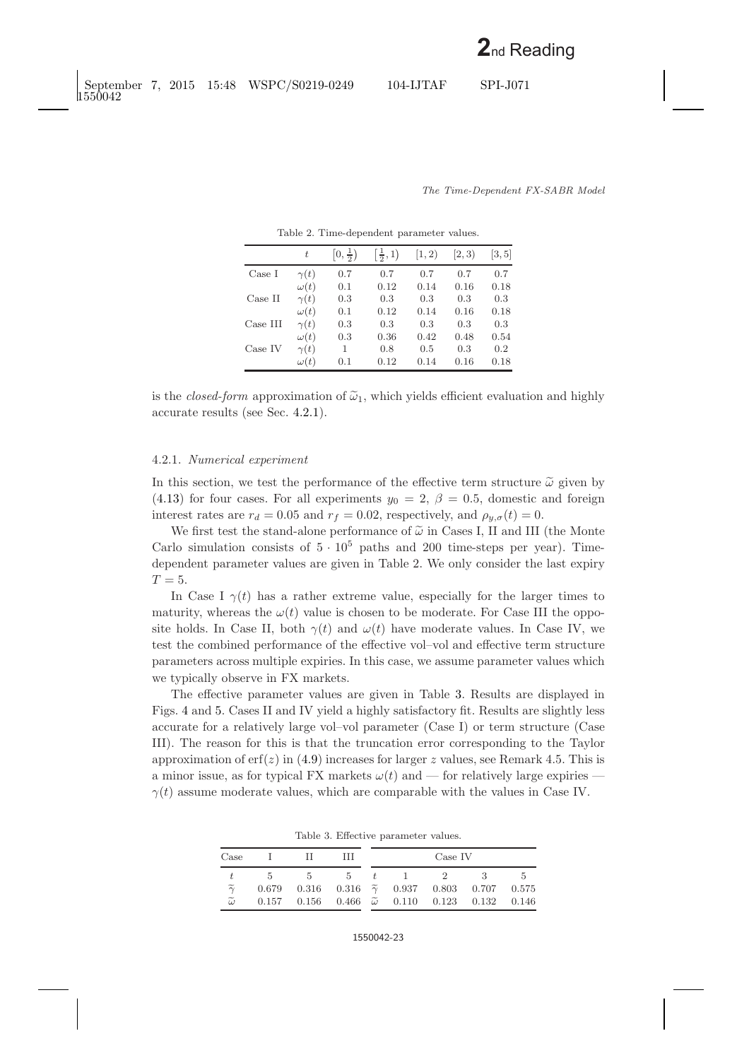Table 2. Time-dependent parameter values.

| | $t$ | $[0, \frac{1}{2})$ | $[\frac{1}{2}, 1)$ | $[1, 2)$ | $[2, 3)$ | $[3, 5]$ |
|---|---|---|---|---|---|---|
| Case I | $\gamma(t)$ | 0.7 | 0.7 | 0.7 | 0.7 | 0.7 |
| | $\omega(t)$ | 0.1 | 0.12 | 0.14 | 0.16 | 0.18 |
| Case II | $\gamma(t)$ | 0.3 | 0.3 | 0.3 | 0.3 | 0.3 |
| | $\omega(t)$ | 0.1 | 0.12 | 0.14 | 0.16 | 0.18 |
| Case III | $\gamma(t)$ | 0.3 | 0.3 | 0.3 | 0.3 | 0.3 |
| | $\omega(t)$ | 0.3 | 0.36 | 0.42 | 0.48 | 0.54 |
| Case IV | $\gamma(t)$ | 1 | 0.8 | 0.5 | 0.3 | 0.2 |
| | $\omega(t)$ | 0.1 | 0.12 | 0.14 | 0.16 | 0.18 |

is the *closed-form* approximation of $\widetilde{\omega}_1$, which yields efficient evaluation and highly accurate results (see Sec. 4.2.1).

#### 4.2.1. *Numerical experiment*

In this section, we test the performance of the effective term structure $\widetilde{\omega}$ given by (4.13) for four cases. For all experiments $y_0 = 2$, $\beta = 0.5$, domestic and foreign interest rates are $r_d = 0.05$ and $r_f = 0.02$, respectively, and $\rho_{y,\sigma}(t) = 0$.

We first test the stand-alone performance of $\widetilde{\omega}$ in Cases I, II and III (the Monte Carlo simulation consists of $5 \cdot 10^5$ paths and 200 time-steps per year). Time-dependent parameter values are given in Table 2. We only consider the last expiry $T = 5$.

In Case I $\gamma(t)$ has a rather extreme value, especially for the larger times to maturity, whereas the $\omega(t)$ value is chosen to be moderate. For Case III the opposite holds. In Case II, both $\gamma(t)$ and $\omega(t)$ have moderate values. In Case IV, we test the combined performance of the effective vol–vol and effective term structure parameters across multiple expiries. In this case, we assume parameter values which we typically observe in FX markets.

The effective parameter values are given in Table 3. Results are displayed in Figs. 4 and 5. Cases II and IV yield a highly satisfactory fit. Results are slightly less accurate for a relatively large vol–vol parameter (Case I) or term structure (Case III). The reason for this is that the truncation error corresponding to the Taylor approximation of $\text{erf}(z)$ in (4.9) increases for larger $z$ values, see Remark 4.5. This is a minor issue, as for typical FX markets $\omega(t)$ and — for relatively large expiries — $\gamma(t)$ assume moderate values, which are comparable with the values in Case IV.

Table 3. Effective parameter values.

| Case | I | II | III | | Case IV | | | |
|---|---|---|---|---|---|---|---|---|
| $t$ | 5 | 5 | 5 | $t$ | 1 | 2 | 3 | 5 |
| $\widetilde{\gamma}$ | 0.679 | 0.316 | 0.316 | $\widetilde{\gamma}$ | 0.937 | 0.803 | 0.707 | 0.575 |
| $\widetilde{\omega}$ | 0.157 | 0.156 | 0.466 | $\widetilde{\omega}$ | 0.110 | 0.123 | 0.132 | 0.146 |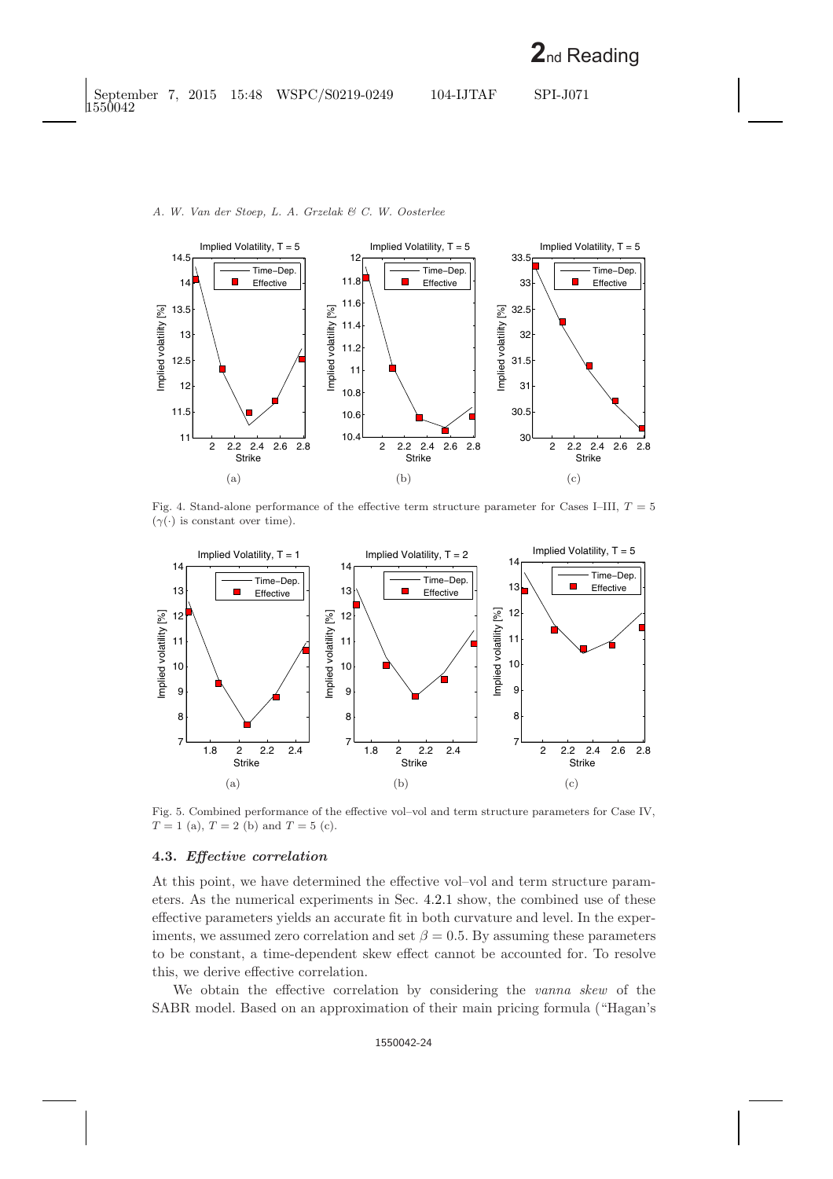Fig. 4. Stand-alone performance of the effective term structure parameter for Cases I–III, $T = 5$ ($\gamma(\cdot)$ is constant over time).

Fig. 5. Combined performance of the effective vol–vol and term structure parameters for Case IV, $T = 1$ (a), $T = 2$ (b) and $T = 5$ (c).

### 4.3. *Effective correlation*

At this point, we have determined the effective vol–vol and term structure parameters. As the numerical experiments in Sec. 4.2.1 show, the combined use of these effective parameters yields an accurate fit in both curvature and level. In the experiments, we assumed zero correlation and set $\beta = 0.5$. By assuming these parameters to be constant, a time-dependent skew effect cannot be accounted for. To resolve this, we derive effective correlation.

We obtain the effective correlation by considering the *vanna skew* of the SABR model. Based on an approximation of their main pricing formula ("Hagan's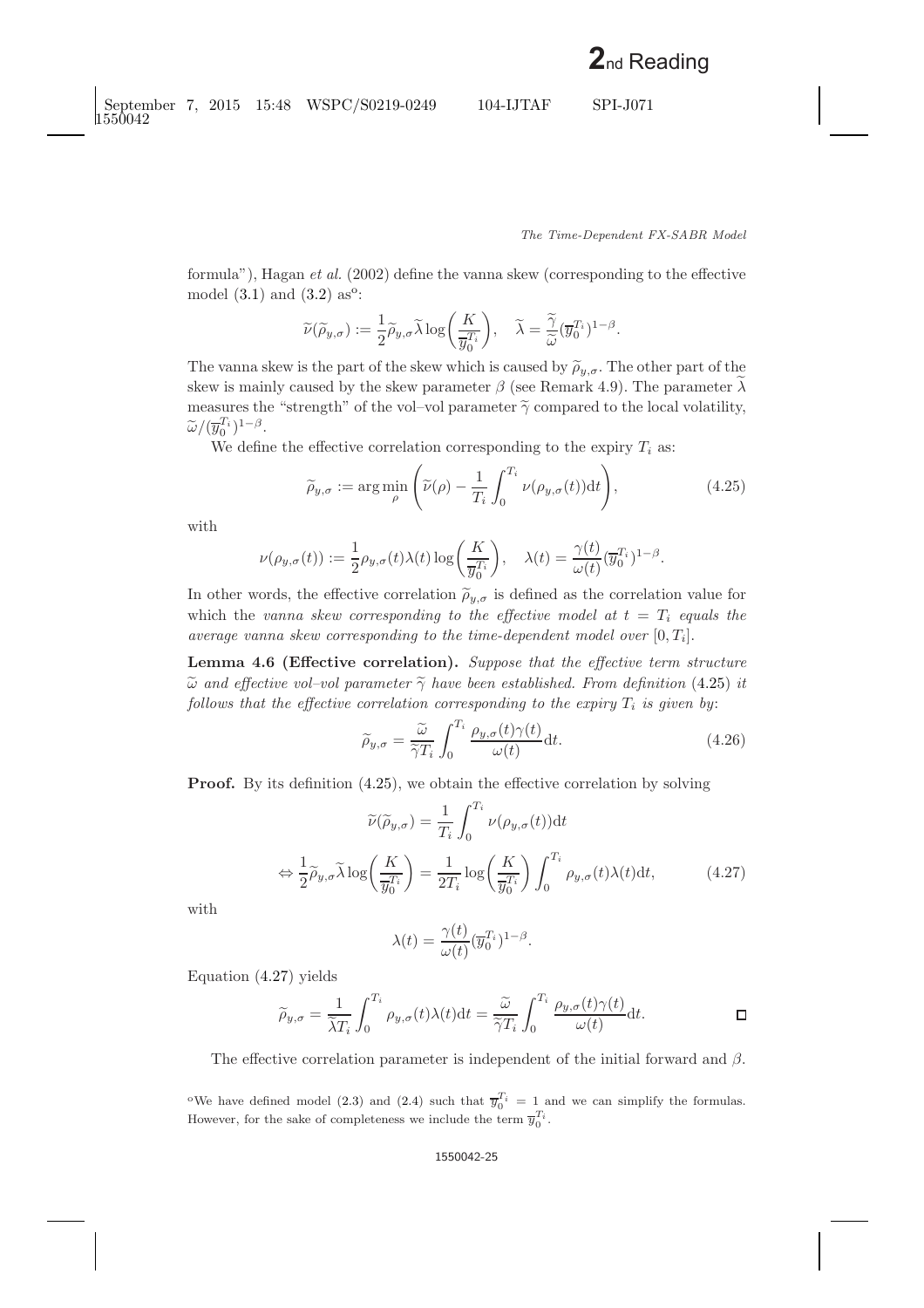formula"), Hagan *et al.* (2002) define the vanna skew (corresponding to the effective model (3.1) and (3.2) as[o]:

$$\widetilde{\nu}(\widetilde{\rho}_{y,\sigma}) := \frac{1}{2}\widetilde{\rho}_{y,\sigma}\widetilde{\lambda}\log\left(\frac{K}{\overline{y}_0^{T_i}}\right), \quad \widetilde{\lambda} = \frac{\widetilde{\gamma}}{\widetilde{\omega}}(\overline{y}_0^{T_i})^{1-\beta}.$$

The vanna skew is the part of the skew which is caused by $\widetilde{\rho}_{y,\sigma}$. The other part of the skew is mainly caused by the skew parameter $\beta$ (see Remark 4.9). The parameter $\widetilde{\lambda}$ measures the "strength" of the vol–vol parameter $\widetilde{\gamma}$ compared to the local volatility, $\widetilde{\omega}/(\overline{y}_0^{T_i})^{1-\beta}$.

We define the effective correlation corresponding to the expiry $T_i$ as:

$$\widetilde{\rho}_{y,\sigma} := \arg\min_{\rho}\left(\widetilde{\nu}(\rho) - \frac{1}{T_i}\int_0^{T_i}\nu(\rho_{y,\sigma}(t))\mathrm{d}t\right), \tag{4.25}$$

with

$$\nu(\rho_{y,\sigma}(t)) := \frac{1}{2}\rho_{y,\sigma}(t)\lambda(t)\log\left(\frac{K}{\overline{y}_0^{T_i}}\right), \quad \lambda(t) = \frac{\gamma(t)}{\omega(t)}(\overline{y}_0^{T_i})^{1-\beta}.$$

In other words, the effective correlation $\widetilde{\rho}_{y,\sigma}$ is defined as the correlation value for which the *vanna skew corresponding to the effective model at $t = T_i$ equals the average vanna skew corresponding to the time-dependent model over* $[0, T_i]$.

**Lemma 4.6 (Effective correlation).** *Suppose that the effective term structure $\widetilde{\omega}$ and effective vol–vol parameter $\widetilde{\gamma}$ have been established. From definition* (4.25) *it follows that the effective correlation corresponding to the expiry $T_i$ is given by*:

$$\widetilde{\rho}_{y,\sigma} = \frac{\widetilde{\omega}}{\widetilde{\gamma}T_i}\int_0^{T_i}\frac{\rho_{y,\sigma}(t)\gamma(t)}{\omega(t)}\mathrm{d}t. \tag{4.26}$$

**Proof.** By its definition (4.25), we obtain the effective correlation by solving

$$\widetilde{\nu}(\widetilde{\rho}_{y,\sigma}) = \frac{1}{T_i}\int_0^{T_i}\nu(\rho_{y,\sigma}(t))\mathrm{d}t$$

$$\Leftrightarrow \frac{1}{2}\widetilde{\rho}_{y,\sigma}\widetilde{\lambda}\log\left(\frac{K}{\overline{y}_0^{T_i}}\right) = \frac{1}{2T_i}\log\left(\frac{K}{\overline{y}_0^{T_i}}\right)\int_0^{T_i}\rho_{y,\sigma}(t)\lambda(t)\mathrm{d}t, \tag{4.27}$$

with

$$\lambda(t) = \frac{\gamma(t)}{\omega(t)}(\overline{y}_0^{T_i})^{1-\beta}.$$

Equation (4.27) yields

$$\widetilde{\rho}_{y,\sigma} = \frac{1}{\widetilde{\lambda}T_i}\int_0^{T_i}\rho_{y,\sigma}(t)\lambda(t)\mathrm{d}t = \frac{\widetilde{\omega}}{\widetilde{\gamma}T_i}\int_0^{T_i}\frac{\rho_{y,\sigma}(t)\gamma(t)}{\omega(t)}\mathrm{d}t. \qquad \square$$

The effective correlation parameter is independent of the initial forward and $\beta$.

[o]We have defined model (2.3) and (2.4) such that $\overline{y}_0^{T_i} = 1$ and we can simplify the formulas. However, for the sake of completeness we include the term $\overline{y}_0^{T_i}$.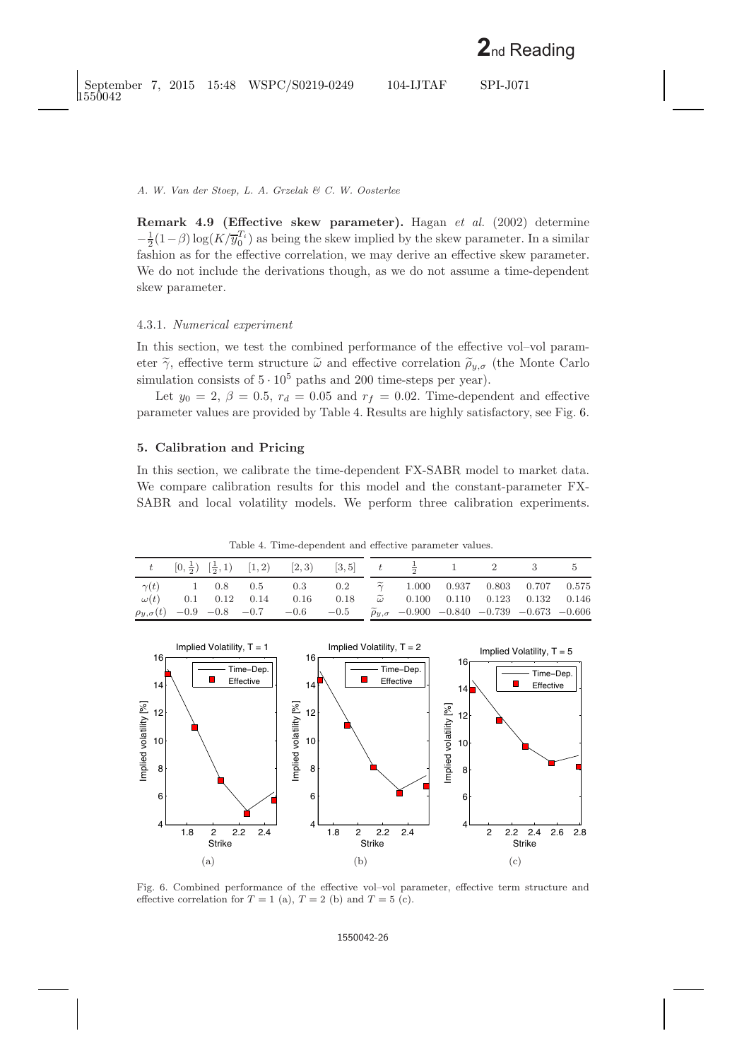**Remark 4.9 (Effective skew parameter).** Hagan *et al.* (2002) determine $-\frac{1}{2}(1-\beta)\log(K/\overline{y}_0^{T_i})$ as being the skew implied by the skew parameter. In a similar fashion as for the effective correlation, we may derive an effective skew parameter. We do not include the derivations though, as we do not assume a time-dependent skew parameter.

#### 4.3.1. *Numerical experiment*

In this section, we test the combined performance of the effective vol–vol parameter $\widetilde{\gamma}$, effective term structure $\widetilde{\omega}$ and effective correlation $\widetilde{\rho}_{y,\sigma}$ (the Monte Carlo simulation consists of $5 \cdot 10^5$ paths and 200 time-steps per year).

Let $y_0 = 2$, $\beta = 0.5$, $r_d = 0.05$ and $r_f = 0.02$. Time-dependent and effective parameter values are provided by Table 4. Results are highly satisfactory, see Fig. 6.

## 5. Calibration and Pricing

In this section, we calibrate the time-dependent FX-SABR model to market data. We compare calibration results for this model and the constant-parameter FX-SABR and local volatility models. We perform three calibration experiments.

Table 4. Time-dependent and effective parameter values.

| $t$ | $[0, \frac{1}{2})$ | $[\frac{1}{2}, 1)$ | $[1, 2)$ | $[2, 3)$ | $[3, 5]$ | $t$ | $\frac{1}{2}$ | 1 | 2 | 3 | 5 |
|---|---|---|---|---|---|---|---|---|---|---|---|
| $\gamma(t)$ | 1 | 0.8 | 0.5 | 0.3 | 0.2 | $\widetilde{\gamma}$ | 1.000 | 0.937 | 0.803 | 0.707 | 0.575 |
| $\omega(t)$ | 0.1 | 0.12 | 0.14 | 0.16 | 0.18 | $\widetilde{\omega}$ | 0.100 | 0.110 | 0.123 | 0.132 | 0.146 |
| $\rho_{y,\sigma}(t)$ | $-0.9$ | $-0.8$ | $-0.7$ | $-0.6$ | $-0.5$ | $\widetilde{\rho}_{y,\sigma}$ | $-0.900$ | $-0.840$ | $-0.739$ | $-0.673$ | $-0.606$ |

Fig. 6. Combined performance of the effective vol–vol parameter, effective term structure and effective correlation for $T = 1$ (a), $T = 2$ (b) and $T = 5$ (c).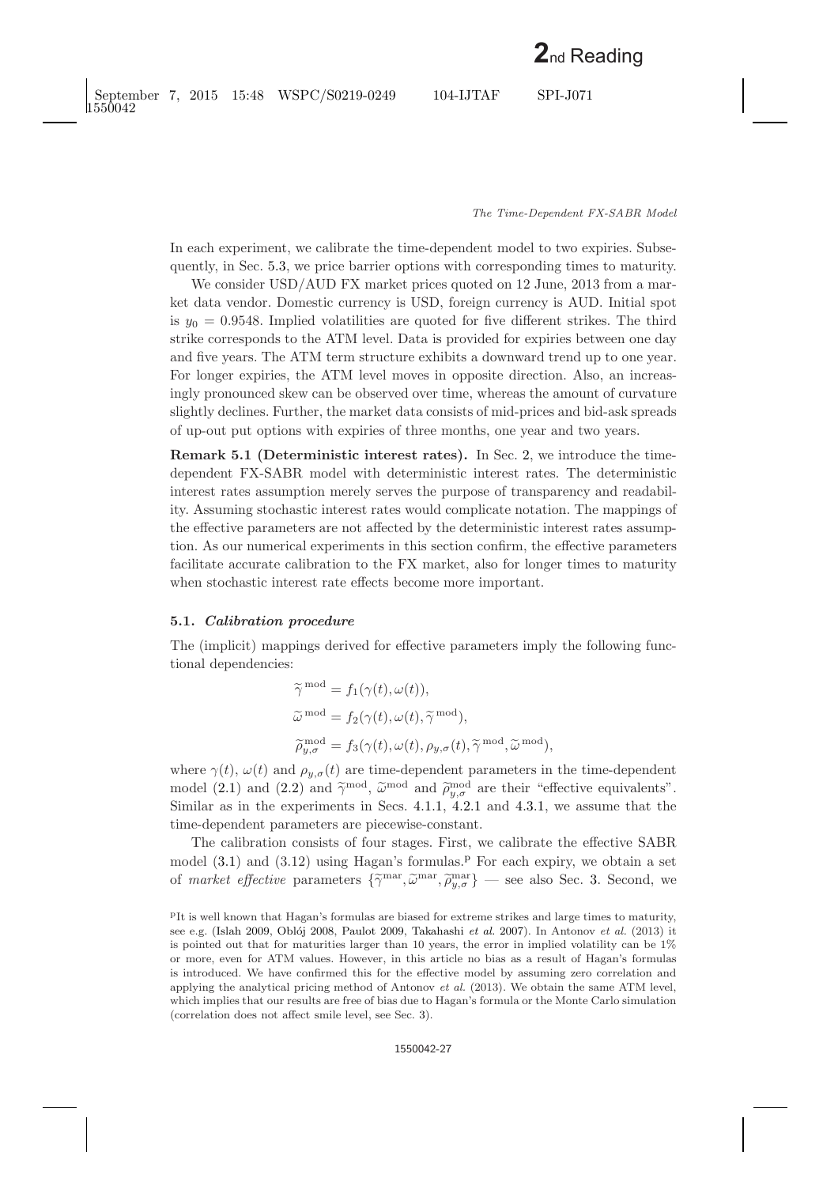In each experiment, we calibrate the time-dependent model to two expiries. Subsequently, in Sec. 5.3, we price barrier options with corresponding times to maturity.

We consider USD/AUD FX market prices quoted on 12 June, 2013 from a market data vendor. Domestic currency is USD, foreign currency is AUD. Initial spot is $y_0 = 0.9548$. Implied volatilities are quoted for five different strikes. The third strike corresponds to the ATM level. Data is provided for expiries between one day and five years. The ATM term structure exhibits a downward trend up to one year. For longer expiries, the ATM level moves in opposite direction. Also, an increasingly pronounced skew can be observed over time, whereas the amount of curvature slightly declines. Further, the market data consists of mid-prices and bid-ask spreads of up-out put options with expiries of three months, one year and two years.

**Remark 5.1 (Deterministic interest rates).** In Sec. 2, we introduce the time-dependent FX-SABR model with deterministic interest rates. The deterministic interest rates assumption merely serves the purpose of transparency and readability. Assuming stochastic interest rates would complicate notation. The mappings of the effective parameters are not affected by the deterministic interest rates assumption. As our numerical experiments in this section confirm, the effective parameters facilitate accurate calibration to the FX market, also for longer times to maturity when stochastic interest rate effects become more important.

### 5.1. *Calibration procedure*

The (implicit) mappings derived for effective parameters imply the following functional dependencies:

$$
\begin{aligned}
\widetilde{\gamma}^{\,\mathrm{mod}} &= f_1(\gamma(t), \omega(t)), \\
\widetilde{\omega}^{\,\mathrm{mod}} &= f_2(\gamma(t), \omega(t), \widetilde{\gamma}^{\,\mathrm{mod}}), \\
\widetilde{\rho}_{y,\sigma}^{\,\mathrm{mod}} &= f_3(\gamma(t), \omega(t), \rho_{y,\sigma}(t), \widetilde{\gamma}^{\,\mathrm{mod}}, \widetilde{\omega}^{\,\mathrm{mod}}),
\end{aligned}
$$

where $\gamma(t)$, $\omega(t)$ and $\rho_{y,\sigma}(t)$ are time-dependent parameters in the time-dependent model (2.1) and (2.2) and $\widetilde{\gamma}^{\mathrm{mod}}$, $\widetilde{\omega}^{\mathrm{mod}}$ and $\widetilde{\rho}_{y,\sigma}^{\mathrm{mod}}$ are their "effective equivalents". Similar as in the experiments in Secs. 4.1.1, 4.2.1 and 4.3.1, we assume that the time-dependent parameters are piecewise-constant.

The calibration consists of four stages. First, we calibrate the effective SABR model (3.1) and (3.12) using Hagan's formulas.[p] For each expiry, we obtain a set of *market effective* parameters $\{\widetilde{\gamma}^{\mathrm{mar}}, \widetilde{\omega}^{\mathrm{mar}}, \widetilde{\rho}_{y,\sigma}^{\mathrm{mar}}\}$ — see also Sec. 3. Second, we

[p] It is well known that Hagan's formulas are biased for extreme strikes and large times to maturity, see e.g. (Islah 2009, Oblój 2008, Paulot 2009, Takahashi *et al.* 2007). In Antonov *et al.* (2013) it is pointed out that for maturities larger than 10 years, the error in implied volatility can be 1% or more, even for ATM values. However, in this article no bias as a result of Hagan's formulas is introduced. We have confirmed this for the effective model by assuming zero correlation and applying the analytical pricing method of Antonov *et al.* (2013). We obtain the same ATM level, which implies that our results are free of bias due to Hagan's formula or the Monte Carlo simulation (correlation does not affect smile level, see Sec. 3).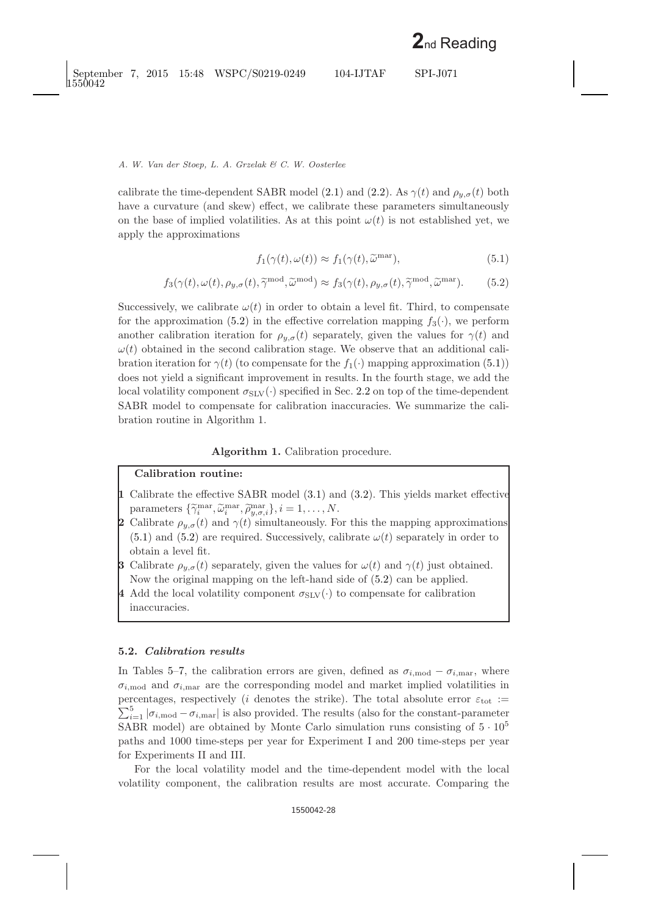calibrate the time-dependent SABR model (2.1) and (2.2). As $\gamma(t)$ and $\rho_{y,\sigma}(t)$ both have a curvature (and skew) effect, we calibrate these parameters simultaneously on the base of implied volatilities. As at this point $\omega(t)$ is not established yet, we apply the approximations

$$f_1(\gamma(t),\omega(t)) \approx f_1(\gamma(t),\widetilde{\omega}^{\text{mar}}), \tag{5.1}$$

$$f_3(\gamma(t),\omega(t),\rho_{y,\sigma}(t),\widetilde{\gamma}^{\text{mod}},\widetilde{\omega}^{\text{mod}}) \approx f_3(\gamma(t),\rho_{y,\sigma}(t),\widetilde{\gamma}^{\text{mod}},\widetilde{\omega}^{\text{mar}}). \tag{5.2}$$

Successively, we calibrate $\omega(t)$ in order to obtain a level fit. Third, to compensate for the approximation (5.2) in the effective correlation mapping $f_3(\cdot)$, we perform another calibration iteration for $\rho_{y,\sigma}(t)$ separately, given the values for $\gamma(t)$ and $\omega(t)$ obtained in the second calibration stage. We observe that an additional calibration iteration for $\gamma(t)$ (to compensate for the $f_1(\cdot)$ mapping approximation (5.1)) does not yield a significant improvement in results. In the fourth stage, we add the local volatility component $\sigma_{\text{SLV}}(\cdot)$ specified in Sec. 2.2 on top of the time-dependent SABR model to compensate for calibration inaccuracies. We summarize the calibration routine in Algorithm 1.

**Algorithm 1.** Calibration procedure.

**Calibration routine:**

1. Calibrate the effective SABR model (3.1) and (3.2). This yields market effective parameters $\{\widetilde{\gamma}_i^{\text{mar}},\widetilde{\omega}_i^{\text{mar}},\widetilde{\rho}_{y,\sigma,i}^{\text{mar}}\}, i=1,\ldots,N$.
2. Calibrate $\rho_{y,\sigma}(t)$ and $\gamma(t)$ simultaneously. For this the mapping approximations (5.1) and (5.2) are required. Successively, calibrate $\omega(t)$ separately in order to obtain a level fit.
3. Calibrate $\rho_{y,\sigma}(t)$ separately, given the values for $\omega(t)$ and $\gamma(t)$ just obtained. Now the original mapping on the left-hand side of (5.2) can be applied.
4. Add the local volatility component $\sigma_{\text{SLV}}(\cdot)$ to compensate for calibration inaccuracies.

### 5.2. *Calibration results*

In Tables 5–7, the calibration errors are given, defined as $\sigma_{i,\text{mod}} - \sigma_{i,\text{mar}}$, where $\sigma_{i,\text{mod}}$ and $\sigma_{i,\text{mar}}$ are the corresponding model and market implied volatilities in percentages, respectively ($i$ denotes the strike). The total absolute error $\varepsilon_{\text{tot}} := \sum_{i=1}^{5} |\sigma_{i,\text{mod}} - \sigma_{i,\text{mar}}|$ is also provided. The results (also for the constant-parameter SABR model) are obtained by Monte Carlo simulation runs consisting of $5 \cdot 10^5$ paths and 1000 time-steps per year for Experiment I and 200 time-steps per year for Experiments II and III.

For the local volatility model and the time-dependent model with the local volatility component, the calibration results are most accurate. Comparing the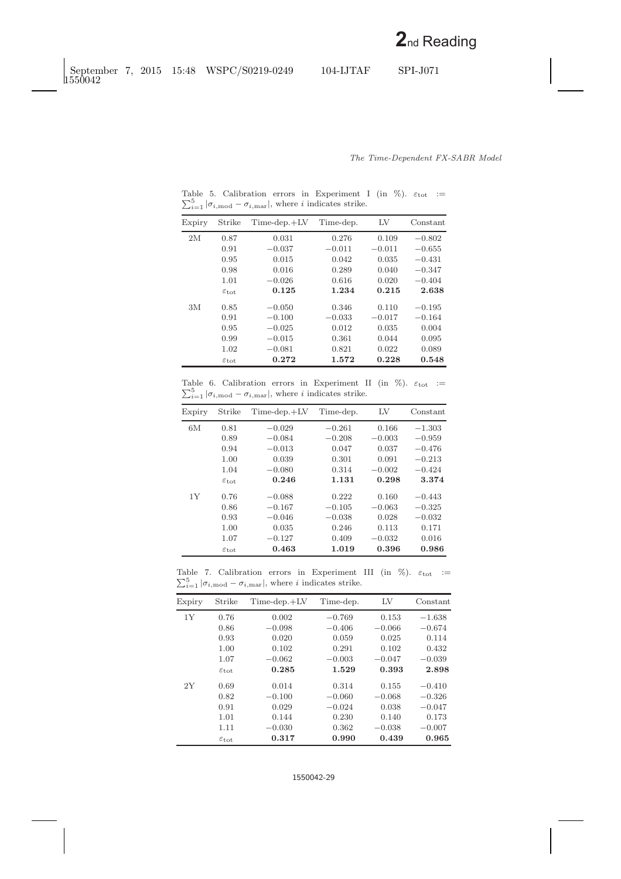Table 5. Calibration errors in Experiment I (in %). $\varepsilon_{\text{tot}} := \sum_{i=1}^{5} |\sigma_{i,\text{mod}} - \sigma_{i,\text{mar}}|$, where $i$ indicates strike.

| Expiry | Strike | Time-dep.+LV | Time-dep. | LV | Constant |
|---|---|---|---|---|---|
| 2M | 0.87 | 0.031 | 0.276 | 0.109 | −0.802 |
| | 0.91 | −0.037 | −0.011 | −0.011 | −0.655 |
| | 0.95 | 0.015 | 0.042 | 0.035 | −0.431 |
| | 0.98 | 0.016 | 0.289 | 0.040 | −0.347 |
| | 1.01 | −0.026 | 0.616 | 0.020 | −0.404 |
| | $\varepsilon_{\text{tot}}$ | **0.125** | **1.234** | **0.215** | **2.638** |
| 3M | 0.85 | −0.050 | 0.346 | 0.110 | −0.195 |
| | 0.91 | −0.100 | −0.033 | −0.017 | −0.164 |
| | 0.95 | −0.025 | 0.012 | 0.035 | 0.004 |
| | 0.99 | −0.015 | 0.361 | 0.044 | 0.095 |
| | 1.02 | −0.081 | 0.821 | 0.022 | 0.089 |
| | $\varepsilon_{\text{tot}}$ | **0.272** | **1.572** | **0.228** | **0.548** |

Table 6. Calibration errors in Experiment II (in %). $\varepsilon_{\text{tot}} := \sum_{i=1}^{5} |\sigma_{i,\text{mod}} - \sigma_{i,\text{mar}}|$, where $i$ indicates strike.

| Expiry | Strike | Time-dep.+LV | Time-dep. | LV | Constant |
|---|---|---|---|---|---|
| 6M | 0.81 | −0.029 | −0.261 | 0.166 | −1.303 |
| | 0.89 | −0.084 | −0.208 | −0.003 | −0.959 |
| | 0.94 | −0.013 | 0.047 | 0.037 | −0.476 |
| | 1.00 | 0.039 | 0.301 | 0.091 | −0.213 |
| | 1.04 | −0.080 | 0.314 | −0.002 | −0.424 |
| | $\varepsilon_{\text{tot}}$ | **0.246** | **1.131** | **0.298** | **3.374** |
| 1Y | 0.76 | −0.088 | 0.222 | 0.160 | −0.443 |
| | 0.86 | −0.167 | −0.105 | −0.063 | −0.325 |
| | 0.93 | −0.046 | −0.038 | 0.028 | −0.032 |
| | 1.00 | 0.035 | 0.246 | 0.113 | 0.171 |
| | 1.07 | −0.127 | 0.409 | −0.032 | 0.016 |
| | $\varepsilon_{\text{tot}}$ | **0.463** | **1.019** | **0.396** | **0.986** |

Table 7. Calibration errors in Experiment III (in %). $\varepsilon_{\text{tot}} := \sum_{i=1}^{5} |\sigma_{i,\text{mod}} - \sigma_{i,\text{mar}}|$, where $i$ indicates strike.

| Expiry | Strike | Time-dep.+LV | Time-dep. | LV | Constant |
|---|---|---|---|---|---|
| 1Y | 0.76 | 0.002 | −0.769 | 0.153 | −1.638 |
| | 0.86 | −0.098 | −0.406 | −0.066 | −0.674 |
| | 0.93 | 0.020 | 0.059 | 0.025 | 0.114 |
| | 1.00 | 0.102 | 0.291 | 0.102 | 0.432 |
| | 1.07 | −0.062 | −0.003 | −0.047 | −0.039 |
| | $\varepsilon_{\text{tot}}$ | **0.285** | **1.529** | **0.393** | **2.898** |
| 2Y | 0.69 | 0.014 | 0.314 | 0.155 | −0.410 |
| | 0.82 | −0.100 | −0.060 | −0.068 | −0.326 |
| | 0.91 | 0.029 | −0.024 | 0.038 | −0.047 |
| | 1.01 | 0.144 | 0.230 | 0.140 | 0.173 |
| | 1.11 | −0.030 | 0.362 | −0.038 | −0.007 |
| | $\varepsilon_{\text{tot}}$ | **0.317** | **0.990** | **0.439** | **0.965** |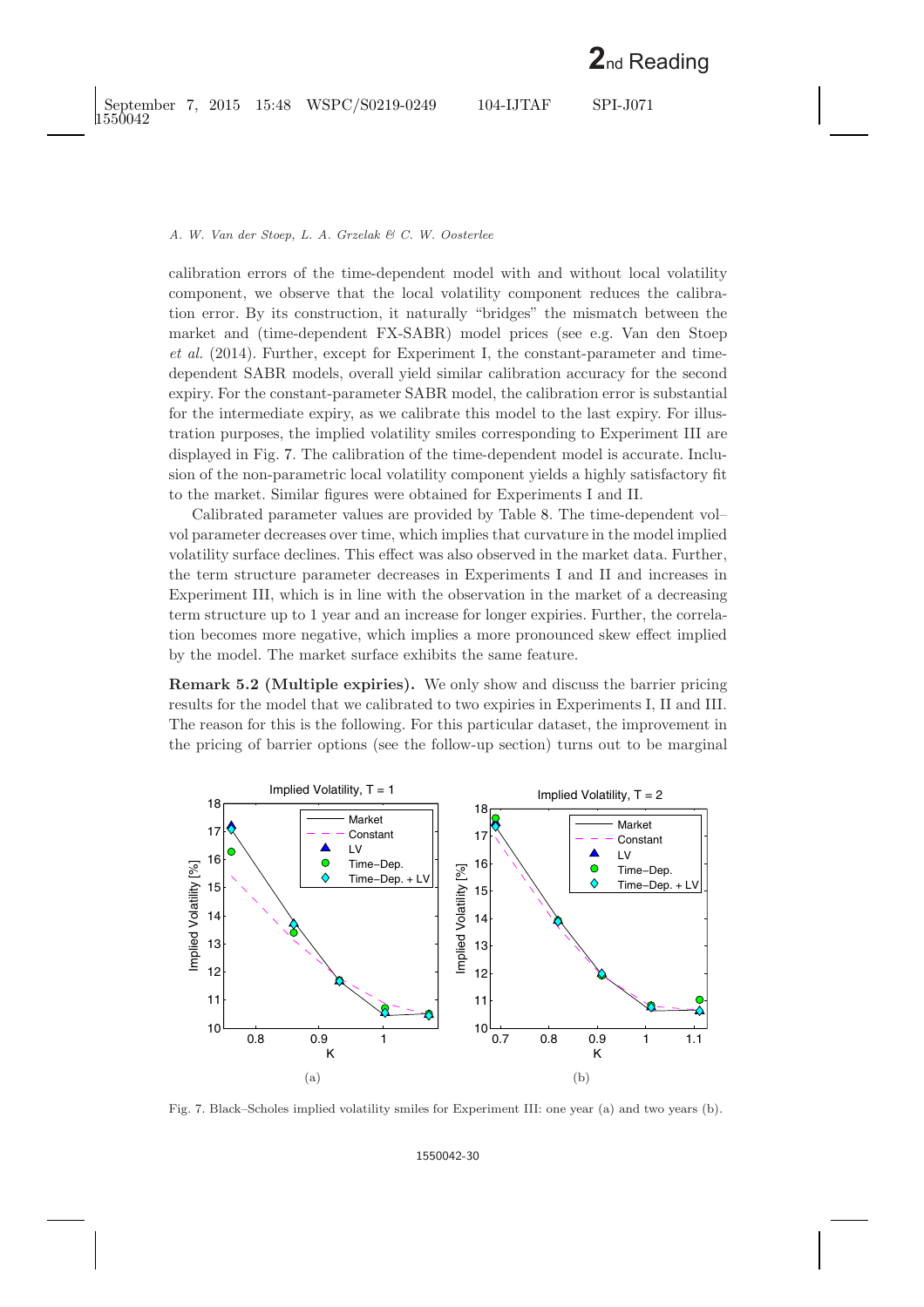calibration errors of the time-dependent model with and without local volatility component, we observe that the local volatility component reduces the calibration error. By its construction, it naturally "bridges" the mismatch between the market and (time-dependent FX-SABR) model prices (see e.g. Van den Stoep *et al.* (2014). Further, except for Experiment I, the constant-parameter and time-dependent SABR models, overall yield similar calibration accuracy for the second expiry. For the constant-parameter SABR model, the calibration error is substantial for the intermediate expiry, as we calibrate this model to the last expiry. For illustration purposes, the implied volatility smiles corresponding to Experiment III are displayed in Fig. 7. The calibration of the time-dependent model is accurate. Inclusion of the non-parametric local volatility component yields a highly satisfactory fit to the market. Similar figures were obtained for Experiments I and II.

Calibrated parameter values are provided by Table 8. The time-dependent vol–vol parameter decreases over time, which implies that curvature in the model implied volatility surface declines. This effect was also observed in the market data. Further, the term structure parameter decreases in Experiments I and II and increases in Experiment III, which is in line with the observation in the market of a decreasing term structure up to 1 year and an increase for longer expiries. Further, the correlation becomes more negative, which implies a more pronounced skew effect implied by the model. The market surface exhibits the same feature.

**Remark 5.2 (Multiple expiries).** We only show and discuss the barrier pricing results for the model that we calibrated to two expiries in Experiments I, II and III. The reason for this is the following. For this particular dataset, the improvement in the pricing of barrier options (see the follow-up section) turns out to be marginal

Fig. 7. Black–Scholes implied volatility smiles for Experiment III: one year (a) and two years (b).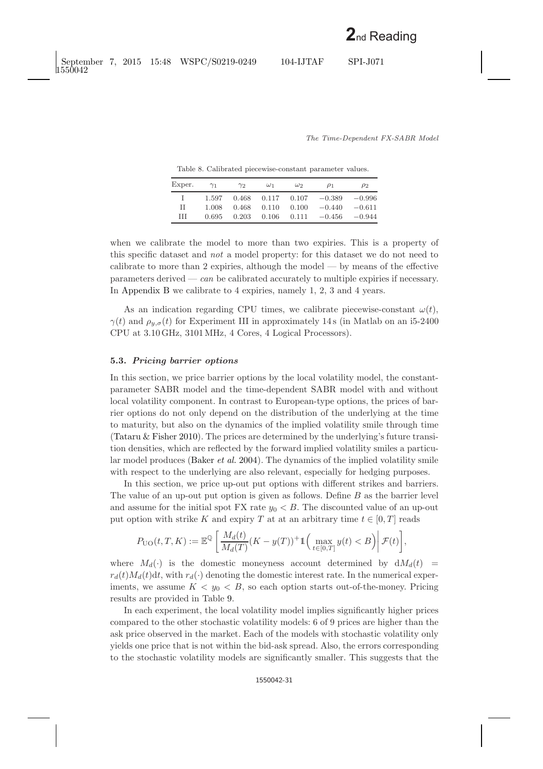Table 8. Calibrated piecewise-constant parameter values.

| Exper. | $\gamma_1$ | $\gamma_2$ | $\omega_1$ | $\omega_2$ | $\rho_1$ | $\rho_2$ |
|---|---|---|---|---|---|---|
| I | 1.597 | 0.468 | 0.117 | 0.107 | −0.389 | −0.996 |
| II | 1.008 | 0.468 | 0.110 | 0.100 | −0.440 | −0.611 |
| III | 0.695 | 0.203 | 0.106 | 0.111 | −0.456 | −0.944 |

when we calibrate the model to more than two expiries. This is a property of this specific dataset and *not* a model property: for this dataset we do not need to calibrate to more than 2 expiries, although the model — by means of the effective parameters derived — *can* be calibrated accurately to multiple expiries if necessary. In Appendix B we calibrate to 4 expiries, namely 1, 2, 3 and 4 years.

As an indication regarding CPU times, we calibrate piecewise-constant $\omega(t)$, $\gamma(t)$ and $\rho_{y,\sigma}(t)$ for Experiment III in approximately 14 s (in Matlab on an i5-2400 CPU at 3.10 GHz, 3101 MHz, 4 Cores, 4 Logical Processors).

### 5.3. *Pricing barrier options*

In this section, we price barrier options by the local volatility model, the constant-parameter SABR model and the time-dependent SABR model with and without local volatility component. In contrast to European-type options, the prices of barrier options do not only depend on the distribution of the underlying at the time to maturity, but also on the dynamics of the implied volatility smile through time (Tataru & Fisher 2010). The prices are determined by the underlying's future transition densities, which are reflected by the forward implied volatility smiles a particular model produces (Baker *et al.* 2004). The dynamics of the implied volatility smile with respect to the underlying are also relevant, especially for hedging purposes.

In this section, we price up-out put options with different strikes and barriers. The value of an up-out put option is given as follows. Define $B$ as the barrier level and assume for the initial spot FX rate $y_0 < B$. The discounted value of an up-out put option with strike $K$ and expiry $T$ at at an arbitrary time $t \in [0, T]$ reads

$$P_{\mathrm{UO}}(t, T, K) := \mathbb{E}^{\mathbb{Q}}\left[\frac{M_d(t)}{M_d(T)}(K - y(T))^{+}\mathbb{1}\Big(\max_{t\in[0,T]} y(t) < B\Big)\,\Big|\, \mathcal{F}(t)\right],$$

where $M_d(\cdot)$ is the domestic moneyness account determined by $\mathrm{d}M_d(t) = r_d(t)M_d(t)\mathrm{d}t$, with $r_d(\cdot)$ denoting the domestic interest rate. In the numerical experiments, we assume $K < y_0 < B$, so each option starts out-of-the-money. Pricing results are provided in Table 9.

In each experiment, the local volatility model implies significantly higher prices compared to the other stochastic volatility models: 6 of 9 prices are higher than the ask price observed in the market. Each of the models with stochastic volatility only yields one price that is not within the bid-ask spread. Also, the errors corresponding to the stochastic volatility models are significantly smaller. This suggests that the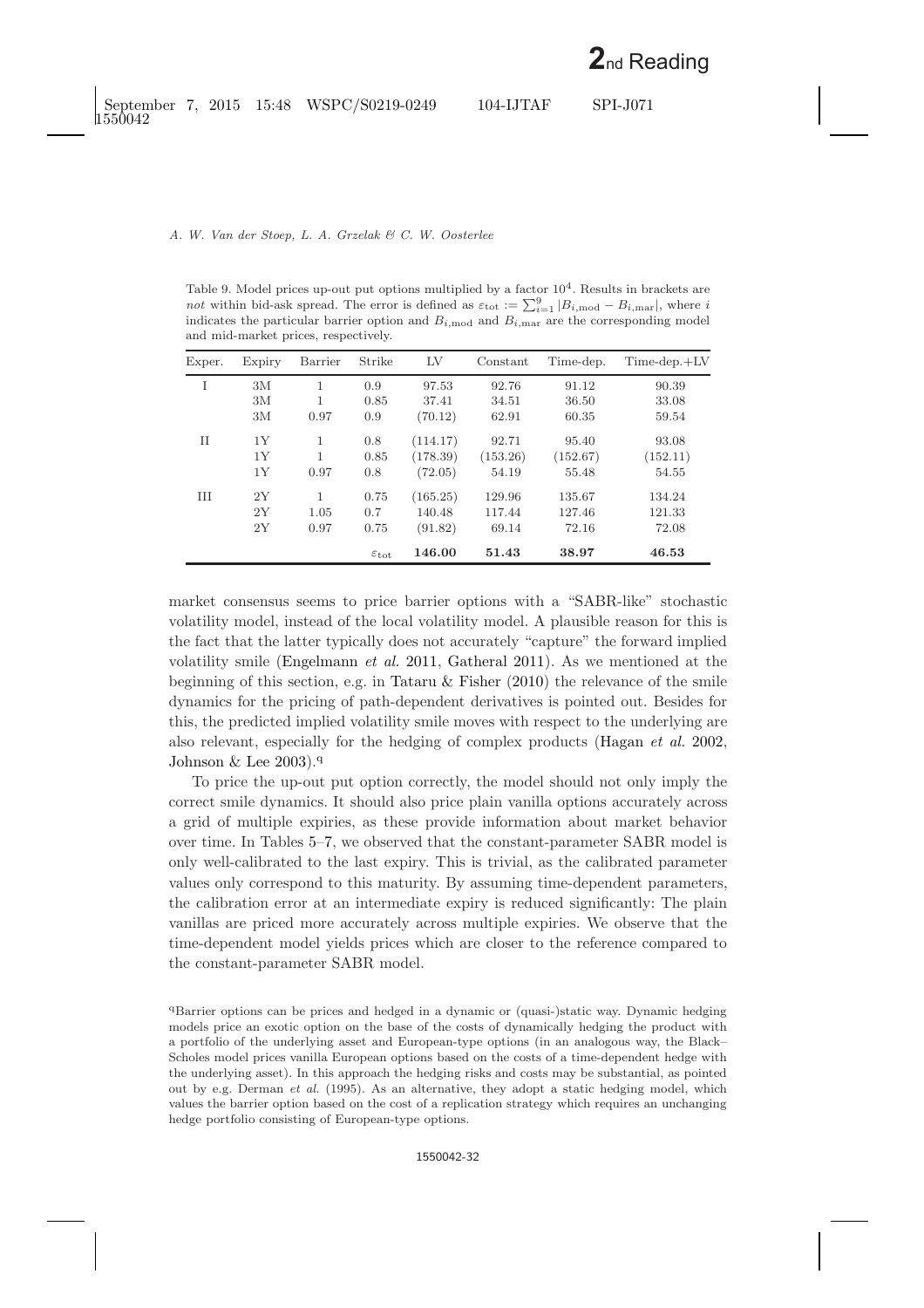Table 9. Model prices up-out put options multiplied by a factor $10^4$. Results in brackets are *not* within bid-ask spread. The error is defined as $\varepsilon_{\text{tot}} := \sum_{i=1}^{9} |B_{i,\text{mod}} - B_{i,\text{mar}}|$, where $i$ indicates the particular barrier option and $B_{i,\text{mod}}$ and $B_{i,\text{mar}}$ are the corresponding model and mid-market prices, respectively.

| Exper. | Expiry | Barrier | Strike | LV | Constant | Time-dep. | Time-dep.+LV |
|---|---|---|---|---|---|---|---|
| I | 3M | 1 | 0.9 | 97.53 | 92.76 | 91.12 | 90.39 |
| | 3M | 1 | 0.85 | 37.41 | 34.51 | 36.50 | 33.08 |
| | 3M | 0.97 | 0.9 | (70.12) | 62.91 | 60.35 | 59.54 |
| II | 1Y | 1 | 0.8 | (114.17) | 92.71 | 95.40 | 93.08 |
| | 1Y | 1 | 0.85 | (178.39) | (153.26) | (152.67) | (152.11) |
| | 1Y | 0.97 | 0.8 | (72.05) | 54.19 | 55.48 | 54.55 |
| III | 2Y | 1 | 0.75 | (165.25) | 129.96 | 135.67 | 134.24 |
| | 2Y | 1.05 | 0.7 | 140.48 | 117.44 | 127.46 | 121.33 |
| | 2Y | 0.97 | 0.75 | (91.82) | 69.14 | 72.16 | 72.08 |
| | | | $\varepsilon_{\text{tot}}$ | **146.00** | **51.43** | **38.97** | **46.53** |

market consensus seems to price barrier options with a "SABR-like" stochastic volatility model, instead of the local volatility model. A plausible reason for this is the fact that the latter typically does not accurately "capture" the forward implied volatility smile (Engelmann *et al.* 2011, Gatheral 2011). As we mentioned at the beginning of this section, e.g. in Tataru & Fisher (2010) the relevance of the smile dynamics for the pricing of path-dependent derivatives is pointed out. Besides for this, the predicted implied volatility smile moves with respect to the underlying are also relevant, especially for the hedging of complex products (Hagan *et al.* 2002, Johnson & Lee 2003).[q]

To price the up-out put option correctly, the model should not only imply the correct smile dynamics. It should also price plain vanilla options accurately across a grid of multiple expiries, as these provide information about market behavior over time. In Tables 5–7, we observed that the constant-parameter SABR model is only well-calibrated to the last expiry. This is trivial, as the calibrated parameter values only correspond to this maturity. By assuming time-dependent parameters, the calibration error at an intermediate expiry is reduced significantly: The plain vanillas are priced more accurately across multiple expiries. We observe that the time-dependent model yields prices which are closer to the reference compared to the constant-parameter SABR model.

[q]Barrier options can be prices and hedged in a dynamic or (quasi-)static way. Dynamic hedging models price an exotic option on the base of the costs of dynamically hedging the product with a portfolio of the underlying asset and European-type options (in an analogous way, the Black–Scholes model prices vanilla European options based on the costs of a time-dependent hedge with the underlying asset). In this approach the hedging risks and costs may be substantial, as pointed out by e.g. Derman *et al.* (1995). As an alternative, they adopt a static hedging model, which values the barrier option based on the cost of a replication strategy which requires an unchanging hedge portfolio consisting of European-type options.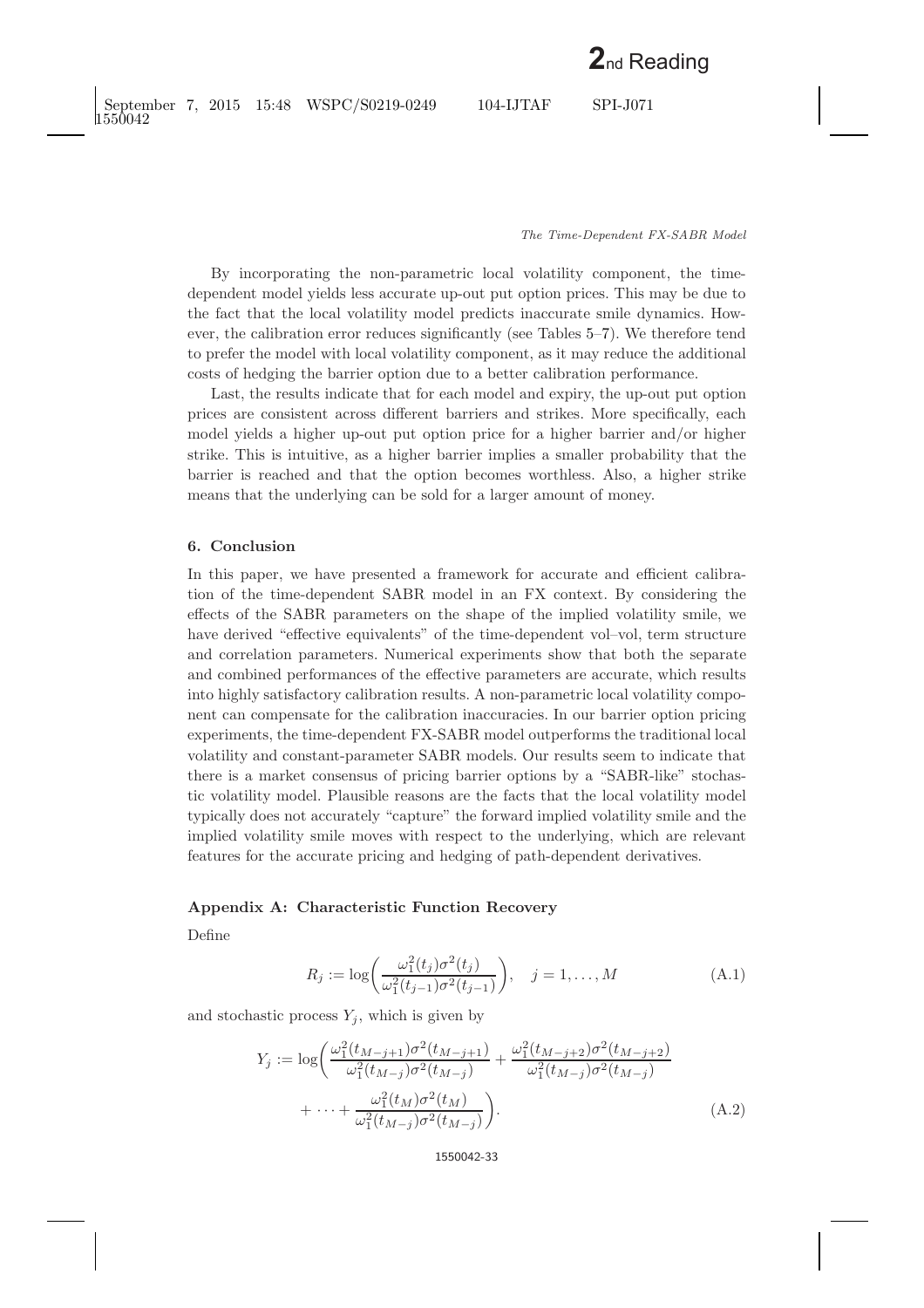By incorporating the non-parametric local volatility component, the time-dependent model yields less accurate up-out put option prices. This may be due to the fact that the local volatility model predicts inaccurate smile dynamics. However, the calibration error reduces significantly (see Tables 5–7). We therefore tend to prefer the model with local volatility component, as it may reduce the additional costs of hedging the barrier option due to a better calibration performance.

Last, the results indicate that for each model and expiry, the up-out put option prices are consistent across different barriers and strikes. More specifically, each model yields a higher up-out put option price for a higher barrier and/or higher strike. This is intuitive, as a higher barrier implies a smaller probability that the barrier is reached and that the option becomes worthless. Also, a higher strike means that the underlying can be sold for a larger amount of money.

## 6. Conclusion

In this paper, we have presented a framework for accurate and efficient calibration of the time-dependent SABR model in an FX context. By considering the effects of the SABR parameters on the shape of the implied volatility smile, we have derived "effective equivalents" of the time-dependent vol–vol, term structure and correlation parameters. Numerical experiments show that both the separate and combined performances of the effective parameters are accurate, which results into highly satisfactory calibration results. A non-parametric local volatility component can compensate for the calibration inaccuracies. In our barrier option pricing experiments, the time-dependent FX-SABR model outperforms the traditional local volatility and constant-parameter SABR models. Our results seem to indicate that there is a market consensus of pricing barrier options by a "SABR-like" stochastic volatility model. Plausible reasons are the facts that the local volatility model typically does not accurately "capture" the forward implied volatility smile and the implied volatility smile moves with respect to the underlying, which are relevant features for the accurate pricing and hedging of path-dependent derivatives.

## Appendix A: Characteristic Function Recovery

Define

$$R_j := \log\left(\frac{\omega_1^2(t_j)\sigma^2(t_j)}{\omega_1^2(t_{j-1})\sigma^2(t_{j-1})}\right), \quad j = 1, \ldots, M \tag{A.1}$$

and stochastic process $Y_j$, which is given by

$$\begin{aligned} Y_j := \log\Bigg(&\frac{\omega_1^2(t_{M-j+1})\sigma^2(t_{M-j+1})}{\omega_1^2(t_{M-j})\sigma^2(t_{M-j})} + \frac{\omega_1^2(t_{M-j+2})\sigma^2(t_{M-j+2})}{\omega_1^2(t_{M-j})\sigma^2(t_{M-j})} \\ &+ \cdots + \frac{\omega_1^2(t_M)\sigma^2(t_M)}{\omega_1^2(t_{M-j})\sigma^2(t_{M-j})}\Bigg). \end{aligned} \tag{A.2}$$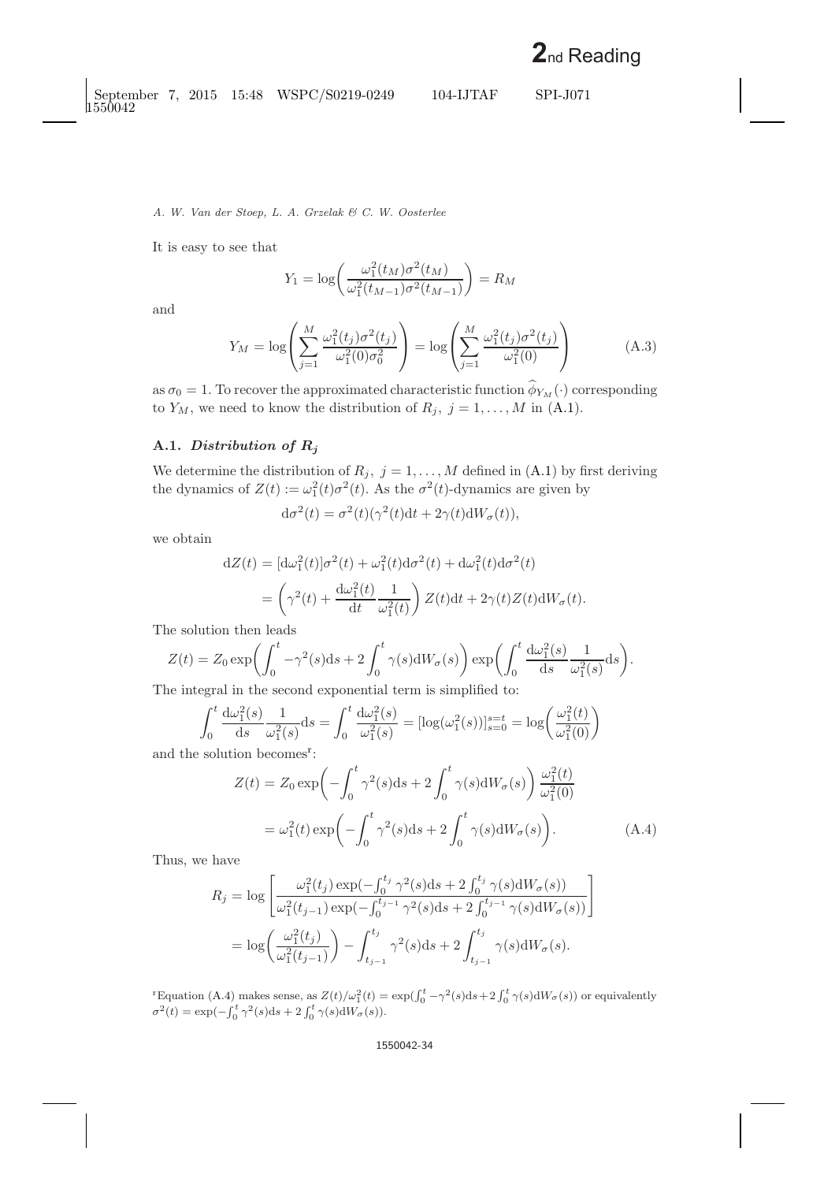It is easy to see that

$$Y_1 = \log\left(\frac{\omega_1^2(t_M)\sigma^2(t_M)}{\omega_1^2(t_{M-1})\sigma^2(t_{M-1})}\right) = R_M$$

and

$$Y_M = \log\left(\sum_{j=1}^{M} \frac{\omega_1^2(t_j)\sigma^2(t_j)}{\omega_1^2(0)\sigma_0^2}\right) = \log\left(\sum_{j=1}^{M} \frac{\omega_1^2(t_j)\sigma^2(t_j)}{\omega_1^2(0)}\right) \tag{A.3}$$

as $\sigma_0 = 1$. To recover the approximated characteristic function $\widehat{\phi}_{Y_M}(\cdot)$ corresponding to $Y_M$, we need to know the distribution of $R_j$, $j = 1, \ldots, M$ in (A.1).

### A.1. *Distribution of $R_j$*

We determine the distribution of $R_j$, $j = 1, \ldots, M$ defined in (A.1) by first deriving the dynamics of $Z(t) := \omega_1^2(t)\sigma^2(t)$. As the $\sigma^2(t)$-dynamics are given by

$$\mathrm{d}\sigma^2(t) = \sigma^2(t)(\gamma^2(t)\mathrm{d}t + 2\gamma(t)\mathrm{d}W_\sigma(t)),$$

we obtain

$$\begin{aligned}
\mathrm{d}Z(t) &= [\mathrm{d}\omega_1^2(t)]\sigma^2(t) + \omega_1^2(t)\mathrm{d}\sigma^2(t) + \mathrm{d}\omega_1^2(t)\mathrm{d}\sigma^2(t) \\
&= \left(\gamma^2(t) + \frac{\mathrm{d}\omega_1^2(t)}{\mathrm{d}t}\frac{1}{\omega_1^2(t)}\right) Z(t)\mathrm{d}t + 2\gamma(t)Z(t)\mathrm{d}W_\sigma(t).
\end{aligned}$$

The solution then leads

$$Z(t) = Z_0 \exp\left(\int_0^t -\gamma^2(s)\mathrm{d}s + 2\int_0^t \gamma(s)\mathrm{d}W_\sigma(s)\right) \exp\left(\int_0^t \frac{\mathrm{d}\omega_1^2(s)}{\mathrm{d}s}\frac{1}{\omega_1^2(s)}\mathrm{d}s\right).$$

The integral in the second exponential term is simplified to:

$$\int_0^t \frac{\mathrm{d}\omega_1^2(s)}{\mathrm{d}s}\frac{1}{\omega_1^2(s)}\mathrm{d}s = \int_0^t \frac{\mathrm{d}\omega_1^2(s)}{\omega_1^2(s)} = [\log(\omega_1^2(s))]_{s=0}^{s=t} = \log\left(\frac{\omega_1^2(t)}{\omega_1^2(0)}\right)$$

and the solution becomes[r]:

$$\begin{aligned}
Z(t) &= Z_0 \exp\left(-\int_0^t \gamma^2(s)\mathrm{d}s + 2\int_0^t \gamma(s)\mathrm{d}W_\sigma(s)\right)\frac{\omega_1^2(t)}{\omega_1^2(0)} \\
&= \omega_1^2(t)\exp\left(-\int_0^t \gamma^2(s)\mathrm{d}s + 2\int_0^t \gamma(s)\mathrm{d}W_\sigma(s)\right).
\end{aligned} \tag{A.4}$$

Thus, we have

$$\begin{aligned}
R_j &= \log\left[\frac{\omega_1^2(t_j)\exp(-\int_0^{t_j}\gamma^2(s)\mathrm{d}s + 2\int_0^{t_j}\gamma(s)\mathrm{d}W_\sigma(s))}{\omega_1^2(t_{j-1})\exp(-\int_0^{t_{j-1}}\gamma^2(s)\mathrm{d}s + 2\int_0^{t_{j-1}}\gamma(s)\mathrm{d}W_\sigma(s))}\right] \\
&= \log\left(\frac{\omega_1^2(t_j)}{\omega_1^2(t_{j-1})}\right) - \int_{t_{j-1}}^{t_j}\gamma^2(s)\mathrm{d}s + 2\int_{t_{j-1}}^{t_j}\gamma(s)\mathrm{d}W_\sigma(s).
\end{aligned}$$

[r] Equation (A.4) makes sense, as $Z(t)/\omega_1^2(t) = \exp(\int_0^t -\gamma^2(s)\mathrm{d}s + 2\int_0^t \gamma(s)\mathrm{d}W_\sigma(s))$ or equivalently $\sigma^2(t) = \exp(-\int_0^t \gamma^2(s)\mathrm{d}s + 2\int_0^t \gamma(s)\mathrm{d}W_\sigma(s))$.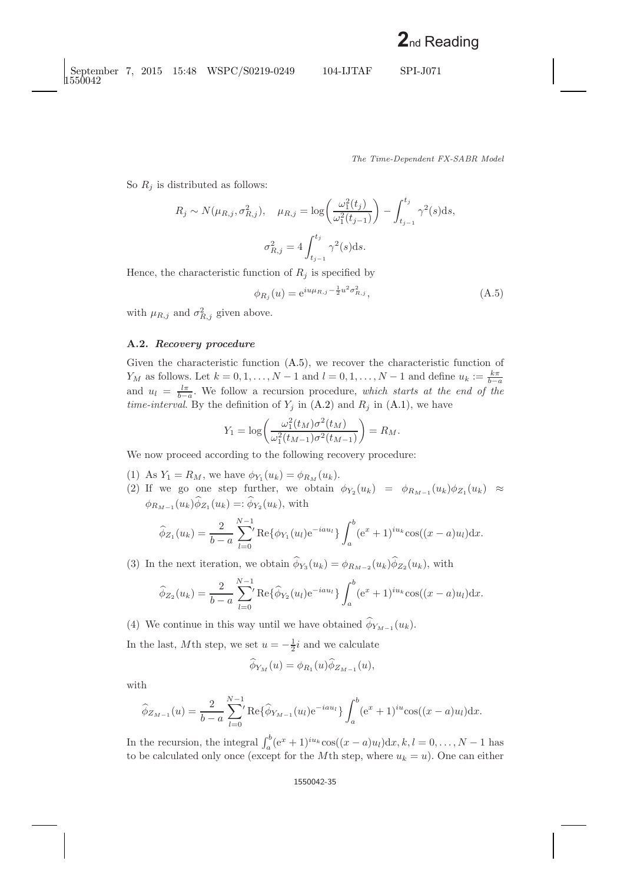So $R_j$ is distributed as follows:

$$R_j \sim N(\mu_{R,j}, \sigma_{R,j}^2), \quad \mu_{R,j} = \log\left(\frac{\omega_1^2(t_j)}{\omega_1^2(t_{j-1})}\right) - \int_{t_{j-1}}^{t_j} \gamma^2(s)\mathrm{d}s,$$

$$\sigma_{R,j}^2 = 4\int_{t_{j-1}}^{t_j} \gamma^2(s)\mathrm{d}s.$$

Hence, the characteristic function of $R_j$ is specified by

$$\phi_{R_j}(u) = \mathrm{e}^{iu\mu_{R,j} - \frac{1}{2}u^2\sigma_{R,j}^2}, \tag{A.5}$$

with $\mu_{R,j}$ and $\sigma_{R,j}^2$ given above.

### A.2. *Recovery procedure*

Given the characteristic function (A.5), we recover the characteristic function of $Y_M$ as follows. Let $k = 0, 1, \ldots, N-1$ and $l = 0, 1, \ldots, N-1$ and define $u_k := \frac{k\pi}{b-a}$ and $u_l = \frac{l\pi}{b-a}$. We follow a recursion procedure, *which starts at the end of the time-interval*. By the definition of $Y_j$ in (A.2) and $R_j$ in (A.1), we have

$$Y_1 = \log\left(\frac{\omega_1^2(t_M)\sigma^2(t_M)}{\omega_1^2(t_{M-1})\sigma^2(t_{M-1})}\right) = R_M.$$

We now proceed according to the following recovery procedure:

(1) As $Y_1 = R_M$, we have $\phi_{Y_1}(u_k) = \phi_{R_M}(u_k)$.

(2) If we go one step further, we obtain $\phi_{Y_2}(u_k) = \phi_{R_{M-1}}(u_k)\phi_{Z_1}(u_k) \approx \phi_{R_{M-1}}(u_k)\widehat{\phi}_{Z_1}(u_k) =: \widehat{\phi}_{Y_2}(u_k)$, with

$$\widehat{\phi}_{Z_1}(u_k) = \frac{2}{b-a}\sum_{l=0}^{N-1}{}' \mathrm{Re}\{\phi_{Y_1}(u_l)\mathrm{e}^{-iau_l}\}\int_a^b (\mathrm{e}^x + 1)^{iu_k}\cos((x-a)u_l)\mathrm{d}x.$$

(3) In the next iteration, we obtain $\widehat{\phi}_{Y_3}(u_k) = \phi_{R_{M-2}}(u_k)\widehat{\phi}_{Z_2}(u_k)$, with

$$\widehat{\phi}_{Z_2}(u_k) = \frac{2}{b-a}\sum_{l=0}^{N-1}{}' \mathrm{Re}\{\widehat{\phi}_{Y_2}(u_l)\mathrm{e}^{-iau_l}\}\int_a^b (\mathrm{e}^x + 1)^{iu_k}\cos((x-a)u_l)\mathrm{d}x.$$

(4) We continue in this way until we have obtained $\widehat{\phi}_{Y_{M-1}}(u_k)$.

In the last, $M$th step, we set $u = -\frac{1}{2}i$ and we calculate

$$\widehat{\phi}_{Y_M}(u) = \phi_{R_1}(u)\widehat{\phi}_{Z_{M-1}}(u),$$

with

$$\widehat{\phi}_{Z_{M-1}}(u) = \frac{2}{b-a}\sum_{l=0}^{N-1}{}' \mathrm{Re}\{\widehat{\phi}_{Y_{M-1}}(u_l)\mathrm{e}^{-iau_l}\}\int_a^b (\mathrm{e}^x + 1)^{iu}\cos((x-a)u_l)\mathrm{d}x.$$

In the recursion, the integral $\int_a^b (\mathrm{e}^x + 1)^{iu_k}\cos((x-a)u_l)\mathrm{d}x, k, l = 0, \ldots, N-1$ has to be calculated only once (except for the $M$th step, where $u_k = u$). One can either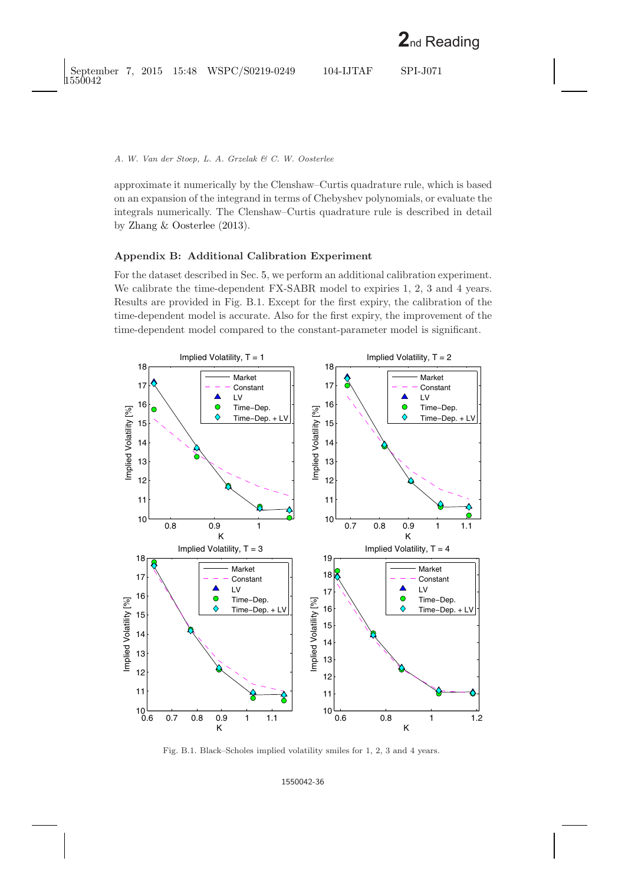approximate it numerically by the Clenshaw–Curtis quadrature rule, which is based on an expansion of the integrand in terms of Chebyshev polynomials, or evaluate the integrals numerically. The Clenshaw–Curtis quadrature rule is described in detail by Zhang & Oosterlee (2013).

## Appendix B: Additional Calibration Experiment

For the dataset described in Sec. 5, we perform an additional calibration experiment. We calibrate the time-dependent FX-SABR model to expiries 1, 2, 3 and 4 years. Results are provided in Fig. B.1. Except for the first expiry, the calibration of the time-dependent model is accurate. Also for the first expiry, the improvement of the time-dependent model compared to the constant-parameter model is significant.

Fig. B.1. Black–Scholes implied volatility smiles for 1, 2, 3 and 4 years.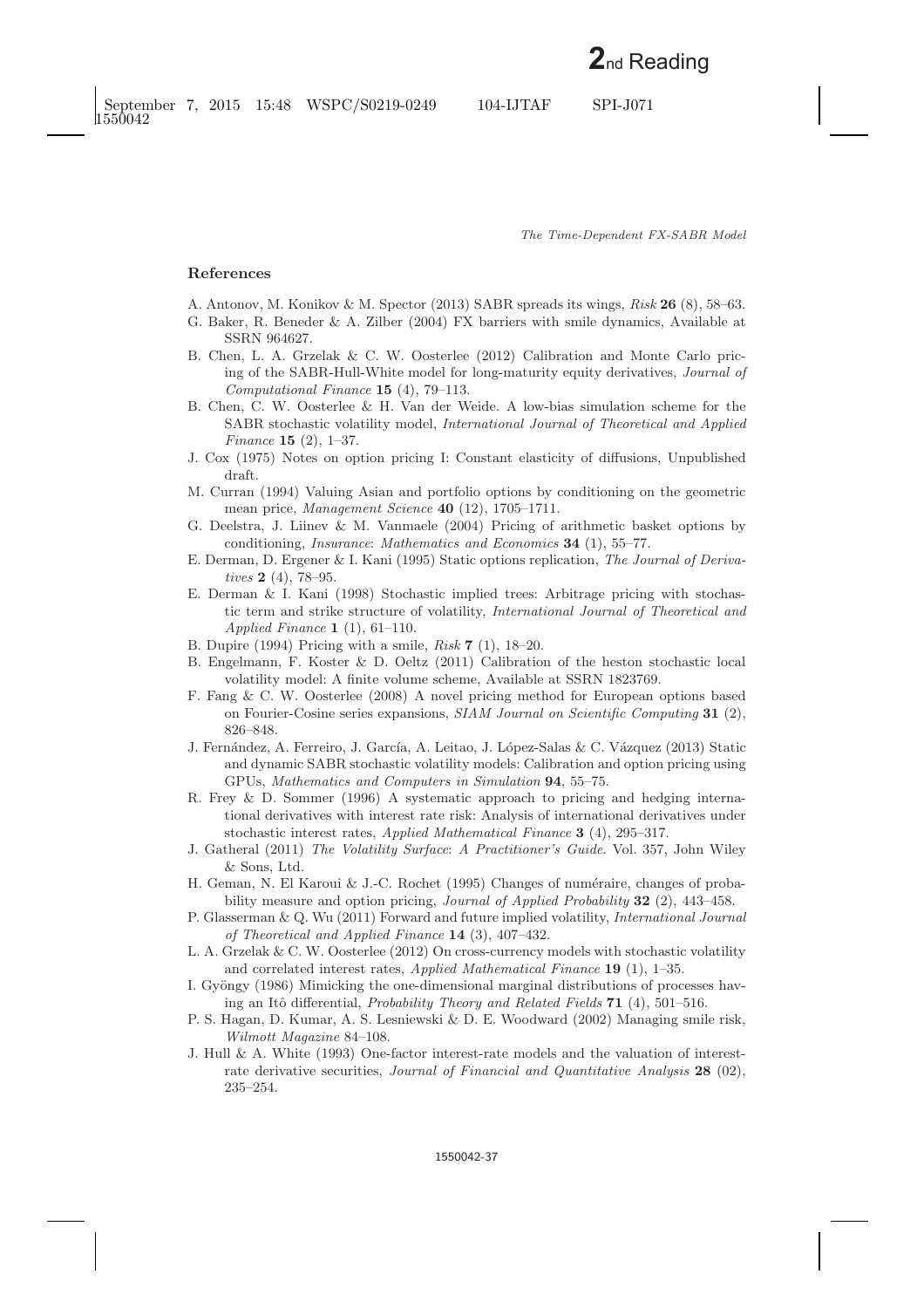## References

A. Antonov, M. Konikov & M. Spector (2013) SABR spreads its wings, *Risk* **26** (8), 58–63.

G. Baker, R. Beneder & A. Zilber (2004) FX barriers with smile dynamics, Available at SSRN 964627.

B. Chen, L. A. Grzelak & C. W. Oosterlee (2012) Calibration and Monte Carlo pricing of the SABR-Hull-White model for long-maturity equity derivatives, *Journal of Computational Finance* **15** (4), 79–113.

B. Chen, C. W. Oosterlee & H. Van der Weide. A low-bias simulation scheme for the SABR stochastic volatility model, *International Journal of Theoretical and Applied Finance* **15** (2), 1–37.

J. Cox (1975) Notes on option pricing I: Constant elasticity of diffusions, Unpublished draft.

M. Curran (1994) Valuing Asian and portfolio options by conditioning on the geometric mean price, *Management Science* **40** (12), 1705–1711.

G. Deelstra, J. Liinev & M. Vanmaele (2004) Pricing of arithmetic basket options by conditioning, *Insurance*: *Mathematics and Economics* **34** (1), 55–77.

E. Derman, D. Ergener & I. Kani (1995) Static options replication, *The Journal of Derivatives* **2** (4), 78–95.

E. Derman & I. Kani (1998) Stochastic implied trees: Arbitrage pricing with stochastic term and strike structure of volatility, *International Journal of Theoretical and Applied Finance* **1** (1), 61–110.

B. Dupire (1994) Pricing with a smile, *Risk* **7** (1), 18–20.

B. Engelmann, F. Koster & D. Oeltz (2011) Calibration of the heston stochastic local volatility model: A finite volume scheme, Available at SSRN 1823769.

F. Fang & C. W. Oosterlee (2008) A novel pricing method for European options based on Fourier-Cosine series expansions, *SIAM Journal on Scientific Computing* **31** (2), 826–848.

J. Fernández, A. Ferreiro, J. García, A. Leitao, J. López-Salas & C. Vázquez (2013) Static and dynamic SABR stochastic volatility models: Calibration and option pricing using GPUs, *Mathematics and Computers in Simulation* **94**, 55–75.

R. Frey & D. Sommer (1996) A systematic approach to pricing and hedging international derivatives with interest rate risk: Analysis of international derivatives under stochastic interest rates, *Applied Mathematical Finance* **3** (4), 295–317.

J. Gatheral (2011) *The Volatility Surface*: *A Practitioner's Guide*. Vol. 357, John Wiley & Sons, Ltd.

H. Geman, N. El Karoui & J.-C. Rochet (1995) Changes of numéraire, changes of probability measure and option pricing, *Journal of Applied Probability* **32** (2), 443–458.

P. Glasserman & Q. Wu (2011) Forward and future implied volatility, *International Journal of Theoretical and Applied Finance* **14** (3), 407–432.

L. A. Grzelak & C. W. Oosterlee (2012) On cross-currency models with stochastic volatility and correlated interest rates, *Applied Mathematical Finance* **19** (1), 1–35.

I. Gyöngy (1986) Mimicking the one-dimensional marginal distributions of processes having an Itô differential, *Probability Theory and Related Fields* **71** (4), 501–516.

P. S. Hagan, D. Kumar, A. S. Lesniewski & D. E. Woodward (2002) Managing smile risk, *Wilmott Magazine* 84–108.

J. Hull & A. White (1993) One-factor interest-rate models and the valuation of interest-rate derivative securities, *Journal of Financial and Quantitative Analysis* **28** (02), 235–254.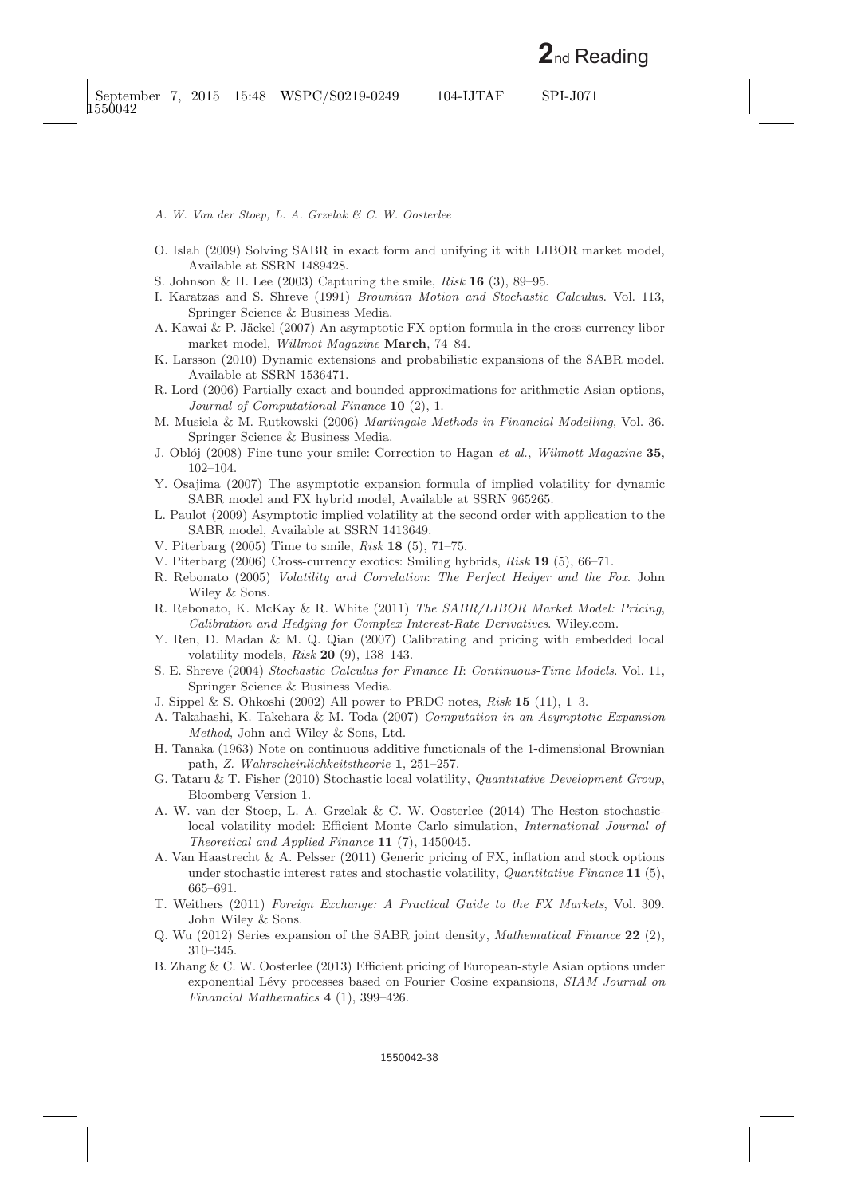O. Islah (2009) Solving SABR in exact form and unifying it with LIBOR market model, Available at SSRN 1489428.

S. Johnson & H. Lee (2003) Capturing the smile, *Risk* **16** (3), 89–95.

I. Karatzas and S. Shreve (1991) *Brownian Motion and Stochastic Calculus*. Vol. 113, Springer Science & Business Media.

A. Kawai & P. Jäckel (2007) An asymptotic FX option formula in the cross currency libor market model, *Willmot Magazine* **March**, 74–84.

K. Larsson (2010) Dynamic extensions and probabilistic expansions of the SABR model. Available at SSRN 1536471.

R. Lord (2006) Partially exact and bounded approximations for arithmetic Asian options, *Journal of Computational Finance* **10** (2), 1.

M. Musiela & M. Rutkowski (2006) *Martingale Methods in Financial Modelling*, Vol. 36. Springer Science & Business Media.

J. Obłój (2008) Fine-tune your smile: Correction to Hagan *et al.*, *Wilmott Magazine* **35**, 102–104.

Y. Osajima (2007) The asymptotic expansion formula of implied volatility for dynamic SABR model and FX hybrid model, Available at SSRN 965265.

L. Paulot (2009) Asymptotic implied volatility at the second order with application to the SABR model, Available at SSRN 1413649.

V. Piterbarg (2005) Time to smile, *Risk* **18** (5), 71–75.

V. Piterbarg (2006) Cross-currency exotics: Smiling hybrids, *Risk* **19** (5), 66–71.

R. Rebonato (2005) *Volatility and Correlation: The Perfect Hedger and the Fox*. John Wiley & Sons.

R. Rebonato, K. McKay & R. White (2011) *The SABR/LIBOR Market Model: Pricing, Calibration and Hedging for Complex Interest-Rate Derivatives*. Wiley.com.

Y. Ren, D. Madan & M. Q. Qian (2007) Calibrating and pricing with embedded local volatility models, *Risk* **20** (9), 138–143.

S. E. Shreve (2004) *Stochastic Calculus for Finance II: Continuous-Time Models*. Vol. 11, Springer Science & Business Media.

J. Sippel & S. Ohkoshi (2002) All power to PRDC notes, *Risk* **15** (11), 1–3.

A. Takahashi, K. Takehara & M. Toda (2007) *Computation in an Asymptotic Expansion Method*, John and Wiley & Sons, Ltd.

H. Tanaka (1963) Note on continuous additive functionals of the 1-dimensional Brownian path, *Z. Wahrscheinlichkeitstheorie* **1**, 251–257.

G. Tataru & T. Fisher (2010) Stochastic local volatility, *Quantitative Development Group*, Bloomberg Version 1.

A. W. van der Stoep, L. A. Grzelak & C. W. Oosterlee (2014) The Heston stochastic-local volatility model: Efficient Monte Carlo simulation, *International Journal of Theoretical and Applied Finance* **11** (7), 1450045.

A. Van Haastrecht & A. Pelsser (2011) Generic pricing of FX, inflation and stock options under stochastic interest rates and stochastic volatility, *Quantitative Finance* **11** (5), 665–691.

T. Weithers (2011) *Foreign Exchange: A Practical Guide to the FX Markets*, Vol. 309. John Wiley & Sons.

Q. Wu (2012) Series expansion of the SABR joint density, *Mathematical Finance* **22** (2), 310–345.

B. Zhang & C. W. Oosterlee (2013) Efficient pricing of European-style Asian options under exponential Lévy processes based on Fourier Cosine expansions, *SIAM Journal on Financial Mathematics* **4** (1), 399–426.